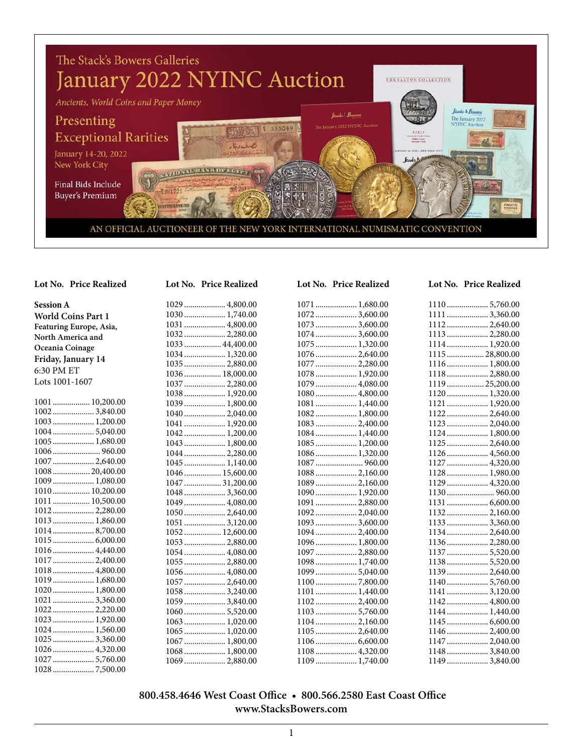# The Stack's Bowers Galleries January 2022 NYINC Auction

*Ancients, World Coins and Paper Money*

## Presenting Exceptional Rarities

January 14-20, 2022
New York City

Final Bids Include Buyer's Premium

AN OFFICIAL AUCTIONEER OF THE NEW YORK INTERNATIONAL NUMISMATIC CONVENTION

**Session A**
**World Coins Part 1**
**Featuring Europe, Asia, North America and Oceania Coinage**
**Friday, January 14**
6:30 PM ET
Lots 1001-1607

| Lot No. | Price Realized |
|---|---|
| 1001 | 10,200.00 |
| 1002 | 3,840.00 |
| 1003 | 1,200.00 |
| 1004 | 5,040.00 |
| 1005 | 1,680.00 |
| 1006 | 960.00 |
| 1007 | 2,640.00 |
| 1008 | 20,400.00 |
| 1009 | 1,080.00 |
| 1010 | 10,200.00 |
| 1011 | 10,500.00 |
| 1012 | 2,280.00 |
| 1013 | 1,860.00 |
| 1014 | 8,700.00 |
| 1015 | 6,000.00 |
| 1016 | 4,440.00 |
| 1017 | 2,400.00 |
| 1018 | 4,800.00 |
| 1019 | 1,680.00 |
| 1020 | 1,800.00 |
| 1021 | 3,360.00 |
| 1022 | 2,220.00 |
| 1023 | 1,920.00 |
| 1024 | 1,560.00 |
| 1025 | 3,360.00 |
| 1026 | 4,320.00 |
| 1027 | 5,760.00 |
| 1028 | 7,500.00 |
| 1029 | 4,800.00 |
| 1030 | 1,740.00 |
| 1031 | 4,800.00 |
| 1032 | 2,280.00 |
| 1033 | 44,400.00 |
| 1034 | 1,320.00 |
| 1035 | 2,880.00 |
| 1036 | 18,000.00 |
| 1037 | 2,280.00 |
| 1038 | 1,920.00 |
| 1039 | 1,800.00 |
| 1040 | 2,040.00 |
| 1041 | 1,920.00 |
| 1042 | 1,200.00 |
| 1043 | 1,800.00 |
| 1044 | 2,280.00 |
| 1045 | 1,140.00 |
| 1046 | 15,600.00 |
| 1047 | 31,200.00 |
| 1048 | 3,360.00 |
| 1049 | 4,080.00 |
| 1050 | 2,640.00 |
| 1051 | 3,120.00 |
| 1052 | 12,600.00 |
| 1053 | 2,880.00 |
| 1054 | 4,080.00 |
| 1055 | 2,880.00 |
| 1056 | 4,080.00 |
| 1057 | 2,640.00 |
| 1058 | 3,240.00 |
| 1059 | 3,840.00 |
| 1060 | 5,520.00 |
| 1063 | 1,020.00 |
| 1065 | 1,020.00 |
| 1067 | 1,800.00 |
| 1068 | 1,800.00 |
| 1069 | 2,880.00 |
| 1071 | 1,680.00 |
| 1072 | 3,600.00 |
| 1073 | 3,600.00 |
| 1074 | 3,600.00 |
| 1075 | 1,320.00 |
| 1076 | 2,640.00 |
| 1077 | 2,280.00 |
| 1078 | 1,920.00 |
| 1079 | 4,080.00 |
| 1080 | 4,800.00 |
| 1081 | 1,440.00 |
| 1082 | 1,800.00 |
| 1083 | 2,400.00 |
| 1084 | 1,440.00 |
| 1085 | 1,200.00 |
| 1086 | 1,320.00 |
| 1087 | 960.00 |
| 1088 | 2,160.00 |
| 1089 | 2,160.00 |
| 1090 | 1,920.00 |
| 1091 | 2,880.00 |
| 1092 | 2,040.00 |
| 1093 | 3,600.00 |
| 1094 | 2,400.00 |
| 1096 | 1,800.00 |
| 1097 | 2,880.00 |
| 1098 | 1,740.00 |
| 1099 | 5,040.00 |
| 1100 | 7,800.00 |
| 1101 | 1,440.00 |
| 1102 | 2,400.00 |
| 1103 | 5,760.00 |
| 1104 | 2,160.00 |
| 1105 | 2,640.00 |
| 1106 | 6,600.00 |
| 1108 | 4,320.00 |
| 1109 | 1,740.00 |
| 1110 | 5,760.00 |
| 1111 | 3,360.00 |
| 1112 | 2,640.00 |
| 1113 | 2,280.00 |
| 1114 | 1,920.00 |
| 1115 | 28,800.00 |
| 1116 | 1,800.00 |
| 1118 | 2,880.00 |
| 1119 | 25,200.00 |
| 1120 | 1,320.00 |
| 1121 | 1,920.00 |
| 1122 | 2,640.00 |
| 1123 | 2,040.00 |
| 1124 | 1,800.00 |
| 1125 | 2,640.00 |
| 1126 | 4,560.00 |
| 1127 | 4,320.00 |
| 1128 | 1,980.00 |
| 1129 | 4,320.00 |
| 1130 | 960.00 |
| 1131 | 6,600.00 |
| 1132 | 2,160.00 |
| 1133 | 3,360.00 |
| 1134 | 2,640.00 |
| 1136 | 2,280.00 |
| 1137 | 5,520.00 |
| 1138 | 5,520.00 |
| 1139 | 2,640.00 |
| 1140 | 5,760.00 |
| 1141 | 3,120.00 |
| 1142 | 4,800.00 |
| 1144 | 1,440.00 |
| 1145 | 6,600.00 |
| 1146 | 2,400.00 |
| 1147 | 2,040.00 |
| 1148 | 3,840.00 |
| 1149 | 3,840.00 |

**800.458.4646 West Coast Office • 800.566.2580 East Coast Office**
**www.StacksBowers.com**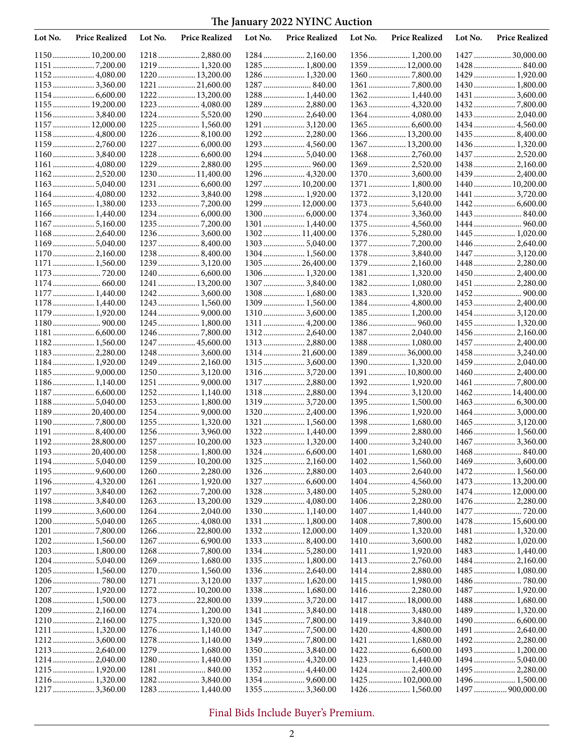# The January 2022 NYINC Auction

| Lot No. | Price Realized | Lot No. | Price Realized | Lot No. | Price Realized | Lot No. | Price Realized | Lot No. | Price Realized |
|---|---|---|---|---|---|---|---|---|---|
| 1150 | 10,200.00 | 1218 | 2,880.00 | 1284 | 2,160.00 | 1356 | 1,200.00 | 1427 | 30,000.00 |
| 1151 | 7,200.00 | 1219 | 1,320.00 | 1285 | 1,800.00 | 1359 | 12,000.00 | 1428 | 840.00 |
| 1152 | 4,080.00 | 1220 | 13,200.00 | 1286 | 1,320.00 | 1360 | 7,800.00 | 1429 | 1,920.00 |
| 1153 | 3,360.00 | 1221 | 21,600.00 | 1287 | 840.00 | 1361 | 7,800.00 | 1430 | 1,800.00 |
| 1154 | 6,600.00 | 1222 | 13,200.00 | 1288 | 1,440.00 | 1362 | 1,440.00 | 1431 | 3,600.00 |
| 1155 | 19,200.00 | 1223 | 4,080.00 | 1289 | 2,880.00 | 1363 | 4,320.00 | 1432 | 7,800.00 |
| 1156 | 3,840.00 | 1224 | 5,520.00 | 1290 | 2,640.00 | 1364 | 4,080.00 | 1433 | 2,040.00 |
| 1157 | 12,000.00 | 1225 | 1,560.00 | 1291 | 3,120.00 | 1365 | 6,600.00 | 1434 | 4,560.00 |
| 1158 | 4,800.00 | 1226 | 8,100.00 | 1292 | 2,280.00 | 1366 | 13,200.00 | 1435 | 8,400.00 |
| 1159 | 2,760.00 | 1227 | 6,000.00 | 1293 | 4,560.00 | 1367 | 13,200.00 | 1436 | 1,320.00 |
| 1160 | 3,840.00 | 1228 | 6,600.00 | 1294 | 5,040.00 | 1368 | 2,760.00 | 1437 | 2,520.00 |
| 1161 | 4,080.00 | 1229 | 2,880.00 | 1295 | 960.00 | 1369 | 2,520.00 | 1438 | 2,160.00 |
| 1162 | 2,520.00 | 1230 | 11,400.00 | 1296 | 4,320.00 | 1370 | 3,600.00 | 1439 | 2,400.00 |
| 1163 | 5,040.00 | 1231 | 6,600.00 | 1297 | 10,200.00 | 1371 | 1,800.00 | 1440 | 10,200.00 |
| 1164 | 4,080.00 | 1232 | 3,840.00 | 1298 | 1,920.00 | 1372 | 3,120.00 | 1441 | 3,720.00 |
| 1165 | 1,380.00 | 1233 | 7,200.00 | 1299 | 12,000.00 | 1373 | 5,640.00 | 1442 | 6,600.00 |
| 1166 | 1,440.00 | 1234 | 6,000.00 | 1300 | 6,000.00 | 1374 | 3,360.00 | 1443 | 840.00 |
| 1167 | 5,160.00 | 1235 | 7,200.00 | 1301 | 1,440.00 | 1375 | 4,560.00 | 1444 | 960.00 |
| 1168 | 2,640.00 | 1236 | 3,600.00 | 1302 | 11,400.00 | 1376 | 5,280.00 | 1445 | 1,020.00 |
| 1169 | 5,040.00 | 1237 | 8,400.00 | 1303 | 5,040.00 | 1377 | 7,200.00 | 1446 | 2,640.00 |
| 1170 | 2,160.00 | 1238 | 8,400.00 | 1304 | 1,560.00 | 1378 | 3,840.00 | 1447 | 3,120.00 |
| 1171 | 1,560.00 | 1239 | 3,120.00 | 1305 | 26,400.00 | 1379 | 2,160.00 | 1448 | 2,280.00 |
| 1173 | 720.00 | 1240 | 6,600.00 | 1306 | 1,320.00 | 1381 | 1,320.00 | 1450 | 2,400.00 |
| 1174 | 660.00 | 1241 | 13,200.00 | 1307 | 3,840.00 | 1382 | 1,080.00 | 1451 | 2,280.00 |
| 1177 | 1,440.00 | 1242 | 3,600.00 | 1308 | 1,680.00 | 1383 | 1,320.00 | 1452 | 900.00 |
| 1178 | 1,440.00 | 1243 | 1,560.00 | 1309 | 1,560.00 | 1384 | 4,800.00 | 1453 | 2,400.00 |
| 1179 | 1,920.00 | 1244 | 9,000.00 | 1310 | 3,600.00 | 1385 | 1,200.00 | 1454 | 3,120.00 |
| 1180 | 900.00 | 1245 | 1,800.00 | 1311 | 4,200.00 | 1386 | 960.00 | 1455 | 1,320.00 |
| 1181 | 6,600.00 | 1246 | 7,800.00 | 1312 | 2,640.00 | 1387 | 2,040.00 | 1456 | 2,160.00 |
| 1182 | 1,560.00 | 1247 | 45,600.00 | 1313 | 2,880.00 | 1388 | 1,080.00 | 1457 | 2,400.00 |
| 1183 | 2,280.00 | 1248 | 3,600.00 | 1314 | 21,600.00 | 1389 | 36,000.00 | 1458 | 3,240.00 |
| 1184 | 1,920.00 | 1249 | 2,160.00 | 1315 | 3,600.00 | 1390 | 1,320.00 | 1459 | 2,040.00 |
| 1185 | 9,000.00 | 1250 | 3,120.00 | 1316 | 3,720.00 | 1391 | 10,800.00 | 1460 | 2,400.00 |
| 1186 | 1,140.00 | 1251 | 9,000.00 | 1317 | 2,880.00 | 1392 | 1,920.00 | 1461 | 7,800.00 |
| 1187 | 6,600.00 | 1252 | 1,140.00 | 1318 | 2,880.00 | 1394 | 3,120.00 | 1462 | 14,400.00 |
| 1188 | 5,040.00 | 1253 | 1,800.00 | 1319 | 3,720.00 | 1395 | 1,500.00 | 1463 | 6,300.00 |
| 1189 | 20,400.00 | 1254 | 9,000.00 | 1320 | 2,400.00 | 1396 | 1,920.00 | 1464 | 3,000.00 |
| 1190 | 7,800.00 | 1255 | 1,320.00 | 1321 | 1,560.00 | 1398 | 1,680.00 | 1465 | 3,120.00 |
| 1191 | 8,400.00 | 1256 | 3,960.00 | 1322 | 1,440.00 | 1399 | 2,880.00 | 1466 | 1,560.00 |
| 1192 | 28,800.00 | 1257 | 10,200.00 | 1323 | 1,320.00 | 1400 | 3,240.00 | 1467 | 3,360.00 |
| 1193 | 20,400.00 | 1258 | 1,800.00 | 1324 | 6,600.00 | 1401 | 1,680.00 | 1468 | 840.00 |
| 1194 | 5,040.00 | 1259 | 10,200.00 | 1325 | 2,160.00 | 1402 | 1,560.00 | 1469 | 3,600.00 |
| 1195 | 9,600.00 | 1260 | 2,280.00 | 1326 | 2,880.00 | 1403 | 2,640.00 | 1472 | 1,560.00 |
| 1196 | 4,320.00 | 1261 | 1,920.00 | 1327 | 6,600.00 | 1404 | 4,560.00 | 1473 | 13,200.00 |
| 1197 | 3,840.00 | 1262 | 7,200.00 | 1328 | 3,480.00 | 1405 | 5,280.00 | 1474 | 12,000.00 |
| 1198 | 3,840.00 | 1263 | 13,200.00 | 1329 | 4,080.00 | 1406 | 2,280.00 | 1476 | 2,280.00 |
| 1199 | 3,600.00 | 1264 | 2,040.00 | 1330 | 1,140.00 | 1407 | 1,440.00 | 1477 | 720.00 |
| 1200 | 5,040.00 | 1265 | 4,080.00 | 1331 | 1,800.00 | 1408 | 7,800.00 | 1478 | 15,600.00 |
| 1201 | 7,800.00 | 1266 | 22,800.00 | 1332 | 12,000.00 | 1409 | 1,320.00 | 1481 | 1,320.00 |
| 1202 | 1,560.00 | 1267 | 6,900.00 | 1333 | 8,400.00 | 1410 | 3,600.00 | 1482 | 1,020.00 |
| 1203 | 1,800.00 | 1268 | 7,800.00 | 1334 | 5,280.00 | 1411 | 1,920.00 | 1483 | 1,440.00 |
| 1204 | 5,040.00 | 1269 | 1,680.00 | 1335 | 1,800.00 | 1413 | 2,760.00 | 1484 | 2,160.00 |
| 1205 | 1,560.00 | 1270 | 1,560.00 | 1336 | 2,640.00 | 1414 | 2,880.00 | 1485 | 1,080.00 |
| 1206 | 780.00 | 1271 | 3,120.00 | 1337 | 1,620.00 | 1415 | 1,980.00 | 1486 | 780.00 |
| 1207 | 1,920.00 | 1272 | 10,200.00 | 1338 | 1,680.00 | 1416 | 2,280.00 | 1487 | 1,920.00 |
| 1208 | 1,500.00 | 1273 | 22,800.00 | 1339 | 3,720.00 | 1417 | 18,000.00 | 1488 | 1,680.00 |
| 1209 | 2,160.00 | 1274 | 1,200.00 | 1341 | 3,840.00 | 1418 | 3,480.00 | 1489 | 1,320.00 |
| 1210 | 2,160.00 | 1275 | 1,320.00 | 1345 | 7,800.00 | 1419 | 3,840.00 | 1490 | 6,600.00 |
| 1211 | 1,320.00 | 1276 | 1,140.00 | 1347 | 7,500.00 | 1420 | 4,800.00 | 1491 | 2,640.00 |
| 1212 | 3,600.00 | 1278 | 1,140.00 | 1349 | 7,800.00 | 1421 | 1,680.00 | 1492 | 2,280.00 |
| 1213 | 2,640.00 | 1279 | 1,680.00 | 1350 | 3,840.00 | 1422 | 6,600.00 | 1493 | 1,200.00 |
| 1214 | 2,040.00 | 1280 | 1,440.00 | 1351 | 4,320.00 | 1423 | 1,440.00 | 1494 | 5,040.00 |
| 1215 | 1,920.00 | 1281 | 840.00 | 1352 | 4,440.00 | 1424 | 2,400.00 | 1495 | 2,280.00 |
| 1216 | 1,320.00 | 1282 | 3,840.00 | 1354 | 9,600.00 | 1425 | 102,000.00 | 1496 | 1,500.00 |
| 1217 | 3,360.00 | 1283 | 1,440.00 | 1355 | 3,360.00 | 1426 | 1,560.00 | 1497 | 900,000.00 |

Final Bids Include Buyer's Premium.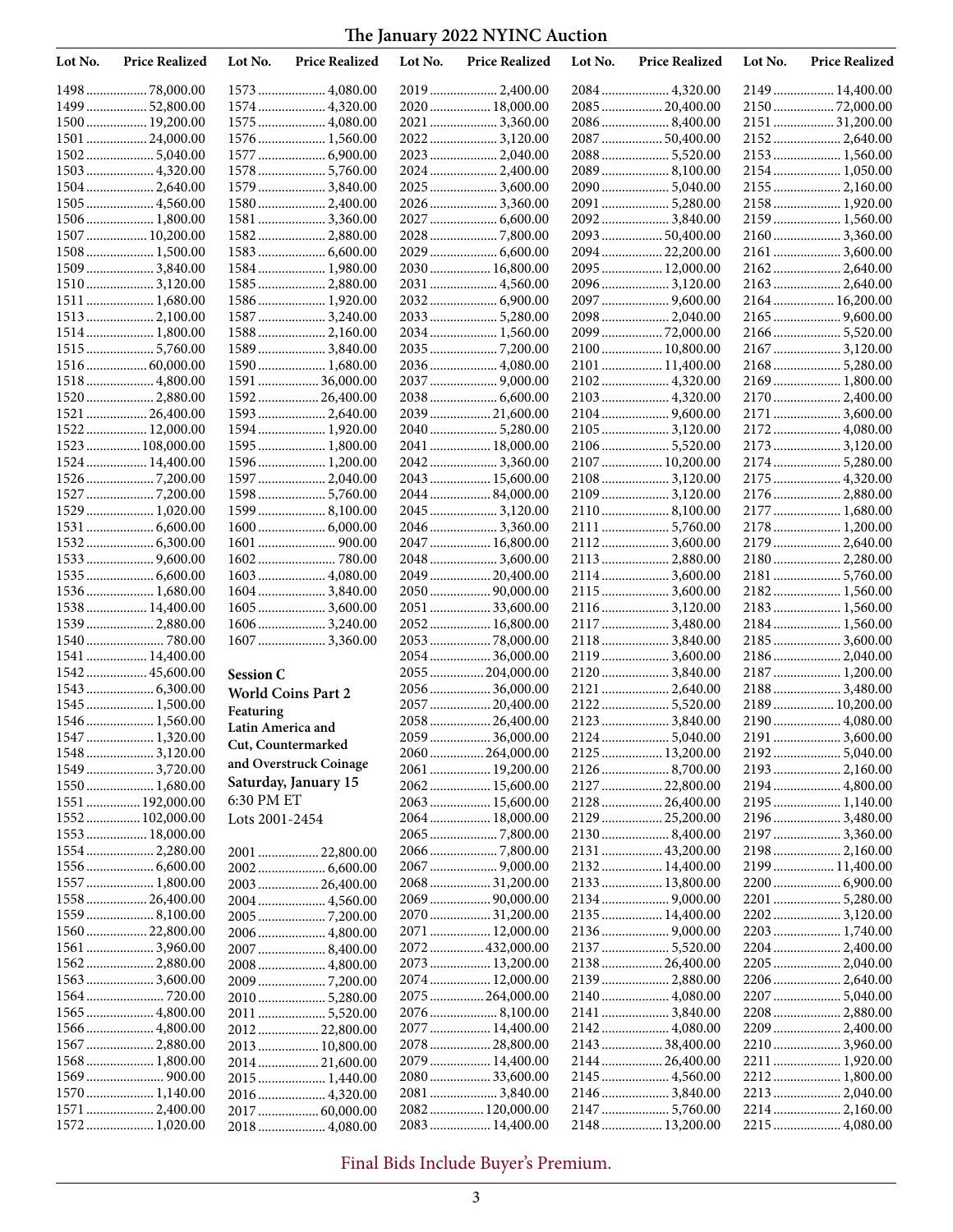# The January 2022 NYINC Auction

| Lot No. | Price Realized |
|---|---|
| 1498 | 78,000.00 |
| 1499 | 52,800.00 |
| 1500 | 19,200.00 |
| 1501 | 24,000.00 |
| 1502 | 5,040.00 |
| 1503 | 4,320.00 |
| 1504 | 2,640.00 |
| 1505 | 4,560.00 |
| 1506 | 1,800.00 |
| 1507 | 10,200.00 |
| 1508 | 1,500.00 |
| 1509 | 3,840.00 |
| 1510 | 3,120.00 |
| 1511 | 1,680.00 |
| 1513 | 2,100.00 |
| 1514 | 1,800.00 |
| 1515 | 5,760.00 |
| 1516 | 60,000.00 |
| 1518 | 4,800.00 |
| 1520 | 2,880.00 |
| 1521 | 26,400.00 |
| 1522 | 12,000.00 |
| 1523 | 108,000.00 |
| 1524 | 14,400.00 |
| 1526 | 7,200.00 |
| 1527 | 7,200.00 |
| 1529 | 1,020.00 |
| 1531 | 6,600.00 |
| 1532 | 6,300.00 |
| 1533 | 9,600.00 |
| 1535 | 6,600.00 |
| 1536 | 1,680.00 |
| 1538 | 14,400.00 |
| 1539 | 2,880.00 |
| 1540 | 780.00 |
| 1541 | 14,400.00 |
| 1542 | 45,600.00 |
| 1543 | 6,300.00 |
| 1545 | 1,500.00 |
| 1546 | 1,560.00 |
| 1547 | 1,320.00 |
| 1548 | 3,120.00 |
| 1549 | 3,720.00 |
| 1550 | 1,680.00 |
| 1551 | 192,000.00 |
| 1552 | 102,000.00 |
| 1553 | 18,000.00 |
| 1554 | 2,280.00 |
| 1556 | 6,600.00 |
| 1557 | 1,800.00 |
| 1558 | 26,400.00 |
| 1559 | 8,100.00 |
| 1560 | 22,800.00 |
| 1561 | 3,960.00 |
| 1562 | 2,880.00 |
| 1563 | 3,600.00 |
| 1564 | 720.00 |
| 1565 | 4,800.00 |
| 1566 | 4,800.00 |
| 1567 | 2,880.00 |
| 1568 | 1,800.00 |
| 1569 | 900.00 |
| 1570 | 1,140.00 |
| 1571 | 2,400.00 |
| 1572 | 1,020.00 |
| 1573 | 4,080.00 |
| 1574 | 4,320.00 |
| 1575 | 4,080.00 |
| 1576 | 1,560.00 |
| 1577 | 6,900.00 |
| 1578 | 5,760.00 |
| 1579 | 3,840.00 |
| 1580 | 2,400.00 |
| 1581 | 3,360.00 |
| 1582 | 2,880.00 |
| 1583 | 6,600.00 |
| 1584 | 1,980.00 |
| 1585 | 2,880.00 |
| 1586 | 1,920.00 |
| 1587 | 3,240.00 |
| 1588 | 2,160.00 |
| 1589 | 3,840.00 |
| 1590 | 1,680.00 |
| 1591 | 36,000.00 |
| 1592 | 26,400.00 |
| 1593 | 2,640.00 |
| 1594 | 1,920.00 |
| 1595 | 1,800.00 |
| 1596 | 1,200.00 |
| 1597 | 2,040.00 |
| 1598 | 5,760.00 |
| 1599 | 8,100.00 |
| 1600 | 6,000.00 |
| 1601 | 900.00 |
| 1602 | 780.00 |
| 1603 | 4,080.00 |
| 1604 | 3,840.00 |
| 1605 | 3,600.00 |
| 1606 | 3,240.00 |
| 1607 | 3,360.00 |

**Session C**

**World Coins Part 2**

**Featuring Latin America and Cut, Countermarked and Overstruck Coinage**

**Saturday, January 15**

6:30 PM ET

Lots 2001-2454

| Lot No. | Price Realized |
|---|---|
| 2001 | 22,800.00 |
| 2002 | 6,600.00 |
| 2003 | 26,400.00 |
| 2004 | 4,560.00 |
| 2005 | 7,200.00 |
| 2006 | 4,800.00 |
| 2007 | 8,400.00 |
| 2008 | 4,800.00 |
| 2009 | 7,200.00 |
| 2010 | 5,280.00 |
| 2011 | 5,520.00 |
| 2012 | 22,800.00 |
| 2013 | 10,800.00 |
| 2014 | 21,600.00 |
| 2015 | 1,440.00 |
| 2016 | 4,320.00 |
| 2017 | 60,000.00 |
| 2018 | 4,080.00 |
| 2019 | 2,400.00 |
| 2020 | 18,000.00 |
| 2021 | 3,360.00 |
| 2022 | 3,120.00 |
| 2023 | 2,040.00 |
| 2024 | 2,400.00 |
| 2025 | 3,600.00 |
| 2026 | 3,360.00 |
| 2027 | 6,600.00 |
| 2028 | 7,800.00 |
| 2029 | 6,600.00 |
| 2030 | 16,800.00 |
| 2031 | 4,560.00 |
| 2032 | 6,900.00 |
| 2033 | 5,280.00 |
| 2034 | 1,560.00 |
| 2035 | 7,200.00 |
| 2036 | 4,080.00 |
| 2037 | 9,000.00 |
| 2038 | 6,600.00 |
| 2039 | 21,600.00 |
| 2040 | 5,280.00 |
| 2041 | 18,000.00 |
| 2042 | 3,360.00 |
| 2043 | 15,600.00 |
| 2044 | 84,000.00 |
| 2045 | 3,120.00 |
| 2046 | 3,360.00 |
| 2047 | 16,800.00 |
| 2048 | 3,600.00 |
| 2049 | 20,400.00 |
| 2050 | 90,000.00 |
| 2051 | 33,600.00 |
| 2052 | 16,800.00 |
| 2053 | 78,000.00 |
| 2054 | 36,000.00 |
| 2055 | 204,000.00 |
| 2056 | 36,000.00 |
| 2057 | 20,400.00 |
| 2058 | 26,400.00 |
| 2059 | 36,000.00 |
| 2060 | 264,000.00 |
| 2061 | 19,200.00 |
| 2062 | 15,600.00 |
| 2063 | 15,600.00 |
| 2064 | 18,000.00 |
| 2065 | 7,800.00 |
| 2066 | 7,800.00 |
| 2067 | 9,000.00 |
| 2068 | 31,200.00 |
| 2069 | 90,000.00 |
| 2070 | 31,200.00 |
| 2071 | 12,000.00 |
| 2072 | 432,000.00 |
| 2073 | 13,200.00 |
| 2074 | 12,000.00 |
| 2075 | 264,000.00 |
| 2076 | 8,100.00 |
| 2077 | 14,400.00 |
| 2078 | 28,800.00 |
| 2079 | 14,400.00 |
| 2080 | 33,600.00 |
| 2081 | 3,840.00 |
| 2082 | 120,000.00 |
| 2083 | 14,400.00 |
| 2084 | 4,320.00 |
| 2085 | 20,400.00 |
| 2086 | 8,400.00 |
| 2087 | 50,400.00 |
| 2088 | 5,520.00 |
| 2089 | 8,100.00 |
| 2090 | 5,040.00 |
| 2091 | 5,280.00 |
| 2092 | 3,840.00 |
| 2093 | 50,400.00 |
| 2094 | 22,200.00 |
| 2095 | 12,000.00 |
| 2096 | 3,120.00 |
| 2097 | 9,600.00 |
| 2098 | 2,040.00 |
| 2099 | 72,000.00 |
| 2100 | 10,800.00 |
| 2101 | 11,400.00 |
| 2102 | 4,320.00 |
| 2103 | 4,320.00 |
| 2104 | 9,600.00 |
| 2105 | 3,120.00 |
| 2106 | 5,520.00 |
| 2107 | 10,200.00 |
| 2108 | 3,120.00 |
| 2109 | 3,120.00 |
| 2110 | 8,100.00 |
| 2111 | 5,760.00 |
| 2112 | 3,600.00 |
| 2113 | 2,880.00 |
| 2114 | 3,600.00 |
| 2115 | 3,600.00 |
| 2116 | 3,120.00 |
| 2117 | 3,480.00 |
| 2118 | 3,840.00 |
| 2119 | 3,600.00 |
| 2120 | 3,840.00 |
| 2121 | 2,640.00 |
| 2122 | 5,520.00 |
| 2123 | 3,840.00 |
| 2124 | 5,040.00 |
| 2125 | 13,200.00 |
| 2126 | 8,700.00 |
| 2127 | 22,800.00 |
| 2128 | 26,400.00 |
| 2129 | 25,200.00 |
| 2130 | 8,400.00 |
| 2131 | 43,200.00 |
| 2132 | 14,400.00 |
| 2133 | 13,800.00 |
| 2134 | 9,000.00 |
| 2135 | 14,400.00 |
| 2136 | 9,000.00 |
| 2137 | 5,520.00 |
| 2138 | 26,400.00 |
| 2139 | 2,880.00 |
| 2140 | 4,080.00 |
| 2141 | 3,840.00 |
| 2142 | 4,080.00 |
| 2143 | 38,400.00 |
| 2144 | 26,400.00 |
| 2145 | 4,560.00 |
| 2146 | 3,840.00 |
| 2147 | 5,760.00 |
| 2148 | 13,200.00 |
| 2149 | 14,400.00 |
| 2150 | 72,000.00 |
| 2151 | 31,200.00 |
| 2152 | 2,640.00 |
| 2153 | 1,560.00 |
| 2154 | 1,050.00 |
| 2155 | 2,160.00 |
| 2158 | 1,920.00 |
| 2159 | 1,560.00 |
| 2160 | 3,360.00 |
| 2161 | 3,600.00 |
| 2162 | 2,640.00 |
| 2163 | 2,640.00 |
| 2164 | 16,200.00 |
| 2165 | 9,600.00 |
| 2166 | 5,520.00 |
| 2167 | 3,120.00 |
| 2168 | 5,280.00 |
| 2169 | 1,800.00 |
| 2170 | 2,400.00 |
| 2171 | 3,600.00 |
| 2172 | 4,080.00 |
| 2173 | 3,120.00 |
| 2174 | 5,280.00 |
| 2175 | 4,320.00 |
| 2176 | 2,880.00 |
| 2177 | 1,680.00 |
| 2178 | 1,200.00 |
| 2179 | 2,640.00 |
| 2180 | 2,280.00 |
| 2181 | 5,760.00 |
| 2182 | 1,560.00 |
| 2183 | 1,560.00 |
| 2184 | 1,560.00 |
| 2185 | 3,600.00 |
| 2186 | 2,040.00 |
| 2187 | 1,200.00 |
| 2188 | 3,480.00 |
| 2189 | 10,200.00 |
| 2190 | 4,080.00 |
| 2191 | 3,600.00 |
| 2192 | 5,040.00 |
| 2193 | 2,160.00 |
| 2194 | 4,800.00 |
| 2195 | 1,140.00 |
| 2196 | 3,480.00 |
| 2197 | 3,360.00 |
| 2198 | 2,160.00 |
| 2199 | 11,400.00 |
| 2200 | 6,900.00 |
| 2201 | 5,280.00 |
| 2202 | 3,120.00 |
| 2203 | 1,740.00 |
| 2204 | 2,400.00 |
| 2205 | 2,040.00 |
| 2206 | 2,640.00 |
| 2207 | 5,040.00 |
| 2208 | 2,880.00 |
| 2209 | 2,400.00 |
| 2210 | 3,960.00 |
| 2211 | 1,920.00 |
| 2212 | 1,800.00 |
| 2213 | 2,040.00 |
| 2214 | 2,160.00 |
| 2215 | 4,080.00 |

Final Bids Include Buyer's Premium.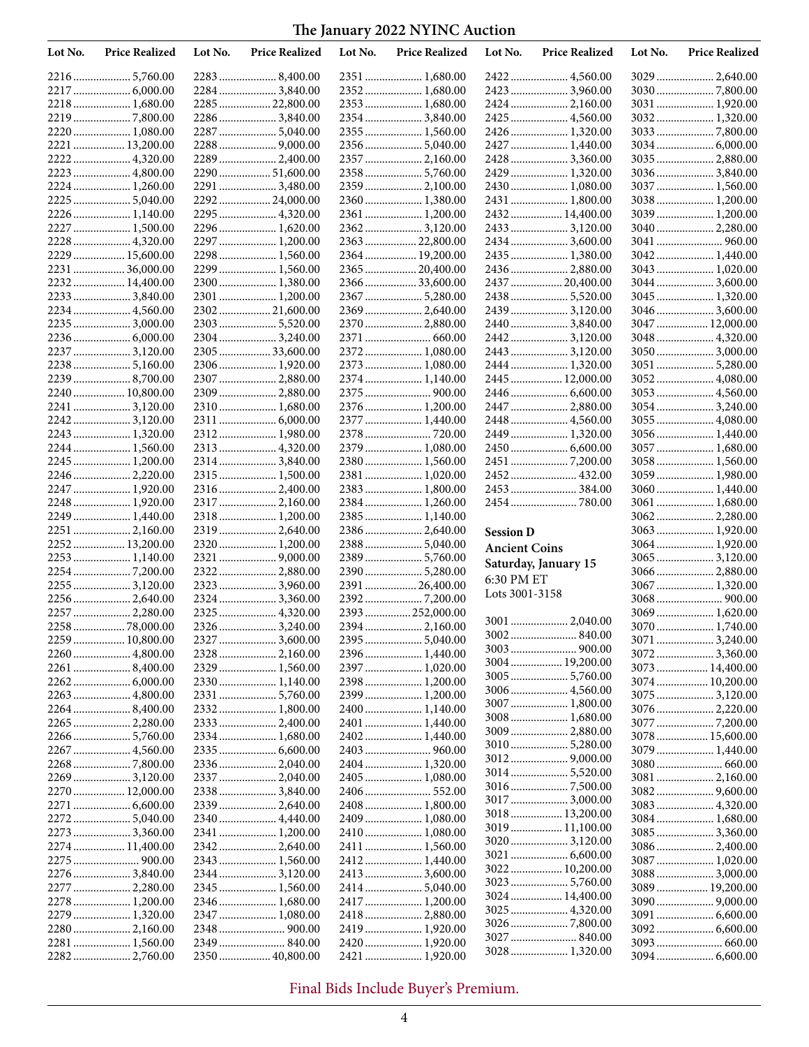# The January 2022 NYINC Auction

| Lot No. | Price Realized |
|---|---|
| 2216 | 5,760.00 |
| 2217 | 6,000.00 |
| 2218 | 1,680.00 |
| 2219 | 7,800.00 |
| 2220 | 1,080.00 |
| 2221 | 13,200.00 |
| 2222 | 4,320.00 |
| 2223 | 4,800.00 |
| 2224 | 1,260.00 |
| 2225 | 5,040.00 |
| 2226 | 1,140.00 |
| 2227 | 1,500.00 |
| 2228 | 4,320.00 |
| 2229 | 15,600.00 |
| 2231 | 36,000.00 |
| 2232 | 14,400.00 |
| 2233 | 3,840.00 |
| 2234 | 4,560.00 |
| 2235 | 3,000.00 |
| 2236 | 6,000.00 |
| 2237 | 3,120.00 |
| 2238 | 5,160.00 |
| 2239 | 8,700.00 |
| 2240 | 10,800.00 |
| 2241 | 3,120.00 |
| 2242 | 3,120.00 |
| 2243 | 1,320.00 |
| 2244 | 1,560.00 |
| 2245 | 1,200.00 |
| 2246 | 2,220.00 |
| 2247 | 1,920.00 |
| 2248 | 1,920.00 |
| 2249 | 1,440.00 |
| 2251 | 2,160.00 |
| 2252 | 13,200.00 |
| 2253 | 1,140.00 |
| 2254 | 7,200.00 |
| 2255 | 3,120.00 |
| 2256 | 2,640.00 |
| 2257 | 2,280.00 |
| 2258 | 78,000.00 |
| 2259 | 10,800.00 |
| 2260 | 4,800.00 |
| 2261 | 8,400.00 |
| 2262 | 6,000.00 |
| 2263 | 4,800.00 |
| 2264 | 8,400.00 |
| 2265 | 2,280.00 |
| 2266 | 5,760.00 |
| 2267 | 4,560.00 |
| 2268 | 7,800.00 |
| 2269 | 3,120.00 |
| 2270 | 12,000.00 |
| 2271 | 6,600.00 |
| 2272 | 5,040.00 |
| 2273 | 3,360.00 |
| 2274 | 11,400.00 |
| 2275 | 900.00 |
| 2276 | 3,840.00 |
| 2277 | 2,280.00 |
| 2278 | 1,200.00 |
| 2279 | 1,320.00 |
| 2280 | 2,160.00 |
| 2281 | 1,560.00 |
| 2282 | 2,760.00 |
| 2283 | 8,400.00 |
| 2284 | 3,840.00 |
| 2285 | 22,800.00 |
| 2286 | 3,840.00 |
| 2287 | 5,040.00 |
| 2288 | 9,000.00 |
| 2289 | 2,400.00 |
| 2290 | 51,600.00 |
| 2291 | 3,480.00 |
| 2292 | 24,000.00 |
| 2295 | 4,320.00 |
| 2296 | 1,620.00 |
| 2297 | 1,200.00 |
| 2298 | 1,560.00 |
| 2299 | 1,560.00 |
| 2300 | 1,380.00 |
| 2301 | 1,200.00 |
| 2302 | 21,600.00 |
| 2303 | 5,520.00 |
| 2304 | 3,240.00 |
| 2305 | 33,600.00 |
| 2306 | 1,920.00 |
| 2307 | 2,880.00 |
| 2309 | 2,880.00 |
| 2310 | 1,680.00 |
| 2311 | 6,000.00 |
| 2312 | 1,980.00 |
| 2313 | 4,320.00 |
| 2314 | 3,840.00 |
| 2315 | 1,500.00 |
| 2316 | 2,400.00 |
| 2317 | 2,160.00 |
| 2318 | 1,200.00 |
| 2319 | 2,640.00 |
| 2320 | 1,200.00 |
| 2321 | 9,000.00 |
| 2322 | 2,880.00 |
| 2323 | 3,960.00 |
| 2324 | 3,360.00 |
| 2325 | 4,320.00 |
| 2326 | 3,240.00 |
| 2327 | 3,600.00 |
| 2328 | 2,160.00 |
| 2329 | 1,560.00 |
| 2330 | 1,140.00 |
| 2331 | 5,760.00 |
| 2332 | 1,800.00 |
| 2333 | 2,400.00 |
| 2334 | 1,680.00 |
| 2335 | 6,600.00 |
| 2336 | 2,040.00 |
| 2337 | 2,040.00 |
| 2338 | 3,840.00 |
| 2339 | 2,640.00 |
| 2340 | 4,440.00 |
| 2341 | 1,200.00 |
| 2342 | 2,640.00 |
| 2343 | 1,560.00 |
| 2344 | 3,120.00 |
| 2345 | 1,560.00 |
| 2346 | 1,680.00 |
| 2347 | 1,080.00 |
| 2348 | 900.00 |
| 2349 | 840.00 |
| 2350 | 40,800.00 |
| 2351 | 1,680.00 |
| 2352 | 1,680.00 |
| 2353 | 1,680.00 |
| 2354 | 3,840.00 |
| 2355 | 1,560.00 |
| 2356 | 5,040.00 |
| 2357 | 2,160.00 |
| 2358 | 5,760.00 |
| 2359 | 2,100.00 |
| 2360 | 1,380.00 |
| 2361 | 1,200.00 |
| 2362 | 3,120.00 |
| 2363 | 22,800.00 |
| 2364 | 19,200.00 |
| 2365 | 20,400.00 |
| 2366 | 33,600.00 |
| 2367 | 5,280.00 |
| 2369 | 2,640.00 |
| 2370 | 2,880.00 |
| 2371 | 660.00 |
| 2372 | 1,080.00 |
| 2373 | 1,080.00 |
| 2374 | 1,140.00 |
| 2375 | 900.00 |
| 2376 | 1,200.00 |
| 2377 | 1,440.00 |
| 2378 | 720.00 |
| 2379 | 1,080.00 |
| 2380 | 1,560.00 |
| 2381 | 1,020.00 |
| 2383 | 1,800.00 |
| 2384 | 1,260.00 |
| 2385 | 1,140.00 |
| 2386 | 2,640.00 |
| 2388 | 5,040.00 |
| 2389 | 5,760.00 |
| 2390 | 5,280.00 |
| 2391 | 26,400.00 |
| 2392 | 7,200.00 |
| 2393 | 252,000.00 |
| 2394 | 2,160.00 |
| 2395 | 5,040.00 |
| 2396 | 1,440.00 |
| 2397 | 1,020.00 |
| 2398 | 1,200.00 |
| 2399 | 1,200.00 |
| 2400 | 1,140.00 |
| 2401 | 1,440.00 |
| 2402 | 1,440.00 |
| 2403 | 960.00 |
| 2404 | 1,320.00 |
| 2405 | 1,080.00 |
| 2406 | 552.00 |
| 2408 | 1,800.00 |
| 2409 | 1,080.00 |
| 2410 | 1,080.00 |
| 2411 | 1,560.00 |
| 2412 | 1,440.00 |
| 2413 | 3,600.00 |
| 2414 | 5,040.00 |
| 2417 | 1,200.00 |
| 2418 | 2,880.00 |
| 2419 | 1,920.00 |
| 2420 | 1,920.00 |
| 2421 | 1,920.00 |
| 2422 | 4,560.00 |
| 2423 | 3,960.00 |
| 2424 | 2,160.00 |
| 2425 | 4,560.00 |
| 2426 | 1,320.00 |
| 2427 | 1,440.00 |
| 2428 | 3,360.00 |
| 2429 | 1,320.00 |
| 2430 | 1,080.00 |
| 2431 | 1,800.00 |
| 2432 | 14,400.00 |
| 2433 | 3,120.00 |
| 2434 | 3,600.00 |
| 2435 | 1,380.00 |
| 2436 | 2,880.00 |
| 2437 | 20,400.00 |
| 2438 | 5,520.00 |
| 2439 | 3,120.00 |
| 2440 | 3,840.00 |
| 2442 | 3,120.00 |
| 2443 | 3,120.00 |
| 2444 | 1,320.00 |
| 2445 | 12,000.00 |
| 2446 | 6,600.00 |
| 2447 | 2,880.00 |
| 2448 | 4,560.00 |
| 2449 | 1,320.00 |
| 2450 | 6,600.00 |
| 2451 | 7,200.00 |
| 2452 | 432.00 |
| 2453 | 384.00 |
| 2454 | 780.00 |

**Session D**
**Ancient Coins**
**Saturday, January 15**
6:30 PM ET
Lots 3001-3158

| Lot No. | Price Realized |
|---|---|
| 3001 | 2,040.00 |
| 3002 | 840.00 |
| 3003 | 900.00 |
| 3004 | 19,200.00 |
| 3005 | 5,760.00 |
| 3006 | 4,560.00 |
| 3007 | 1,800.00 |
| 3008 | 1,680.00 |
| 3009 | 2,880.00 |
| 3010 | 5,280.00 |
| 3012 | 9,000.00 |
| 3014 | 5,520.00 |
| 3016 | 7,500.00 |
| 3017 | 3,000.00 |
| 3018 | 13,200.00 |
| 3019 | 11,100.00 |
| 3020 | 3,120.00 |
| 3021 | 6,600.00 |
| 3022 | 10,200.00 |
| 3023 | 5,760.00 |
| 3024 | 14,400.00 |
| 3025 | 4,320.00 |
| 3026 | 7,800.00 |
| 3027 | 840.00 |
| 3028 | 1,320.00 |
| 3029 | 2,640.00 |
| 3030 | 7,800.00 |
| 3031 | 1,920.00 |
| 3032 | 1,320.00 |
| 3033 | 7,800.00 |
| 3034 | 6,000.00 |
| 3035 | 2,880.00 |
| 3036 | 3,840.00 |
| 3037 | 1,560.00 |
| 3038 | 1,200.00 |
| 3039 | 1,200.00 |
| 3040 | 2,280.00 |
| 3041 | 960.00 |
| 3042 | 1,440.00 |
| 3043 | 1,020.00 |
| 3044 | 3,600.00 |
| 3045 | 1,320.00 |
| 3046 | 3,600.00 |
| 3047 | 12,000.00 |
| 3048 | 4,320.00 |
| 3050 | 3,000.00 |
| 3051 | 5,280.00 |
| 3052 | 4,080.00 |
| 3053 | 4,560.00 |
| 3054 | 3,240.00 |
| 3055 | 4,080.00 |
| 3056 | 1,440.00 |
| 3057 | 1,680.00 |
| 3058 | 1,560.00 |
| 3059 | 1,980.00 |
| 3060 | 1,440.00 |
| 3061 | 1,680.00 |
| 3062 | 2,280.00 |
| 3063 | 1,920.00 |
| 3064 | 1,920.00 |
| 3065 | 3,120.00 |
| 3066 | 2,880.00 |
| 3067 | 1,320.00 |
| 3068 | 900.00 |
| 3069 | 1,620.00 |
| 3070 | 1,740.00 |
| 3071 | 3,240.00 |
| 3072 | 3,360.00 |
| 3073 | 14,400.00 |
| 3074 | 10,200.00 |
| 3075 | 3,120.00 |
| 3076 | 2,220.00 |
| 3077 | 7,200.00 |
| 3078 | 15,600.00 |
| 3079 | 1,440.00 |
| 3080 | 660.00 |
| 3081 | 2,160.00 |
| 3082 | 9,600.00 |
| 3083 | 4,320.00 |
| 3084 | 1,680.00 |
| 3085 | 3,360.00 |
| 3086 | 2,400.00 |
| 3087 | 1,020.00 |
| 3088 | 3,000.00 |
| 3089 | 19,200.00 |
| 3090 | 9,000.00 |
| 3091 | 6,600.00 |
| 3092 | 6,600.00 |
| 3093 | 660.00 |
| 3094 | 6,600.00 |

Final Bids Include Buyer's Premium.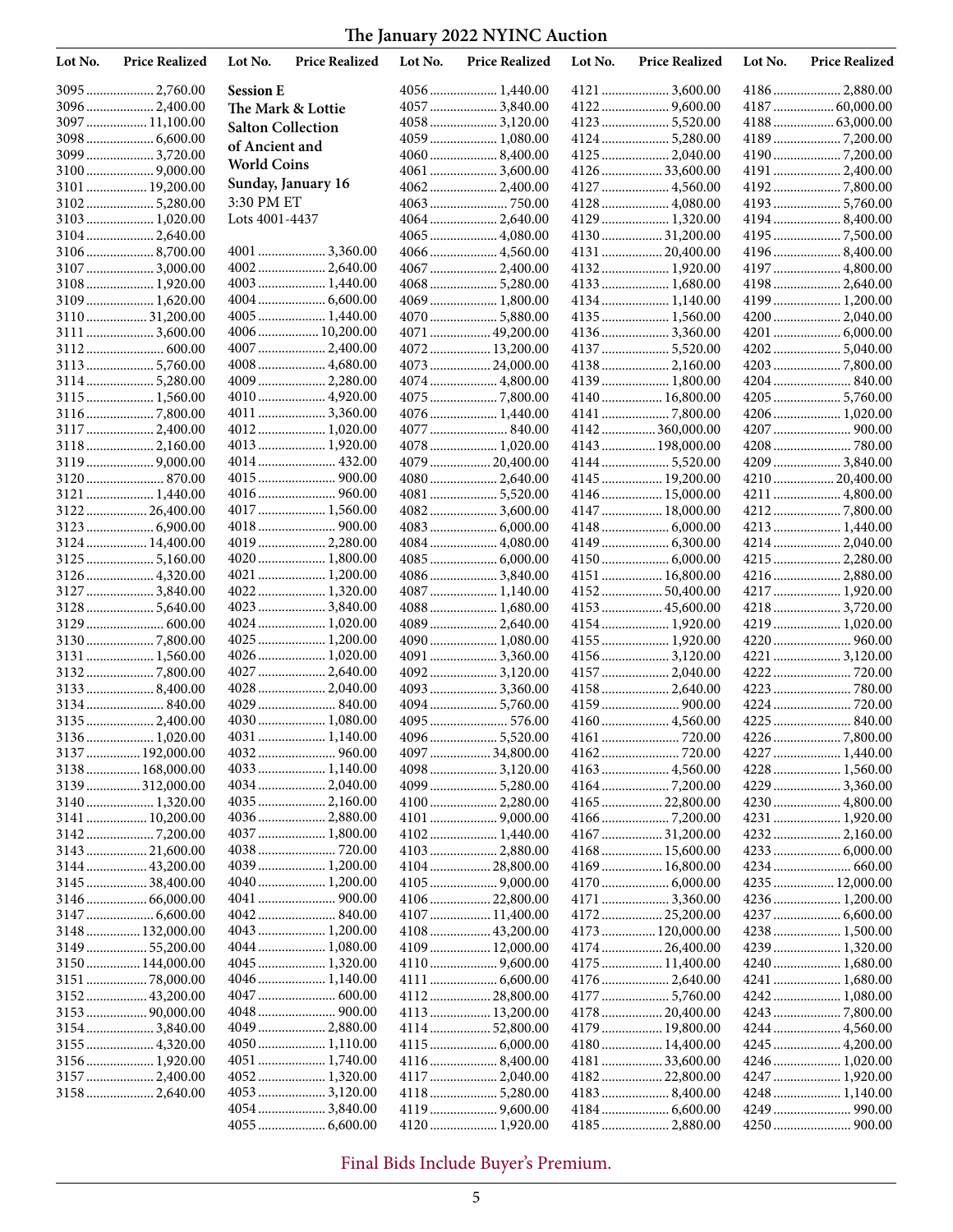| Lot No. | Price Realized |
|---|---|
| 3095 | 2,760.00 |
| 3096 | 2,400.00 |
| 3097 | 11,100.00 |
| 3098 | 6,600.00 |
| 3099 | 3,720.00 |
| 3100 | 9,000.00 |
| 3101 | 19,200.00 |
| 3102 | 5,280.00 |
| 3103 | 1,020.00 |
| 3104 | 2,640.00 |
| 3106 | 8,700.00 |
| 3107 | 3,000.00 |
| 3108 | 1,920.00 |
| 3109 | 1,620.00 |
| 3110 | 31,200.00 |
| 3111 | 3,600.00 |
| 3112 | 600.00 |
| 3113 | 5,760.00 |
| 3114 | 5,280.00 |
| 3115 | 1,560.00 |
| 3116 | 7,800.00 |
| 3117 | 2,400.00 |
| 3118 | 2,160.00 |
| 3119 | 9,000.00 |
| 3120 | 870.00 |
| 3121 | 1,440.00 |
| 3122 | 26,400.00 |
| 3123 | 6,900.00 |
| 3124 | 14,400.00 |
| 3125 | 5,160.00 |
| 3126 | 4,320.00 |
| 3127 | 3,840.00 |
| 3128 | 5,640.00 |
| 3129 | 600.00 |
| 3130 | 7,800.00 |
| 3131 | 1,560.00 |
| 3132 | 7,800.00 |
| 3133 | 8,400.00 |
| 3134 | 840.00 |
| 3135 | 2,400.00 |
| 3136 | 1,020.00 |
| 3137 | 192,000.00 |
| 3138 | 168,000.00 |
| 3139 | 312,000.00 |
| 3140 | 1,320.00 |
| 3141 | 10,200.00 |
| 3142 | 7,200.00 |
| 3143 | 21,600.00 |
| 3144 | 43,200.00 |
| 3145 | 38,400.00 |
| 3146 | 66,000.00 |
| 3147 | 6,600.00 |
| 3148 | 132,000.00 |
| 3149 | 55,200.00 |
| 3150 | 144,000.00 |
| 3151 | 78,000.00 |
| 3152 | 43,200.00 |
| 3153 | 90,000.00 |
| 3154 | 3,840.00 |
| 3155 | 4,320.00 |
| 3156 | 1,920.00 |
| 3157 | 2,400.00 |
| 3158 | 2,640.00 |

**Session E**
**The Mark & Lottie Salton Collection of Ancient and World Coins**
**Sunday, January 16**
3:30 PM ET
Lots 4001-4437

| Lot No. | Price Realized |
|---|---|
| 4001 | 3,360.00 |
| 4002 | 2,640.00 |
| 4003 | 1,440.00 |
| 4004 | 6,600.00 |
| 4005 | 1,440.00 |
| 4006 | 10,200.00 |
| 4007 | 2,400.00 |
| 4008 | 4,680.00 |
| 4009 | 2,280.00 |
| 4010 | 4,920.00 |
| 4011 | 3,360.00 |
| 4012 | 1,020.00 |
| 4013 | 1,920.00 |
| 4014 | 432.00 |
| 4015 | 900.00 |
| 4016 | 960.00 |
| 4017 | 1,560.00 |
| 4018 | 900.00 |
| 4019 | 2,280.00 |
| 4020 | 1,800.00 |
| 4021 | 1,200.00 |
| 4022 | 1,320.00 |
| 4023 | 3,840.00 |
| 4024 | 1,020.00 |
| 4025 | 1,200.00 |
| 4026 | 1,020.00 |
| 4027 | 2,640.00 |
| 4028 | 2,040.00 |
| 4029 | 840.00 |
| 4030 | 1,080.00 |
| 4031 | 1,140.00 |
| 4032 | 960.00 |
| 4033 | 1,140.00 |
| 4034 | 2,040.00 |
| 4035 | 2,160.00 |
| 4036 | 2,880.00 |
| 4037 | 1,800.00 |
| 4038 | 720.00 |
| 4039 | 1,200.00 |
| 4040 | 1,200.00 |
| 4041 | 900.00 |
| 4042 | 840.00 |
| 4043 | 1,200.00 |
| 4044 | 1,080.00 |
| 4045 | 1,320.00 |
| 4046 | 1,140.00 |
| 4047 | 600.00 |
| 4048 | 900.00 |
| 4049 | 2,880.00 |
| 4050 | 1,110.00 |
| 4051 | 1,740.00 |
| 4052 | 1,320.00 |
| 4053 | 3,120.00 |
| 4054 | 3,840.00 |
| 4055 | 6,600.00 |
| 4056 | 1,440.00 |
| 4057 | 3,840.00 |
| 4058 | 3,120.00 |
| 4059 | 1,080.00 |
| 4060 | 8,400.00 |
| 4061 | 3,600.00 |
| 4062 | 2,400.00 |
| 4063 | 750.00 |
| 4064 | 2,640.00 |
| 4065 | 4,080.00 |
| 4066 | 4,560.00 |
| 4067 | 2,400.00 |
| 4068 | 5,280.00 |
| 4069 | 1,800.00 |
| 4070 | 5,880.00 |
| 4071 | 49,200.00 |
| 4072 | 13,200.00 |
| 4073 | 24,000.00 |
| 4074 | 4,800.00 |
| 4075 | 7,800.00 |
| 4076 | 1,440.00 |
| 4077 | 840.00 |
| 4078 | 1,020.00 |
| 4079 | 20,400.00 |
| 4080 | 2,640.00 |
| 4081 | 5,520.00 |
| 4082 | 3,600.00 |
| 4083 | 6,000.00 |
| 4084 | 4,080.00 |
| 4085 | 6,000.00 |
| 4086 | 3,840.00 |
| 4087 | 1,140.00 |
| 4088 | 1,680.00 |
| 4089 | 2,640.00 |
| 4090 | 1,080.00 |
| 4091 | 3,360.00 |
| 4092 | 3,120.00 |
| 4093 | 3,360.00 |
| 4094 | 5,760.00 |
| 4095 | 576.00 |
| 4096 | 5,520.00 |
| 4097 | 34,800.00 |
| 4098 | 3,120.00 |
| 4099 | 5,280.00 |
| 4100 | 2,280.00 |
| 4101 | 9,000.00 |
| 4102 | 1,440.00 |
| 4103 | 2,880.00 |
| 4104 | 28,800.00 |
| 4105 | 9,000.00 |
| 4106 | 22,800.00 |
| 4107 | 11,400.00 |
| 4108 | 43,200.00 |
| 4109 | 12,000.00 |
| 4110 | 9,600.00 |
| 4111 | 6,600.00 |
| 4112 | 28,800.00 |
| 4113 | 13,200.00 |
| 4114 | 52,800.00 |
| 4115 | 6,000.00 |
| 4116 | 8,400.00 |
| 4117 | 2,040.00 |
| 4118 | 5,280.00 |
| 4119 | 9,600.00 |
| 4120 | 1,920.00 |
| 4121 | 3,600.00 |
| 4122 | 9,600.00 |
| 4123 | 5,520.00 |
| 4124 | 5,280.00 |
| 4125 | 2,040.00 |
| 4126 | 33,600.00 |
| 4127 | 4,560.00 |
| 4128 | 4,080.00 |
| 4129 | 1,320.00 |
| 4130 | 31,200.00 |
| 4131 | 20,400.00 |
| 4132 | 1,920.00 |
| 4133 | 1,680.00 |
| 4134 | 1,140.00 |
| 4135 | 1,560.00 |
| 4136 | 3,360.00 |
| 4137 | 5,520.00 |
| 4138 | 2,160.00 |
| 4139 | 1,800.00 |
| 4140 | 16,800.00 |
| 4141 | 7,800.00 |
| 4142 | 360,000.00 |
| 4143 | 198,000.00 |
| 4144 | 5,520.00 |
| 4145 | 19,200.00 |
| 4146 | 15,000.00 |
| 4147 | 18,000.00 |
| 4148 | 6,000.00 |
| 4149 | 6,300.00 |
| 4150 | 6,000.00 |
| 4151 | 16,800.00 |
| 4152 | 50,400.00 |
| 4153 | 45,600.00 |
| 4154 | 1,920.00 |
| 4155 | 1,920.00 |
| 4156 | 3,120.00 |
| 4157 | 2,040.00 |
| 4158 | 2,640.00 |
| 4159 | 900.00 |
| 4160 | 4,560.00 |
| 4161 | 720.00 |
| 4162 | 720.00 |
| 4163 | 4,560.00 |
| 4164 | 7,200.00 |
| 4165 | 22,800.00 |
| 4166 | 7,200.00 |
| 4167 | 31,200.00 |
| 4168 | 15,600.00 |
| 4169 | 16,800.00 |
| 4170 | 6,000.00 |
| 4171 | 3,360.00 |
| 4172 | 25,200.00 |
| 4173 | 120,000.00 |
| 4174 | 26,400.00 |
| 4175 | 11,400.00 |
| 4176 | 2,640.00 |
| 4177 | 5,760.00 |
| 4178 | 20,400.00 |
| 4179 | 19,800.00 |
| 4180 | 14,400.00 |
| 4181 | 33,600.00 |
| 4182 | 22,800.00 |
| 4183 | 8,400.00 |
| 4184 | 6,600.00 |
| 4185 | 2,880.00 |
| 4186 | 2,880.00 |
| 4187 | 60,000.00 |
| 4188 | 63,000.00 |
| 4189 | 7,200.00 |
| 4190 | 7,200.00 |
| 4191 | 2,400.00 |
| 4192 | 7,800.00 |
| 4193 | 5,760.00 |
| 4194 | 8,400.00 |
| 4195 | 7,500.00 |
| 4196 | 8,400.00 |
| 4197 | 4,800.00 |
| 4198 | 2,640.00 |
| 4199 | 1,200.00 |
| 4200 | 2,040.00 |
| 4201 | 6,000.00 |
| 4202 | 5,040.00 |
| 4203 | 7,800.00 |
| 4204 | 840.00 |
| 4205 | 5,760.00 |
| 4206 | 1,020.00 |
| 4207 | 900.00 |
| 4208 | 780.00 |
| 4209 | 3,840.00 |
| 4210 | 20,400.00 |
| 4211 | 4,800.00 |
| 4212 | 7,800.00 |
| 4213 | 1,440.00 |
| 4214 | 2,040.00 |
| 4215 | 2,280.00 |
| 4216 | 2,880.00 |
| 4217 | 1,920.00 |
| 4218 | 3,720.00 |
| 4219 | 1,020.00 |
| 4220 | 960.00 |
| 4221 | 3,120.00 |
| 4222 | 720.00 |
| 4223 | 780.00 |
| 4224 | 720.00 |
| 4225 | 840.00 |
| 4226 | 7,800.00 |
| 4227 | 1,440.00 |
| 4228 | 1,560.00 |
| 4229 | 3,360.00 |
| 4230 | 4,800.00 |
| 4231 | 1,920.00 |
| 4232 | 2,160.00 |
| 4233 | 6,000.00 |
| 4234 | 660.00 |
| 4235 | 12,000.00 |
| 4236 | 1,200.00 |
| 4237 | 6,600.00 |
| 4238 | 1,500.00 |
| 4239 | 1,320.00 |
| 4240 | 1,680.00 |
| 4241 | 1,680.00 |
| 4242 | 1,080.00 |
| 4243 | 7,800.00 |
| 4244 | 4,560.00 |
| 4245 | 4,200.00 |
| 4246 | 1,020.00 |
| 4247 | 1,920.00 |
| 4248 | 1,140.00 |
| 4249 | 990.00 |
| 4250 | 900.00 |

Final Bids Include Buyer's Premium.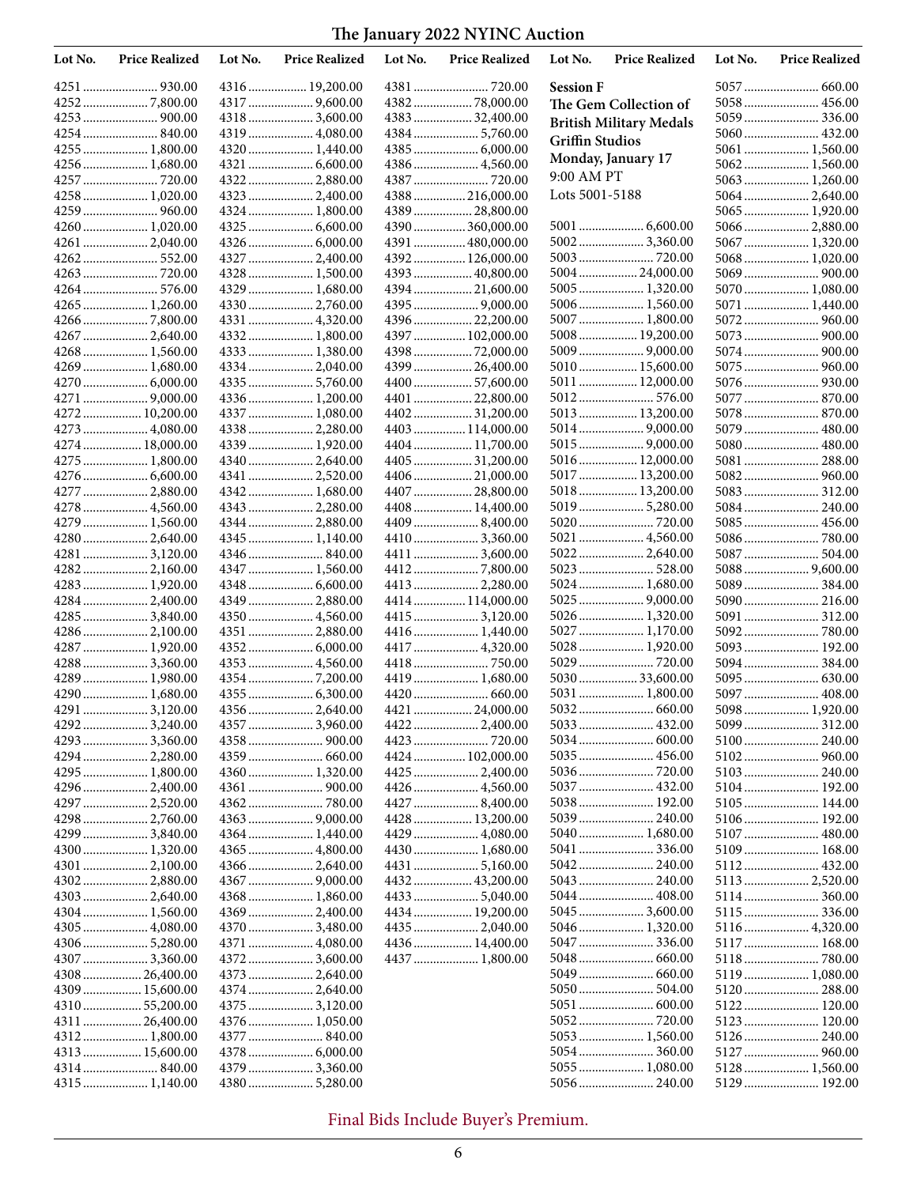# The January 2022 NYINC Auction

| Lot No. | Price Realized |
|---|---|
| 4251 | 930.00 |
| 4252 | 7,800.00 |
| 4253 | 900.00 |
| 4254 | 840.00 |
| 4255 | 1,800.00 |
| 4256 | 1,680.00 |
| 4257 | 720.00 |
| 4258 | 1,020.00 |
| 4259 | 960.00 |
| 4260 | 1,020.00 |
| 4261 | 2,040.00 |
| 4262 | 552.00 |
| 4263 | 720.00 |
| 4264 | 576.00 |
| 4265 | 1,260.00 |
| 4266 | 7,800.00 |
| 4267 | 2,640.00 |
| 4268 | 1,560.00 |
| 4269 | 1,680.00 |
| 4270 | 6,000.00 |
| 4271 | 9,000.00 |
| 4272 | 10,200.00 |
| 4273 | 4,080.00 |
| 4274 | 18,000.00 |
| 4275 | 1,800.00 |
| 4276 | 6,600.00 |
| 4277 | 2,880.00 |
| 4278 | 4,560.00 |
| 4279 | 1,560.00 |
| 4280 | 2,640.00 |
| 4281 | 3,120.00 |
| 4282 | 2,160.00 |
| 4283 | 1,920.00 |
| 4284 | 2,400.00 |
| 4285 | 3,840.00 |
| 4286 | 2,100.00 |
| 4287 | 1,920.00 |
| 4288 | 3,360.00 |
| 4289 | 1,980.00 |
| 4290 | 1,680.00 |
| 4291 | 3,120.00 |
| 4292 | 3,240.00 |
| 4293 | 3,360.00 |
| 4294 | 2,280.00 |
| 4295 | 1,800.00 |
| 4296 | 2,400.00 |
| 4297 | 2,520.00 |
| 4298 | 2,760.00 |
| 4299 | 3,840.00 |
| 4300 | 1,320.00 |
| 4301 | 2,100.00 |
| 4302 | 2,880.00 |
| 4303 | 2,640.00 |
| 4304 | 1,560.00 |
| 4305 | 4,080.00 |
| 4306 | 5,280.00 |
| 4307 | 3,360.00 |
| 4308 | 26,400.00 |
| 4309 | 15,600.00 |
| 4310 | 55,200.00 |
| 4311 | 26,400.00 |
| 4312 | 1,800.00 |
| 4313 | 15,600.00 |
| 4314 | 840.00 |
| 4315 | 1,140.00 |
| 4316 | 19,200.00 |
| 4317 | 9,600.00 |
| 4318 | 3,600.00 |
| 4319 | 4,080.00 |
| 4320 | 1,440.00 |
| 4321 | 6,600.00 |
| 4322 | 2,880.00 |
| 4323 | 2,400.00 |
| 4324 | 1,800.00 |
| 4325 | 6,600.00 |
| 4326 | 6,000.00 |
| 4327 | 2,400.00 |
| 4328 | 1,500.00 |
| 4329 | 1,680.00 |
| 4330 | 2,760.00 |
| 4331 | 4,320.00 |
| 4332 | 1,800.00 |
| 4333 | 1,380.00 |
| 4334 | 2,040.00 |
| 4335 | 5,760.00 |
| 4336 | 1,200.00 |
| 4337 | 1,080.00 |
| 4338 | 2,280.00 |
| 4339 | 1,920.00 |
| 4340 | 2,640.00 |
| 4341 | 2,520.00 |
| 4342 | 1,680.00 |
| 4343 | 2,280.00 |
| 4344 | 2,880.00 |
| 4345 | 1,140.00 |
| 4346 | 840.00 |
| 4347 | 1,560.00 |
| 4348 | 6,600.00 |
| 4349 | 2,880.00 |
| 4350 | 4,560.00 |
| 4351 | 2,880.00 |
| 4352 | 6,000.00 |
| 4353 | 4,560.00 |
| 4354 | 7,200.00 |
| 4355 | 6,300.00 |
| 4356 | 2,640.00 |
| 4357 | 3,960.00 |
| 4358 | 900.00 |
| 4359 | 660.00 |
| 4360 | 1,320.00 |
| 4361 | 900.00 |
| 4362 | 780.00 |
| 4363 | 9,000.00 |
| 4364 | 1,440.00 |
| 4365 | 4,800.00 |
| 4366 | 2,640.00 |
| 4367 | 9,000.00 |
| 4368 | 1,860.00 |
| 4369 | 2,400.00 |
| 4370 | 3,480.00 |
| 4371 | 4,080.00 |
| 4372 | 3,600.00 |
| 4373 | 2,640.00 |
| 4374 | 2,640.00 |
| 4375 | 3,120.00 |
| 4376 | 1,050.00 |
| 4377 | 840.00 |
| 4378 | 6,000.00 |
| 4379 | 3,360.00 |
| 4380 | 5,280.00 |
| 4381 | 720.00 |
| 4382 | 78,000.00 |
| 4383 | 32,400.00 |
| 4384 | 5,760.00 |
| 4385 | 6,000.00 |
| 4386 | 4,560.00 |
| 4387 | 720.00 |
| 4388 | 216,000.00 |
| 4389 | 28,800.00 |
| 4390 | 360,000.00 |
| 4391 | 480,000.00 |
| 4392 | 126,000.00 |
| 4393 | 40,800.00 |
| 4394 | 21,600.00 |
| 4395 | 9,000.00 |
| 4396 | 22,200.00 |
| 4397 | 102,000.00 |
| 4398 | 72,000.00 |
| 4399 | 26,400.00 |
| 4400 | 57,600.00 |
| 4401 | 22,800.00 |
| 4402 | 31,200.00 |
| 4403 | 114,000.00 |
| 4404 | 11,700.00 |
| 4405 | 31,200.00 |
| 4406 | 21,000.00 |
| 4407 | 28,800.00 |
| 4408 | 14,400.00 |
| 4409 | 8,400.00 |
| 4410 | 3,360.00 |
| 4411 | 3,600.00 |
| 4412 | 7,800.00 |
| 4413 | 2,280.00 |
| 4414 | 114,000.00 |
| 4415 | 3,120.00 |
| 4416 | 1,440.00 |
| 4417 | 4,320.00 |
| 4418 | 750.00 |
| 4419 | 1,680.00 |
| 4420 | 660.00 |
| 4421 | 24,000.00 |
| 4422 | 2,400.00 |
| 4423 | 720.00 |
| 4424 | 102,000.00 |
| 4425 | 2,400.00 |
| 4426 | 4,560.00 |
| 4427 | 8,400.00 |
| 4428 | 13,200.00 |
| 4429 | 4,080.00 |
| 4430 | 1,680.00 |
| 4431 | 5,160.00 |
| 4432 | 43,200.00 |
| 4433 | 5,040.00 |
| 4434 | 19,200.00 |
| 4435 | 2,040.00 |
| 4436 | 14,400.00 |
| 4437 | 1,800.00 |

**Session F**
**The Gem Collection of British Military Medals**
**Griffin Studios**
**Monday, January 17**
9:00 AM PT
Lots 5001-5188

| Lot No. | Price Realized |
|---|---|
| 5001 | 6,600.00 |
| 5002 | 3,360.00 |
| 5003 | 720.00 |
| 5004 | 24,000.00 |
| 5005 | 1,320.00 |
| 5006 | 1,560.00 |
| 5007 | 1,800.00 |
| 5008 | 19,200.00 |
| 5009 | 9,000.00 |
| 5010 | 15,600.00 |
| 5011 | 12,000.00 |
| 5012 | 576.00 |
| 5013 | 13,200.00 |
| 5014 | 9,000.00 |
| 5015 | 9,000.00 |
| 5016 | 12,000.00 |
| 5017 | 13,200.00 |
| 5018 | 13,200.00 |
| 5019 | 5,280.00 |
| 5020 | 720.00 |
| 5021 | 4,560.00 |
| 5022 | 2,640.00 |
| 5023 | 528.00 |
| 5024 | 1,680.00 |
| 5025 | 9,000.00 |
| 5026 | 1,320.00 |
| 5027 | 1,170.00 |
| 5028 | 1,920.00 |
| 5029 | 720.00 |
| 5030 | 33,600.00 |
| 5031 | 1,800.00 |
| 5032 | 660.00 |
| 5033 | 432.00 |
| 5034 | 600.00 |
| 5035 | 456.00 |
| 5036 | 720.00 |
| 5037 | 432.00 |
| 5038 | 192.00 |
| 5039 | 240.00 |
| 5040 | 1,680.00 |
| 5041 | 336.00 |
| 5042 | 240.00 |
| 5043 | 240.00 |
| 5044 | 408.00 |
| 5045 | 3,600.00 |
| 5046 | 1,320.00 |
| 5047 | 336.00 |
| 5048 | 660.00 |
| 5049 | 660.00 |
| 5050 | 504.00 |
| 5051 | 600.00 |
| 5052 | 720.00 |
| 5053 | 1,560.00 |
| 5054 | 360.00 |
| 5055 | 1,080.00 |
| 5056 | 240.00 |
| 5057 | 660.00 |
| 5058 | 456.00 |
| 5059 | 336.00 |
| 5060 | 432.00 |
| 5061 | 1,560.00 |
| 5062 | 1,560.00 |
| 5063 | 1,260.00 |
| 5064 | 2,640.00 |
| 5065 | 1,920.00 |
| 5066 | 2,880.00 |
| 5067 | 1,320.00 |
| 5068 | 1,020.00 |
| 5069 | 900.00 |
| 5070 | 1,080.00 |
| 5071 | 1,440.00 |
| 5072 | 960.00 |
| 5073 | 900.00 |
| 5074 | 900.00 |
| 5075 | 960.00 |
| 5076 | 930.00 |
| 5077 | 870.00 |
| 5078 | 870.00 |
| 5079 | 480.00 |
| 5080 | 480.00 |
| 5081 | 288.00 |
| 5082 | 960.00 |
| 5083 | 312.00 |
| 5084 | 240.00 |
| 5085 | 456.00 |
| 5086 | 780.00 |
| 5087 | 504.00 |
| 5088 | 9,600.00 |
| 5089 | 384.00 |
| 5090 | 216.00 |
| 5091 | 312.00 |
| 5092 | 780.00 |
| 5093 | 192.00 |
| 5094 | 384.00 |
| 5095 | 630.00 |
| 5097 | 408.00 |
| 5098 | 1,920.00 |
| 5099 | 312.00 |
| 5100 | 240.00 |
| 5102 | 960.00 |
| 5103 | 240.00 |
| 5104 | 192.00 |
| 5105 | 144.00 |
| 5106 | 192.00 |
| 5107 | 480.00 |
| 5109 | 168.00 |
| 5112 | 432.00 |
| 5113 | 2,520.00 |
| 5114 | 360.00 |
| 5115 | 336.00 |
| 5116 | 4,320.00 |
| 5117 | 168.00 |
| 5118 | 780.00 |
| 5119 | 1,080.00 |
| 5120 | 288.00 |
| 5122 | 120.00 |
| 5123 | 120.00 |
| 5126 | 240.00 |
| 5127 | 960.00 |
| 5128 | 1,560.00 |
| 5129 | 192.00 |

Final Bids Include Buyer's Premium.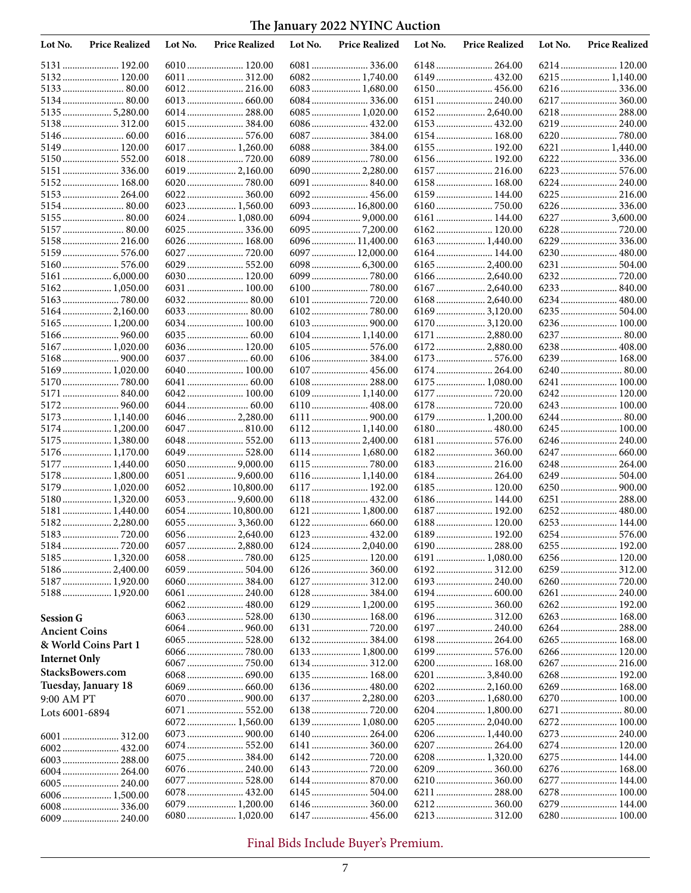# The January 2022 NYINC Auction

| Lot No. | Price Realized |
|---|---|
| 5131 | 192.00 |
| 5132 | 120.00 |
| 5133 | 80.00 |
| 5134 | 80.00 |
| 5135 | 5,280.00 |
| 5138 | 312.00 |
| 5146 | 60.00 |
| 5149 | 120.00 |
| 5150 | 552.00 |
| 5151 | 336.00 |
| 5152 | 168.00 |
| 5153 | 264.00 |
| 5154 | 80.00 |
| 5155 | 80.00 |
| 5157 | 80.00 |
| 5158 | 216.00 |
| 5159 | 576.00 |
| 5160 | 576.00 |
| 5161 | 6,000.00 |
| 5162 | 1,050.00 |
| 5163 | 780.00 |
| 5164 | 2,160.00 |
| 5165 | 1,200.00 |
| 5166 | 960.00 |
| 5167 | 1,020.00 |
| 5168 | 900.00 |
| 5169 | 1,020.00 |
| 5170 | 780.00 |
| 5171 | 840.00 |
| 5172 | 960.00 |
| 5173 | 1,140.00 |
| 5174 | 1,200.00 |
| 5175 | 1,380.00 |
| 5176 | 1,170.00 |
| 5177 | 1,440.00 |
| 5178 | 1,800.00 |
| 5179 | 1,020.00 |
| 5180 | 1,320.00 |
| 5181 | 1,440.00 |
| 5182 | 2,280.00 |
| 5183 | 720.00 |
| 5184 | 720.00 |
| 5185 | 1,320.00 |
| 5186 | 2,400.00 |
| 5187 | 1,920.00 |
| 5188 | 1,920.00 |

**Session G**
**Ancient Coins**
**& World Coins Part 1**
**Internet Only**
**StacksBowers.com**
**Tuesday, January 18**
9:00 AM PT
Lots 6001-6894

| Lot No. | Price Realized |
|---|---|
| 6001 | 312.00 |
| 6002 | 432.00 |
| 6003 | 288.00 |
| 6004 | 264.00 |
| 6005 | 240.00 |
| 6006 | 1,500.00 |
| 6008 | 336.00 |
| 6009 | 240.00 |
| 6010 | 120.00 |
| 6011 | 312.00 |
| 6012 | 216.00 |
| 6013 | 660.00 |
| 6014 | 288.00 |
| 6015 | 384.00 |
| 6016 | 576.00 |
| 6017 | 1,260.00 |
| 6018 | 720.00 |
| 6019 | 2,160.00 |
| 6020 | 780.00 |
| 6022 | 360.00 |
| 6023 | 1,560.00 |
| 6024 | 1,080.00 |
| 6025 | 336.00 |
| 6026 | 168.00 |
| 6027 | 720.00 |
| 6029 | 552.00 |
| 6030 | 120.00 |
| 6031 | 100.00 |
| 6032 | 80.00 |
| 6033 | 80.00 |
| 6034 | 100.00 |
| 6035 | 60.00 |
| 6036 | 120.00 |
| 6037 | 60.00 |
| 6040 | 100.00 |
| 6041 | 60.00 |
| 6042 | 100.00 |
| 6044 | 60.00 |
| 6046 | 2,280.00 |
| 6047 | 810.00 |
| 6048 | 552.00 |
| 6049 | 528.00 |
| 6050 | 9,000.00 |
| 6051 | 9,600.00 |
| 6052 | 10,800.00 |
| 6053 | 9,600.00 |
| 6054 | 10,800.00 |
| 6055 | 3,360.00 |
| 6056 | 2,640.00 |
| 6057 | 2,880.00 |
| 6058 | 780.00 |
| 6059 | 504.00 |
| 6060 | 384.00 |
| 6061 | 240.00 |
| 6062 | 480.00 |
| 6063 | 528.00 |
| 6064 | 960.00 |
| 6065 | 528.00 |
| 6066 | 780.00 |
| 6067 | 750.00 |
| 6068 | 690.00 |
| 6069 | 660.00 |
| 6070 | 900.00 |
| 6071 | 552.00 |
| 6072 | 1,560.00 |
| 6073 | 900.00 |
| 6074 | 552.00 |
| 6075 | 384.00 |
| 6076 | 240.00 |
| 6077 | 528.00 |
| 6078 | 432.00 |
| 6079 | 1,200.00 |
| 6080 | 1,020.00 |
| 6081 | 336.00 |
| 6082 | 1,740.00 |
| 6083 | 1,680.00 |
| 6084 | 336.00 |
| 6085 | 1,020.00 |
| 6086 | 432.00 |
| 6087 | 384.00 |
| 6088 | 384.00 |
| 6089 | 780.00 |
| 6090 | 2,280.00 |
| 6091 | 840.00 |
| 6092 | 456.00 |
| 6093 | 16,800.00 |
| 6094 | 9,000.00 |
| 6095 | 7,200.00 |
| 6096 | 11,400.00 |
| 6097 | 12,000.00 |
| 6098 | 6,300.00 |
| 6099 | 780.00 |
| 6100 | 780.00 |
| 6101 | 720.00 |
| 6102 | 780.00 |
| 6103 | 900.00 |
| 6104 | 1,140.00 |
| 6105 | 576.00 |
| 6106 | 384.00 |
| 6107 | 456.00 |
| 6108 | 288.00 |
| 6109 | 1,140.00 |
| 6110 | 408.00 |
| 6111 | 900.00 |
| 6112 | 1,140.00 |
| 6113 | 2,400.00 |
| 6114 | 1,680.00 |
| 6115 | 780.00 |
| 6116 | 1,140.00 |
| 6117 | 192.00 |
| 6118 | 432.00 |
| 6121 | 1,800.00 |
| 6122 | 660.00 |
| 6123 | 432.00 |
| 6124 | 2,040.00 |
| 6125 | 120.00 |
| 6126 | 360.00 |
| 6127 | 312.00 |
| 6128 | 384.00 |
| 6129 | 1,200.00 |
| 6130 | 168.00 |
| 6131 | 720.00 |
| 6132 | 384.00 |
| 6133 | 1,800.00 |
| 6134 | 312.00 |
| 6135 | 168.00 |
| 6136 | 480.00 |
| 6137 | 2,280.00 |
| 6138 | 720.00 |
| 6139 | 1,080.00 |
| 6140 | 264.00 |
| 6141 | 360.00 |
| 6142 | 720.00 |
| 6143 | 720.00 |
| 6144 | 870.00 |
| 6145 | 504.00 |
| 6146 | 360.00 |
| 6147 | 456.00 |
| 6148 | 264.00 |
| 6149 | 432.00 |
| 6150 | 456.00 |
| 6151 | 240.00 |
| 6152 | 2,640.00 |
| 6153 | 432.00 |
| 6154 | 168.00 |
| 6155 | 192.00 |
| 6156 | 192.00 |
| 6157 | 216.00 |
| 6158 | 168.00 |
| 6159 | 144.00 |
| 6160 | 750.00 |
| 6161 | 144.00 |
| 6162 | 120.00 |
| 6163 | 1,440.00 |
| 6164 | 144.00 |
| 6165 | 2,400.00 |
| 6166 | 2,640.00 |
| 6167 | 2,640.00 |
| 6168 | 2,640.00 |
| 6169 | 3,120.00 |
| 6170 | 3,120.00 |
| 6171 | 2,880.00 |
| 6172 | 2,880.00 |
| 6173 | 576.00 |
| 6174 | 264.00 |
| 6175 | 1,080.00 |
| 6177 | 720.00 |
| 6178 | 720.00 |
| 6179 | 1,200.00 |
| 6180 | 480.00 |
| 6181 | 576.00 |
| 6182 | 360.00 |
| 6183 | 216.00 |
| 6184 | 264.00 |
| 6185 | 120.00 |
| 6186 | 144.00 |
| 6187 | 192.00 |
| 6188 | 120.00 |
| 6189 | 192.00 |
| 6190 | 288.00 |
| 6191 | 1,080.00 |
| 6192 | 312.00 |
| 6193 | 240.00 |
| 6194 | 600.00 |
| 6195 | 360.00 |
| 6196 | 312.00 |
| 6197 | 240.00 |
| 6198 | 264.00 |
| 6199 | 576.00 |
| 6200 | 168.00 |
| 6201 | 3,840.00 |
| 6202 | 2,160.00 |
| 6203 | 1,680.00 |
| 6204 | 1,800.00 |
| 6205 | 2,040.00 |
| 6206 | 1,440.00 |
| 6207 | 264.00 |
| 6208 | 1,320.00 |
| 6209 | 360.00 |
| 6210 | 360.00 |
| 6211 | 288.00 |
| 6212 | 360.00 |
| 6213 | 312.00 |
| 6214 | 120.00 |
| 6215 | 1,140.00 |
| 6216 | 336.00 |
| 6217 | 360.00 |
| 6218 | 288.00 |
| 6219 | 240.00 |
| 6220 | 780.00 |
| 6221 | 1,440.00 |
| 6222 | 336.00 |
| 6223 | 576.00 |
| 6224 | 240.00 |
| 6225 | 216.00 |
| 6226 | 336.00 |
| 6227 | 3,600.00 |
| 6228 | 720.00 |
| 6229 | 336.00 |
| 6230 | 480.00 |
| 6231 | 504.00 |
| 6232 | 720.00 |
| 6233 | 840.00 |
| 6234 | 480.00 |
| 6235 | 504.00 |
| 6236 | 100.00 |
| 6237 | 80.00 |
| 6238 | 408.00 |
| 6239 | 168.00 |
| 6240 | 80.00 |
| 6241 | 100.00 |
| 6242 | 120.00 |
| 6243 | 100.00 |
| 6244 | 80.00 |
| 6245 | 100.00 |
| 6246 | 240.00 |
| 6247 | 660.00 |
| 6248 | 264.00 |
| 6249 | 504.00 |
| 6250 | 900.00 |
| 6251 | 288.00 |
| 6252 | 480.00 |
| 6253 | 144.00 |
| 6254 | 576.00 |
| 6255 | 192.00 |
| 6256 | 120.00 |
| 6259 | 312.00 |
| 6260 | 720.00 |
| 6261 | 240.00 |
| 6262 | 192.00 |
| 6263 | 168.00 |
| 6264 | 288.00 |
| 6265 | 168.00 |
| 6266 | 120.00 |
| 6267 | 216.00 |
| 6268 | 192.00 |
| 6269 | 168.00 |
| 6270 | 100.00 |
| 6271 | 80.00 |
| 6272 | 100.00 |
| 6273 | 240.00 |
| 6274 | 120.00 |
| 6275 | 144.00 |
| 6276 | 168.00 |
| 6277 | 144.00 |
| 6278 | 100.00 |
| 6279 | 144.00 |
| 6280 | 100.00 |

Final Bids Include Buyer's Premium.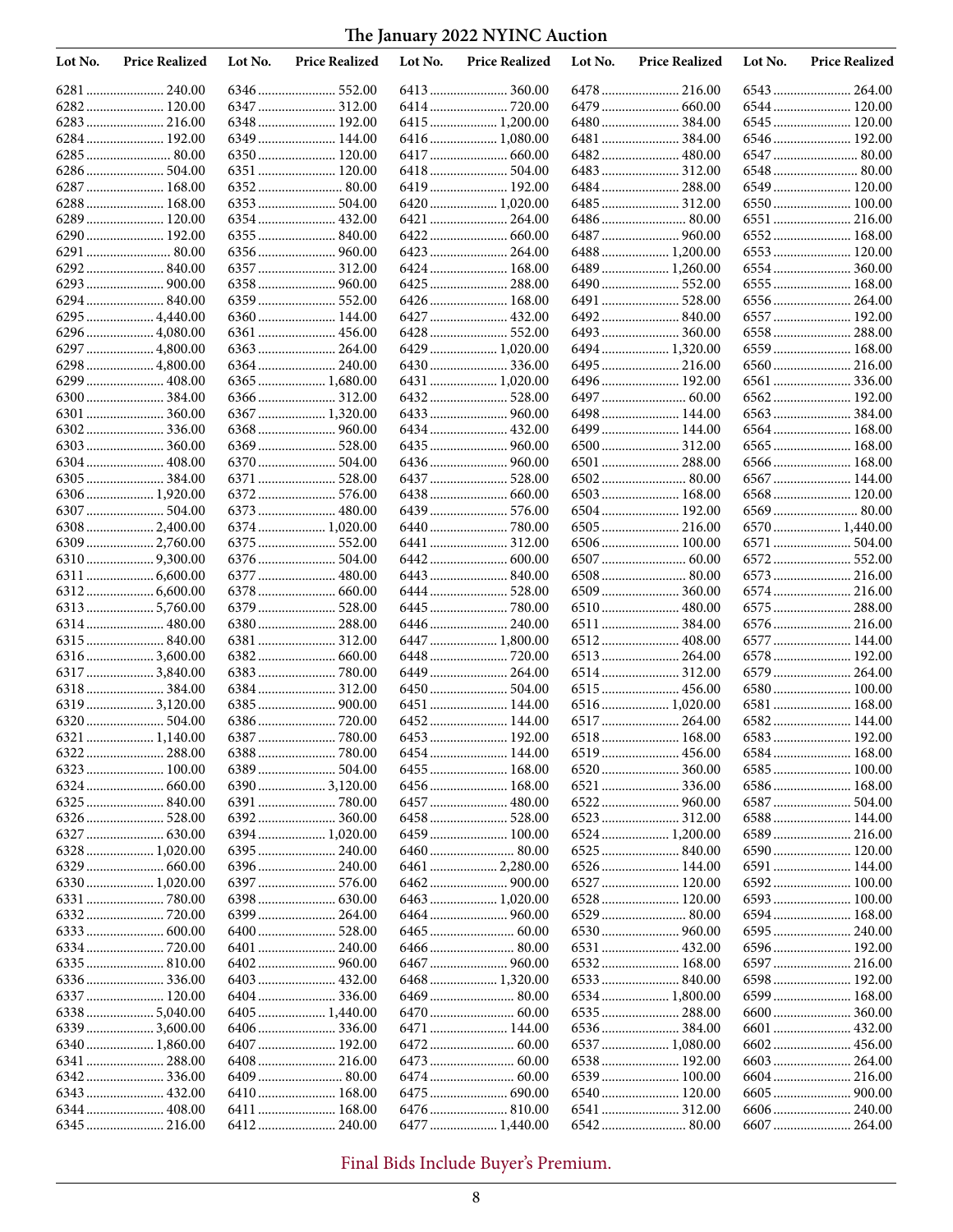# The January 2022 NYINC Auction

| Lot No. | Price Realized | Lot No. | Price Realized | Lot No. | Price Realized | Lot No. | Price Realized | Lot No. | Price Realized |
|---|---|---|---|---|---|---|---|---|---|
| 6281 | 240.00 | 6346 | 552.00 | 6413 | 360.00 | 6478 | 216.00 | 6543 | 264.00 |
| 6282 | 120.00 | 6347 | 312.00 | 6414 | 720.00 | 6479 | 660.00 | 6544 | 120.00 |
| 6283 | 216.00 | 6348 | 192.00 | 6415 | 1,200.00 | 6480 | 384.00 | 6545 | 120.00 |
| 6284 | 192.00 | 6349 | 144.00 | 6416 | 1,080.00 | 6481 | 384.00 | 6546 | 192.00 |
| 6285 | 80.00 | 6350 | 120.00 | 6417 | 660.00 | 6482 | 480.00 | 6547 | 80.00 |
| 6286 | 504.00 | 6351 | 120.00 | 6418 | 504.00 | 6483 | 312.00 | 6548 | 80.00 |
| 6287 | 168.00 | 6352 | 80.00 | 6419 | 192.00 | 6484 | 288.00 | 6549 | 120.00 |
| 6288 | 168.00 | 6353 | 504.00 | 6420 | 1,020.00 | 6485 | 312.00 | 6550 | 100.00 |
| 6289 | 120.00 | 6354 | 432.00 | 6421 | 264.00 | 6486 | 80.00 | 6551 | 216.00 |
| 6290 | 192.00 | 6355 | 840.00 | 6422 | 660.00 | 6487 | 960.00 | 6552 | 168.00 |
| 6291 | 80.00 | 6356 | 960.00 | 6423 | 264.00 | 6488 | 1,200.00 | 6553 | 120.00 |
| 6292 | 840.00 | 6357 | 312.00 | 6424 | 168.00 | 6489 | 1,260.00 | 6554 | 360.00 |
| 6293 | 900.00 | 6358 | 960.00 | 6425 | 288.00 | 6490 | 552.00 | 6555 | 168.00 |
| 6294 | 840.00 | 6359 | 552.00 | 6426 | 168.00 | 6491 | 528.00 | 6556 | 264.00 |
| 6295 | 4,440.00 | 6360 | 144.00 | 6427 | 432.00 | 6492 | 840.00 | 6557 | 192.00 |
| 6296 | 4,080.00 | 6361 | 456.00 | 6428 | 552.00 | 6493 | 360.00 | 6558 | 288.00 |
| 6297 | 4,800.00 | 6363 | 264.00 | 6429 | 1,020.00 | 6494 | 1,320.00 | 6559 | 168.00 |
| 6298 | 4,800.00 | 6364 | 240.00 | 6430 | 336.00 | 6495 | 216.00 | 6560 | 216.00 |
| 6299 | 408.00 | 6365 | 1,680.00 | 6431 | 1,020.00 | 6496 | 192.00 | 6561 | 336.00 |
| 6300 | 384.00 | 6366 | 312.00 | 6432 | 528.00 | 6497 | 60.00 | 6562 | 192.00 |
| 6301 | 360.00 | 6367 | 1,320.00 | 6433 | 960.00 | 6498 | 144.00 | 6563 | 384.00 |
| 6302 | 336.00 | 6368 | 960.00 | 6434 | 432.00 | 6499 | 144.00 | 6564 | 168.00 |
| 6303 | 360.00 | 6369 | 528.00 | 6435 | 960.00 | 6500 | 312.00 | 6565 | 168.00 |
| 6304 | 408.00 | 6370 | 504.00 | 6436 | 960.00 | 6501 | 288.00 | 6566 | 168.00 |
| 6305 | 384.00 | 6371 | 528.00 | 6437 | 528.00 | 6502 | 80.00 | 6567 | 144.00 |
| 6306 | 1,920.00 | 6372 | 576.00 | 6438 | 660.00 | 6503 | 168.00 | 6568 | 120.00 |
| 6307 | 504.00 | 6373 | 480.00 | 6439 | 576.00 | 6504 | 192.00 | 6569 | 80.00 |
| 6308 | 2,400.00 | 6374 | 1,020.00 | 6440 | 780.00 | 6505 | 216.00 | 6570 | 1,440.00 |
| 6309 | 2,760.00 | 6375 | 552.00 | 6441 | 312.00 | 6506 | 100.00 | 6571 | 504.00 |
| 6310 | 9,300.00 | 6376 | 504.00 | 6442 | 600.00 | 6507 | 60.00 | 6572 | 552.00 |
| 6311 | 6,600.00 | 6377 | 480.00 | 6443 | 840.00 | 6508 | 80.00 | 6573 | 216.00 |
| 6312 | 6,600.00 | 6378 | 660.00 | 6444 | 528.00 | 6509 | 360.00 | 6574 | 216.00 |
| 6313 | 5,760.00 | 6379 | 528.00 | 6445 | 780.00 | 6510 | 480.00 | 6575 | 288.00 |
| 6314 | 480.00 | 6380 | 288.00 | 6446 | 240.00 | 6511 | 384.00 | 6576 | 216.00 |
| 6315 | 840.00 | 6381 | 312.00 | 6447 | 1,800.00 | 6512 | 408.00 | 6577 | 144.00 |
| 6316 | 3,600.00 | 6382 | 660.00 | 6448 | 720.00 | 6513 | 264.00 | 6578 | 192.00 |
| 6317 | 3,840.00 | 6383 | 780.00 | 6449 | 264.00 | 6514 | 312.00 | 6579 | 264.00 |
| 6318 | 384.00 | 6384 | 312.00 | 6450 | 504.00 | 6515 | 456.00 | 6580 | 100.00 |
| 6319 | 3,120.00 | 6385 | 900.00 | 6451 | 144.00 | 6516 | 1,020.00 | 6581 | 168.00 |
| 6320 | 504.00 | 6386 | 720.00 | 6452 | 144.00 | 6517 | 264.00 | 6582 | 144.00 |
| 6321 | 1,140.00 | 6387 | 780.00 | 6453 | 192.00 | 6518 | 168.00 | 6583 | 192.00 |
| 6322 | 288.00 | 6388 | 780.00 | 6454 | 144.00 | 6519 | 456.00 | 6584 | 168.00 |
| 6323 | 100.00 | 6389 | 504.00 | 6455 | 168.00 | 6520 | 360.00 | 6585 | 100.00 |
| 6324 | 660.00 | 6390 | 3,120.00 | 6456 | 168.00 | 6521 | 336.00 | 6586 | 168.00 |
| 6325 | 840.00 | 6391 | 780.00 | 6457 | 480.00 | 6522 | 960.00 | 6587 | 504.00 |
| 6326 | 528.00 | 6392 | 360.00 | 6458 | 528.00 | 6523 | 312.00 | 6588 | 144.00 |
| 6327 | 630.00 | 6394 | 1,020.00 | 6459 | 100.00 | 6524 | 1,200.00 | 6589 | 216.00 |
| 6328 | 1,020.00 | 6395 | 240.00 | 6460 | 80.00 | 6525 | 840.00 | 6590 | 120.00 |
| 6329 | 660.00 | 6396 | 240.00 | 6461 | 2,280.00 | 6526 | 144.00 | 6591 | 144.00 |
| 6330 | 1,020.00 | 6397 | 576.00 | 6462 | 900.00 | 6527 | 120.00 | 6592 | 100.00 |
| 6331 | 780.00 | 6398 | 630.00 | 6463 | 1,020.00 | 6528 | 120.00 | 6593 | 100.00 |
| 6332 | 720.00 | 6399 | 264.00 | 6464 | 960.00 | 6529 | 80.00 | 6594 | 168.00 |
| 6333 | 600.00 | 6400 | 528.00 | 6465 | 60.00 | 6530 | 960.00 | 6595 | 240.00 |
| 6334 | 720.00 | 6401 | 240.00 | 6466 | 80.00 | 6531 | 432.00 | 6596 | 192.00 |
| 6335 | 810.00 | 6402 | 960.00 | 6467 | 960.00 | 6532 | 168.00 | 6597 | 216.00 |
| 6336 | 336.00 | 6403 | 432.00 | 6468 | 1,320.00 | 6533 | 840.00 | 6598 | 192.00 |
| 6337 | 120.00 | 6404 | 336.00 | 6469 | 80.00 | 6534 | 1,800.00 | 6599 | 168.00 |
| 6338 | 5,040.00 | 6405 | 1,440.00 | 6470 | 60.00 | 6535 | 288.00 | 6600 | 360.00 |
| 6339 | 3,600.00 | 6406 | 336.00 | 6471 | 144.00 | 6536 | 384.00 | 6601 | 432.00 |
| 6340 | 1,860.00 | 6407 | 192.00 | 6472 | 60.00 | 6537 | 1,080.00 | 6602 | 456.00 |
| 6341 | 288.00 | 6408 | 216.00 | 6473 | 60.00 | 6538 | 192.00 | 6603 | 264.00 |
| 6342 | 336.00 | 6409 | 80.00 | 6474 | 60.00 | 6539 | 100.00 | 6604 | 216.00 |
| 6343 | 432.00 | 6410 | 168.00 | 6475 | 690.00 | 6540 | 120.00 | 6605 | 900.00 |
| 6344 | 408.00 | 6411 | 168.00 | 6476 | 810.00 | 6541 | 312.00 | 6606 | 240.00 |
| 6345 | 216.00 | 6412 | 240.00 | 6477 | 1,440.00 | 6542 | 80.00 | 6607 | 264.00 |

Final Bids Include Buyer's Premium.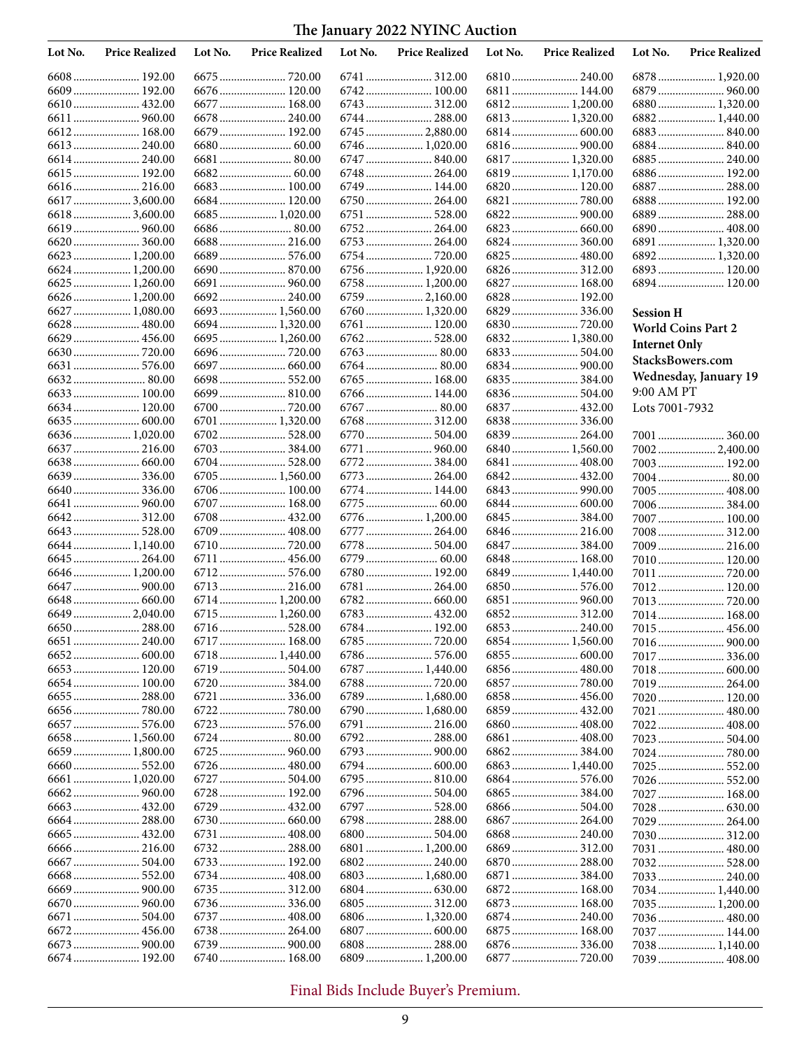# The January 2022 NYINC Auction

| Lot No. | Price Realized | Lot No. | Price Realized | Lot No. | Price Realized | Lot No. | Price Realized | Lot No. | Price Realized |
|---|---|---|---|---|---|---|---|---|---|
| 6608 | 192.00 | 6675 | 720.00 | 6741 | 312.00 | 6810 | 240.00 | 6878 | 1,920.00 |
| 6609 | 192.00 | 6676 | 120.00 | 6742 | 100.00 | 6811 | 144.00 | 6879 | 960.00 |
| 6610 | 432.00 | 6677 | 168.00 | 6743 | 312.00 | 6812 | 1,200.00 | 6880 | 1,320.00 |
| 6611 | 960.00 | 6678 | 240.00 | 6744 | 288.00 | 6813 | 1,320.00 | 6882 | 1,440.00 |
| 6612 | 168.00 | 6679 | 192.00 | 6745 | 2,880.00 | 6814 | 600.00 | 6883 | 840.00 |
| 6613 | 240.00 | 6680 | 60.00 | 6746 | 1,020.00 | 6816 | 900.00 | 6884 | 840.00 |
| 6614 | 240.00 | 6681 | 80.00 | 6747 | 840.00 | 6817 | 1,320.00 | 6885 | 240.00 |
| 6615 | 192.00 | 6682 | 60.00 | 6748 | 264.00 | 6819 | 1,170.00 | 6886 | 192.00 |
| 6616 | 216.00 | 6683 | 100.00 | 6749 | 144.00 | 6820 | 120.00 | 6887 | 288.00 |
| 6617 | 3,600.00 | 6684 | 120.00 | 6750 | 264.00 | 6821 | 780.00 | 6888 | 192.00 |
| 6618 | 3,600.00 | 6685 | 1,020.00 | 6751 | 528.00 | 6822 | 900.00 | 6889 | 288.00 |
| 6619 | 960.00 | 6686 | 80.00 | 6752 | 264.00 | 6823 | 660.00 | 6890 | 408.00 |
| 6620 | 360.00 | 6688 | 216.00 | 6753 | 264.00 | 6824 | 360.00 | 6891 | 1,320.00 |
| 6623 | 1,200.00 | 6689 | 576.00 | 6754 | 720.00 | 6825 | 480.00 | 6892 | 1,320.00 |
| 6624 | 1,200.00 | 6690 | 870.00 | 6756 | 1,920.00 | 6826 | 312.00 | 6893 | 120.00 |
| 6625 | 1,260.00 | 6691 | 960.00 | 6758 | 1,200.00 | 6827 | 168.00 | 6894 | 120.00 |
| 6626 | 1,200.00 | 6692 | 240.00 | 6759 | 2,160.00 | 6828 | 192.00 | | |
| 6627 | 1,080.00 | 6693 | 1,560.00 | 6760 | 1,320.00 | 6829 | 336.00 | | |
| 6628 | 480.00 | 6694 | 1,320.00 | 6761 | 120.00 | 6830 | 720.00 | | |
| 6629 | 456.00 | 6695 | 1,260.00 | 6762 | 528.00 | 6832 | 1,380.00 | | |
| 6630 | 720.00 | 6696 | 720.00 | 6763 | 80.00 | 6833 | 504.00 | | |
| 6631 | 576.00 | 6697 | 660.00 | 6764 | 80.00 | 6834 | 900.00 | | |
| 6632 | 80.00 | 6698 | 552.00 | 6765 | 168.00 | 6835 | 384.00 | | |
| 6633 | 100.00 | 6699 | 810.00 | 6766 | 144.00 | 6836 | 504.00 | | |
| 6634 | 120.00 | 6700 | 720.00 | 6767 | 80.00 | 6837 | 432.00 | | |
| 6635 | 600.00 | 6701 | 1,320.00 | 6768 | 312.00 | 6838 | 336.00 | | |
| 6636 | 1,020.00 | 6702 | 528.00 | 6770 | 504.00 | 6839 | 264.00 | | |
| 6637 | 216.00 | 6703 | 384.00 | 6771 | 960.00 | 6840 | 1,560.00 | | |
| 6638 | 660.00 | 6704 | 528.00 | 6772 | 384.00 | 6841 | 408.00 | | |
| 6639 | 336.00 | 6705 | 1,560.00 | 6773 | 264.00 | 6842 | 432.00 | | |
| 6640 | 336.00 | 6706 | 100.00 | 6774 | 144.00 | 6843 | 990.00 | | |
| 6641 | 960.00 | 6707 | 168.00 | 6775 | 60.00 | 6844 | 600.00 | | |
| 6642 | 312.00 | 6708 | 432.00 | 6776 | 1,200.00 | 6845 | 384.00 | | |
| 6643 | 528.00 | 6709 | 408.00 | 6777 | 264.00 | 6846 | 216.00 | | |
| 6644 | 1,140.00 | 6710 | 720.00 | 6778 | 504.00 | 6847 | 384.00 | | |
| 6645 | 264.00 | 6711 | 456.00 | 6779 | 60.00 | 6848 | 168.00 | | |
| 6646 | 1,200.00 | 6712 | 576.00 | 6780 | 192.00 | 6849 | 1,440.00 | | |
| 6647 | 900.00 | 6713 | 216.00 | 6781 | 264.00 | 6850 | 576.00 | | |
| 6648 | 660.00 | 6714 | 1,200.00 | 6782 | 660.00 | 6851 | 960.00 | | |
| 6649 | 2,040.00 | 6715 | 1,260.00 | 6783 | 432.00 | 6852 | 312.00 | | |
| 6650 | 288.00 | 6716 | 528.00 | 6784 | 192.00 | 6853 | 240.00 | | |
| 6651 | 240.00 | 6717 | 168.00 | 6785 | 720.00 | 6854 | 1,560.00 | | |
| 6652 | 600.00 | 6718 | 1,440.00 | 6786 | 576.00 | 6855 | 600.00 | | |
| 6653 | 120.00 | 6719 | 504.00 | 6787 | 1,440.00 | 6856 | 480.00 | | |
| 6654 | 100.00 | 6720 | 384.00 | 6788 | 720.00 | 6857 | 780.00 | | |
| 6655 | 288.00 | 6721 | 336.00 | 6789 | 1,680.00 | 6858 | 456.00 | | |
| 6656 | 780.00 | 6722 | 780.00 | 6790 | 1,680.00 | 6859 | 432.00 | | |
| 6657 | 576.00 | 6723 | 576.00 | 6791 | 216.00 | 6860 | 408.00 | | |
| 6658 | 1,560.00 | 6724 | 80.00 | 6792 | 288.00 | 6861 | 408.00 | | |
| 6659 | 1,800.00 | 6725 | 960.00 | 6793 | 900.00 | 6862 | 384.00 | | |
| 6660 | 552.00 | 6726 | 480.00 | 6794 | 600.00 | 6863 | 1,440.00 | | |
| 6661 | 1,020.00 | 6727 | 504.00 | 6795 | 810.00 | 6864 | 576.00 | | |
| 6662 | 960.00 | 6728 | 192.00 | 6796 | 504.00 | 6865 | 384.00 | | |
| 6663 | 432.00 | 6729 | 432.00 | 6797 | 528.00 | 6866 | 504.00 | | |
| 6664 | 288.00 | 6730 | 660.00 | 6798 | 288.00 | 6867 | 264.00 | | |
| 6665 | 432.00 | 6731 | 408.00 | 6800 | 504.00 | 6868 | 240.00 | | |
| 6666 | 216.00 | 6732 | 288.00 | 6801 | 1,200.00 | 6869 | 312.00 | | |
| 6667 | 504.00 | 6733 | 192.00 | 6802 | 240.00 | 6870 | 288.00 | | |
| 6668 | 552.00 | 6734 | 408.00 | 6803 | 1,680.00 | 6871 | 384.00 | | |
| 6669 | 900.00 | 6735 | 312.00 | 6804 | 630.00 | 6872 | 168.00 | | |
| 6670 | 960.00 | 6736 | 336.00 | 6805 | 312.00 | 6873 | 168.00 | | |
| 6671 | 504.00 | 6737 | 408.00 | 6806 | 1,320.00 | 6874 | 240.00 | | |
| 6672 | 456.00 | 6738 | 264.00 | 6807 | 600.00 | 6875 | 168.00 | | |
| 6673 | 900.00 | 6739 | 900.00 | 6808 | 288.00 | 6876 | 336.00 | | |
| 6674 | 192.00 | 6740 | 168.00 | 6809 | 1,200.00 | 6877 | 720.00 | | |

**Session H**
**World Coins Part 2**
**Internet Only**
**StacksBowers.com**
**Wednesday, January 19**
9:00 AM PT
Lots 7001-7932

| Lot No. | Price Realized |
|---|---|
| 7001 | 360.00 |
| 7002 | 2,400.00 |
| 7003 | 192.00 |
| 7004 | 80.00 |
| 7005 | 408.00 |
| 7006 | 384.00 |
| 7007 | 100.00 |
| 7008 | 312.00 |
| 7009 | 216.00 |
| 7010 | 120.00 |
| 7011 | 720.00 |
| 7012 | 120.00 |
| 7013 | 720.00 |
| 7014 | 168.00 |
| 7015 | 456.00 |
| 7016 | 900.00 |
| 7017 | 336.00 |
| 7018 | 600.00 |
| 7019 | 264.00 |
| 7020 | 120.00 |
| 7021 | 480.00 |
| 7022 | 408.00 |
| 7023 | 504.00 |
| 7024 | 780.00 |
| 7025 | 552.00 |
| 7026 | 552.00 |
| 7027 | 168.00 |
| 7028 | 630.00 |
| 7029 | 264.00 |
| 7030 | 312.00 |
| 7031 | 480.00 |
| 7032 | 528.00 |
| 7033 | 240.00 |
| 7034 | 1,440.00 |
| 7035 | 1,200.00 |
| 7036 | 480.00 |
| 7037 | 144.00 |
| 7038 | 1,140.00 |
| 7039 | 408.00 |

Final Bids Include Buyer's Premium.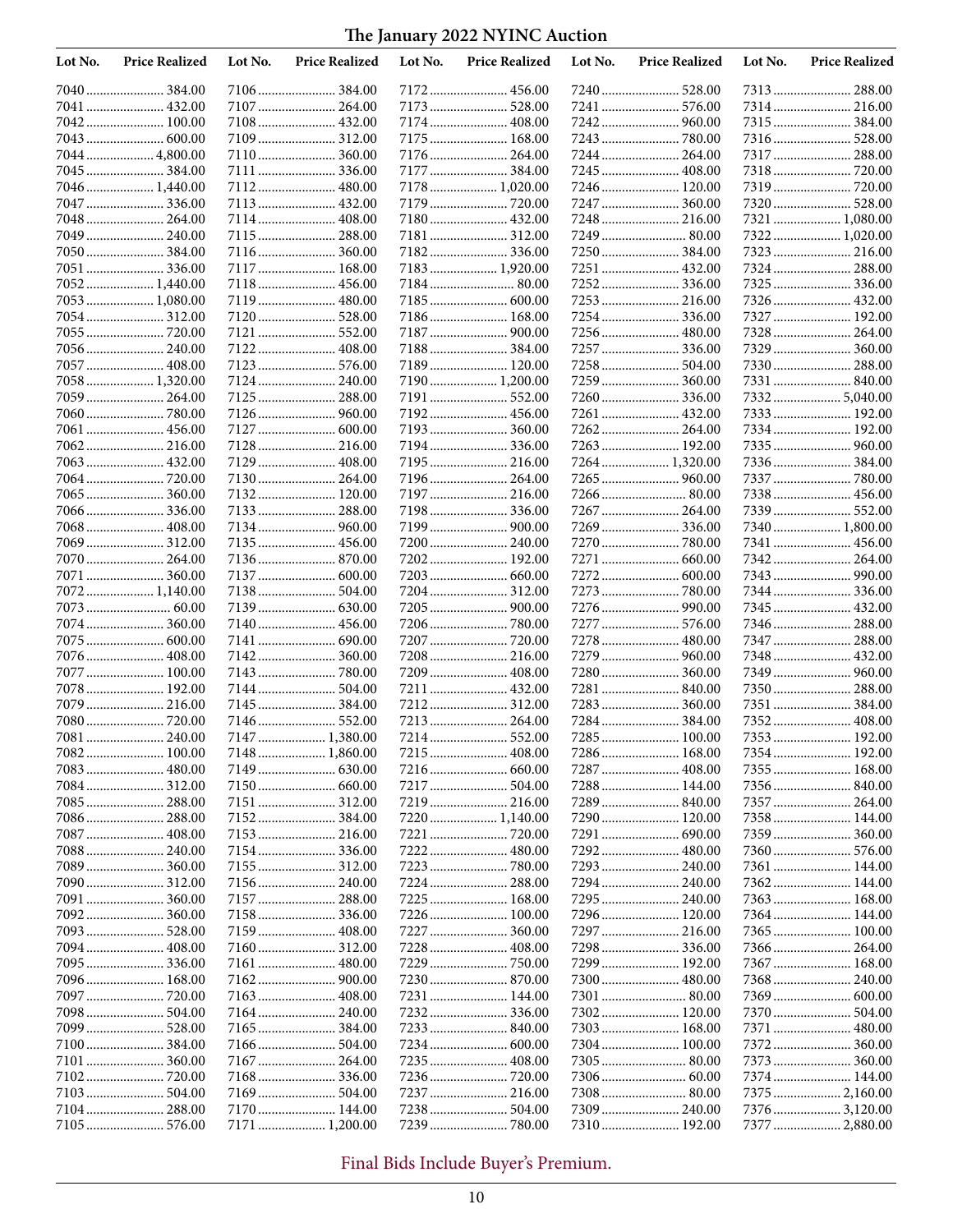# The January 2022 NYINC Auction

| Lot No. | Price Realized | Lot No. | Price Realized | Lot No. | Price Realized | Lot No. | Price Realized | Lot No. | Price Realized |
|---|---|---|---|---|---|---|---|---|---|
| 7040 | 384.00 | 7106 | 384.00 | 7172 | 456.00 | 7240 | 528.00 | 7313 | 288.00 |
| 7041 | 432.00 | 7107 | 264.00 | 7173 | 528.00 | 7241 | 576.00 | 7314 | 216.00 |
| 7042 | 100.00 | 7108 | 432.00 | 7174 | 408.00 | 7242 | 960.00 | 7315 | 384.00 |
| 7043 | 600.00 | 7109 | 312.00 | 7175 | 168.00 | 7243 | 780.00 | 7316 | 528.00 |
| 7044 | 4,800.00 | 7110 | 360.00 | 7176 | 264.00 | 7244 | 264.00 | 7317 | 288.00 |
| 7045 | 384.00 | 7111 | 336.00 | 7177 | 384.00 | 7245 | 408.00 | 7318 | 720.00 |
| 7046 | 1,440.00 | 7112 | 480.00 | 7178 | 1,020.00 | 7246 | 120.00 | 7319 | 720.00 |
| 7047 | 336.00 | 7113 | 432.00 | 7179 | 720.00 | 7247 | 360.00 | 7320 | 528.00 |
| 7048 | 264.00 | 7114 | 408.00 | 7180 | 432.00 | 7248 | 216.00 | 7321 | 1,080.00 |
| 7049 | 240.00 | 7115 | 288.00 | 7181 | 312.00 | 7249 | 80.00 | 7322 | 1,020.00 |
| 7050 | 384.00 | 7116 | 360.00 | 7182 | 336.00 | 7250 | 384.00 | 7323 | 216.00 |
| 7051 | 336.00 | 7117 | 168.00 | 7183 | 1,920.00 | 7251 | 432.00 | 7324 | 288.00 |
| 7052 | 1,440.00 | 7118 | 456.00 | 7184 | 80.00 | 7252 | 336.00 | 7325 | 336.00 |
| 7053 | 1,080.00 | 7119 | 480.00 | 7185 | 600.00 | 7253 | 216.00 | 7326 | 432.00 |
| 7054 | 312.00 | 7120 | 528.00 | 7186 | 168.00 | 7254 | 336.00 | 7327 | 192.00 |
| 7055 | 720.00 | 7121 | 552.00 | 7187 | 900.00 | 7256 | 480.00 | 7328 | 264.00 |
| 7056 | 240.00 | 7122 | 408.00 | 7188 | 384.00 | 7257 | 336.00 | 7329 | 360.00 |
| 7057 | 408.00 | 7123 | 576.00 | 7189 | 120.00 | 7258 | 504.00 | 7330 | 288.00 |
| 7058 | 1,320.00 | 7124 | 240.00 | 7190 | 1,200.00 | 7259 | 360.00 | 7331 | 840.00 |
| 7059 | 264.00 | 7125 | 288.00 | 7191 | 552.00 | 7260 | 336.00 | 7332 | 5,040.00 |
| 7060 | 780.00 | 7126 | 960.00 | 7192 | 456.00 | 7261 | 432.00 | 7333 | 192.00 |
| 7061 | 456.00 | 7127 | 600.00 | 7193 | 360.00 | 7262 | 264.00 | 7334 | 192.00 |
| 7062 | 216.00 | 7128 | 216.00 | 7194 | 336.00 | 7263 | 192.00 | 7335 | 960.00 |
| 7063 | 432.00 | 7129 | 408.00 | 7195 | 216.00 | 7264 | 1,320.00 | 7336 | 384.00 |
| 7064 | 720.00 | 7130 | 264.00 | 7196 | 264.00 | 7265 | 960.00 | 7337 | 780.00 |
| 7065 | 360.00 | 7132 | 120.00 | 7197 | 216.00 | 7266 | 80.00 | 7338 | 456.00 |
| 7066 | 336.00 | 7133 | 288.00 | 7198 | 336.00 | 7267 | 264.00 | 7339 | 552.00 |
| 7068 | 408.00 | 7134 | 960.00 | 7199 | 900.00 | 7269 | 336.00 | 7340 | 1,800.00 |
| 7069 | 312.00 | 7135 | 456.00 | 7200 | 240.00 | 7270 | 780.00 | 7341 | 456.00 |
| 7070 | 264.00 | 7136 | 870.00 | 7202 | 192.00 | 7271 | 660.00 | 7342 | 264.00 |
| 7071 | 360.00 | 7137 | 600.00 | 7203 | 660.00 | 7272 | 600.00 | 7343 | 990.00 |
| 7072 | 1,140.00 | 7138 | 504.00 | 7204 | 312.00 | 7273 | 780.00 | 7344 | 336.00 |
| 7073 | 60.00 | 7139 | 630.00 | 7205 | 900.00 | 7276 | 990.00 | 7345 | 432.00 |
| 7074 | 360.00 | 7140 | 456.00 | 7206 | 780.00 | 7277 | 576.00 | 7346 | 288.00 |
| 7075 | 600.00 | 7141 | 690.00 | 7207 | 720.00 | 7278 | 480.00 | 7347 | 288.00 |
| 7076 | 408.00 | 7142 | 360.00 | 7208 | 216.00 | 7279 | 960.00 | 7348 | 432.00 |
| 7077 | 100.00 | 7143 | 780.00 | 7209 | 408.00 | 7280 | 360.00 | 7349 | 960.00 |
| 7078 | 192.00 | 7144 | 504.00 | 7211 | 432.00 | 7281 | 840.00 | 7350 | 288.00 |
| 7079 | 216.00 | 7145 | 384.00 | 7212 | 312.00 | 7283 | 360.00 | 7351 | 384.00 |
| 7080 | 720.00 | 7146 | 552.00 | 7213 | 264.00 | 7284 | 384.00 | 7352 | 408.00 |
| 7081 | 240.00 | 7147 | 1,380.00 | 7214 | 552.00 | 7285 | 100.00 | 7353 | 192.00 |
| 7082 | 100.00 | 7148 | 1,860.00 | 7215 | 408.00 | 7286 | 168.00 | 7354 | 192.00 |
| 7083 | 480.00 | 7149 | 630.00 | 7216 | 660.00 | 7287 | 408.00 | 7355 | 168.00 |
| 7084 | 312.00 | 7150 | 660.00 | 7217 | 504.00 | 7288 | 144.00 | 7356 | 840.00 |
| 7085 | 288.00 | 7151 | 312.00 | 7219 | 216.00 | 7289 | 840.00 | 7357 | 264.00 |
| 7086 | 288.00 | 7152 | 384.00 | 7220 | 1,140.00 | 7290 | 120.00 | 7358 | 144.00 |
| 7087 | 408.00 | 7153 | 216.00 | 7221 | 720.00 | 7291 | 690.00 | 7359 | 360.00 |
| 7088 | 240.00 | 7154 | 336.00 | 7222 | 480.00 | 7292 | 480.00 | 7360 | 576.00 |
| 7089 | 360.00 | 7155 | 312.00 | 7223 | 780.00 | 7293 | 240.00 | 7361 | 144.00 |
| 7090 | 312.00 | 7156 | 240.00 | 7224 | 288.00 | 7294 | 240.00 | 7362 | 144.00 |
| 7091 | 360.00 | 7157 | 288.00 | 7225 | 168.00 | 7295 | 240.00 | 7363 | 168.00 |
| 7092 | 360.00 | 7158 | 336.00 | 7226 | 100.00 | 7296 | 120.00 | 7364 | 144.00 |
| 7093 | 528.00 | 7159 | 408.00 | 7227 | 360.00 | 7297 | 216.00 | 7365 | 100.00 |
| 7094 | 408.00 | 7160 | 312.00 | 7228 | 408.00 | 7298 | 336.00 | 7366 | 264.00 |
| 7095 | 336.00 | 7161 | 480.00 | 7229 | 750.00 | 7299 | 192.00 | 7367 | 168.00 |
| 7096 | 168.00 | 7162 | 900.00 | 7230 | 870.00 | 7300 | 480.00 | 7368 | 240.00 |
| 7097 | 720.00 | 7163 | 408.00 | 7231 | 144.00 | 7301 | 80.00 | 7369 | 600.00 |
| 7098 | 504.00 | 7164 | 240.00 | 7232 | 336.00 | 7302 | 120.00 | 7370 | 504.00 |
| 7099 | 528.00 | 7165 | 384.00 | 7233 | 840.00 | 7303 | 168.00 | 7371 | 480.00 |
| 7100 | 384.00 | 7166 | 504.00 | 7234 | 600.00 | 7304 | 100.00 | 7372 | 360.00 |
| 7101 | 360.00 | 7167 | 264.00 | 7235 | 408.00 | 7305 | 80.00 | 7373 | 360.00 |
| 7102 | 720.00 | 7168 | 336.00 | 7236 | 720.00 | 7306 | 60.00 | 7374 | 144.00 |
| 7103 | 504.00 | 7169 | 504.00 | 7237 | 216.00 | 7308 | 80.00 | 7375 | 2,160.00 |
| 7104 | 288.00 | 7170 | 144.00 | 7238 | 504.00 | 7309 | 240.00 | 7376 | 3,120.00 |
| 7105 | 576.00 | 7171 | 1,200.00 | 7239 | 780.00 | 7310 | 192.00 | 7377 | 2,880.00 |

Final Bids Include Buyer's Premium.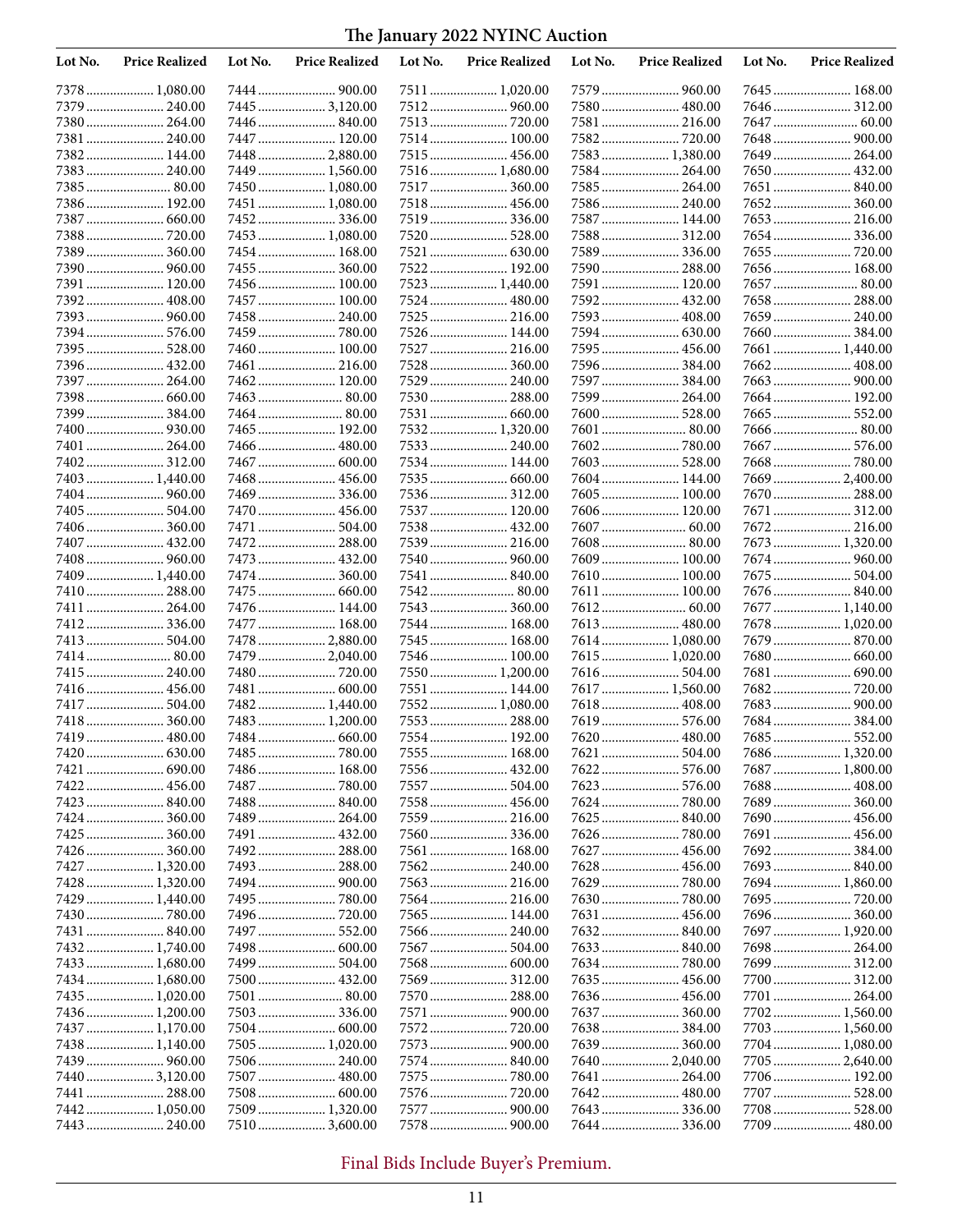# The January 2022 NYINC Auction

| Lot No. | Price Realized | Lot No. | Price Realized | Lot No. | Price Realized | Lot No. | Price Realized | Lot No. | Price Realized |
|---|---|---|---|---|---|---|---|---|---|
| 7378 | 1,080.00 | 7444 | 900.00 | 7511 | 1,020.00 | 7579 | 960.00 | 7645 | 168.00 |
| 7379 | 240.00 | 7445 | 3,120.00 | 7512 | 960.00 | 7580 | 480.00 | 7646 | 312.00 |
| 7380 | 264.00 | 7446 | 840.00 | 7513 | 720.00 | 7581 | 216.00 | 7647 | 60.00 |
| 7381 | 240.00 | 7447 | 120.00 | 7514 | 100.00 | 7582 | 720.00 | 7648 | 900.00 |
| 7382 | 144.00 | 7448 | 2,880.00 | 7515 | 456.00 | 7583 | 1,380.00 | 7649 | 264.00 |
| 7383 | 240.00 | 7449 | 1,560.00 | 7516 | 1,680.00 | 7584 | 264.00 | 7650 | 432.00 |
| 7385 | 80.00 | 7450 | 1,080.00 | 7517 | 360.00 | 7585 | 264.00 | 7651 | 840.00 |
| 7386 | 192.00 | 7451 | 1,080.00 | 7518 | 456.00 | 7586 | 240.00 | 7652 | 360.00 |
| 7387 | 660.00 | 7452 | 336.00 | 7519 | 336.00 | 7587 | 144.00 | 7653 | 216.00 |
| 7388 | 720.00 | 7453 | 1,080.00 | 7520 | 528.00 | 7588 | 312.00 | 7654 | 336.00 |
| 7389 | 360.00 | 7454 | 168.00 | 7521 | 630.00 | 7589 | 336.00 | 7655 | 720.00 |
| 7390 | 960.00 | 7455 | 360.00 | 7522 | 192.00 | 7590 | 288.00 | 7656 | 168.00 |
| 7391 | 120.00 | 7456 | 100.00 | 7523 | 1,440.00 | 7591 | 120.00 | 7657 | 80.00 |
| 7392 | 408.00 | 7457 | 100.00 | 7524 | 480.00 | 7592 | 432.00 | 7658 | 288.00 |
| 7393 | 960.00 | 7458 | 240.00 | 7525 | 216.00 | 7593 | 408.00 | 7659 | 240.00 |
| 7394 | 576.00 | 7459 | 780.00 | 7526 | 144.00 | 7594 | 630.00 | 7660 | 384.00 |
| 7395 | 528.00 | 7460 | 100.00 | 7527 | 216.00 | 7595 | 456.00 | 7661 | 1,440.00 |
| 7396 | 432.00 | 7461 | 216.00 | 7528 | 360.00 | 7596 | 384.00 | 7662 | 408.00 |
| 7397 | 264.00 | 7462 | 120.00 | 7529 | 240.00 | 7597 | 384.00 | 7663 | 900.00 |
| 7398 | 660.00 | 7463 | 80.00 | 7530 | 288.00 | 7599 | 264.00 | 7664 | 192.00 |
| 7399 | 384.00 | 7464 | 80.00 | 7531 | 660.00 | 7600 | 528.00 | 7665 | 552.00 |
| 7400 | 930.00 | 7465 | 192.00 | 7532 | 1,320.00 | 7601 | 80.00 | 7666 | 80.00 |
| 7401 | 264.00 | 7466 | 480.00 | 7533 | 240.00 | 7602 | 780.00 | 7667 | 576.00 |
| 7402 | 312.00 | 7467 | 600.00 | 7534 | 144.00 | 7603 | 528.00 | 7668 | 780.00 |
| 7403 | 1,440.00 | 7468 | 456.00 | 7535 | 660.00 | 7604 | 144.00 | 7669 | 2,400.00 |
| 7404 | 960.00 | 7469 | 336.00 | 7536 | 312.00 | 7605 | 100.00 | 7670 | 288.00 |
| 7405 | 504.00 | 7470 | 456.00 | 7537 | 120.00 | 7606 | 120.00 | 7671 | 312.00 |
| 7406 | 360.00 | 7471 | 504.00 | 7538 | 432.00 | 7607 | 60.00 | 7672 | 216.00 |
| 7407 | 432.00 | 7472 | 288.00 | 7539 | 216.00 | 7608 | 80.00 | 7673 | 1,320.00 |
| 7408 | 960.00 | 7473 | 432.00 | 7540 | 960.00 | 7609 | 100.00 | 7674 | 960.00 |
| 7409 | 1,440.00 | 7474 | 360.00 | 7541 | 840.00 | 7610 | 100.00 | 7675 | 504.00 |
| 7410 | 288.00 | 7475 | 660.00 | 7542 | 80.00 | 7611 | 100.00 | 7676 | 840.00 |
| 7411 | 264.00 | 7476 | 144.00 | 7543 | 360.00 | 7612 | 60.00 | 7677 | 1,140.00 |
| 7412 | 336.00 | 7477 | 168.00 | 7544 | 168.00 | 7613 | 480.00 | 7678 | 1,020.00 |
| 7413 | 504.00 | 7478 | 2,880.00 | 7545 | 168.00 | 7614 | 1,080.00 | 7679 | 870.00 |
| 7414 | 80.00 | 7479 | 2,040.00 | 7546 | 100.00 | 7615 | 1,020.00 | 7680 | 660.00 |
| 7415 | 240.00 | 7480 | 720.00 | 7550 | 1,200.00 | 7616 | 504.00 | 7681 | 690.00 |
| 7416 | 456.00 | 7481 | 600.00 | 7551 | 144.00 | 7617 | 1,560.00 | 7682 | 720.00 |
| 7417 | 504.00 | 7482 | 1,440.00 | 7552 | 1,080.00 | 7618 | 408.00 | 7683 | 900.00 |
| 7418 | 360.00 | 7483 | 1,200.00 | 7553 | 288.00 | 7619 | 576.00 | 7684 | 384.00 |
| 7419 | 480.00 | 7484 | 660.00 | 7554 | 192.00 | 7620 | 480.00 | 7685 | 552.00 |
| 7420 | 630.00 | 7485 | 780.00 | 7555 | 168.00 | 7621 | 504.00 | 7686 | 1,320.00 |
| 7421 | 690.00 | 7486 | 168.00 | 7556 | 432.00 | 7622 | 576.00 | 7687 | 1,800.00 |
| 7422 | 456.00 | 7487 | 780.00 | 7557 | 504.00 | 7623 | 576.00 | 7688 | 408.00 |
| 7423 | 840.00 | 7488 | 840.00 | 7558 | 456.00 | 7624 | 780.00 | 7689 | 360.00 |
| 7424 | 360.00 | 7489 | 264.00 | 7559 | 216.00 | 7625 | 840.00 | 7690 | 456.00 |
| 7425 | 360.00 | 7491 | 432.00 | 7560 | 336.00 | 7626 | 780.00 | 7691 | 456.00 |
| 7426 | 360.00 | 7492 | 288.00 | 7561 | 168.00 | 7627 | 456.00 | 7692 | 384.00 |
| 7427 | 1,320.00 | 7493 | 288.00 | 7562 | 240.00 | 7628 | 456.00 | 7693 | 840.00 |
| 7428 | 1,320.00 | 7494 | 900.00 | 7563 | 216.00 | 7629 | 780.00 | 7694 | 1,860.00 |
| 7429 | 1,440.00 | 7495 | 780.00 | 7564 | 216.00 | 7630 | 780.00 | 7695 | 720.00 |
| 7430 | 780.00 | 7496 | 720.00 | 7565 | 144.00 | 7631 | 456.00 | 7696 | 360.00 |
| 7431 | 840.00 | 7497 | 552.00 | 7566 | 240.00 | 7632 | 840.00 | 7697 | 1,920.00 |
| 7432 | 1,740.00 | 7498 | 600.00 | 7567 | 504.00 | 7633 | 840.00 | 7698 | 264.00 |
| 7433 | 1,680.00 | 7499 | 504.00 | 7568 | 600.00 | 7634 | 780.00 | 7699 | 312.00 |
| 7434 | 1,680.00 | 7500 | 432.00 | 7569 | 312.00 | 7635 | 456.00 | 7700 | 312.00 |
| 7435 | 1,020.00 | 7501 | 80.00 | 7570 | 288.00 | 7636 | 456.00 | 7701 | 264.00 |
| 7436 | 1,200.00 | 7503 | 336.00 | 7571 | 900.00 | 7637 | 360.00 | 7702 | 1,560.00 |
| 7437 | 1,170.00 | 7504 | 600.00 | 7572 | 720.00 | 7638 | 384.00 | 7703 | 1,560.00 |
| 7438 | 1,140.00 | 7505 | 1,020.00 | 7573 | 900.00 | 7639 | 360.00 | 7704 | 1,080.00 |
| 7439 | 960.00 | 7506 | 240.00 | 7574 | 840.00 | 7640 | 2,040.00 | 7705 | 2,640.00 |
| 7440 | 3,120.00 | 7507 | 480.00 | 7575 | 780.00 | 7641 | 264.00 | 7706 | 192.00 |
| 7441 | 288.00 | 7508 | 600.00 | 7576 | 720.00 | 7642 | 480.00 | 7707 | 528.00 |
| 7442 | 1,050.00 | 7509 | 1,320.00 | 7577 | 900.00 | 7643 | 336.00 | 7708 | 528.00 |
| 7443 | 240.00 | 7510 | 3,600.00 | 7578 | 900.00 | 7644 | 336.00 | 7709 | 480.00 |

Final Bids Include Buyer's Premium.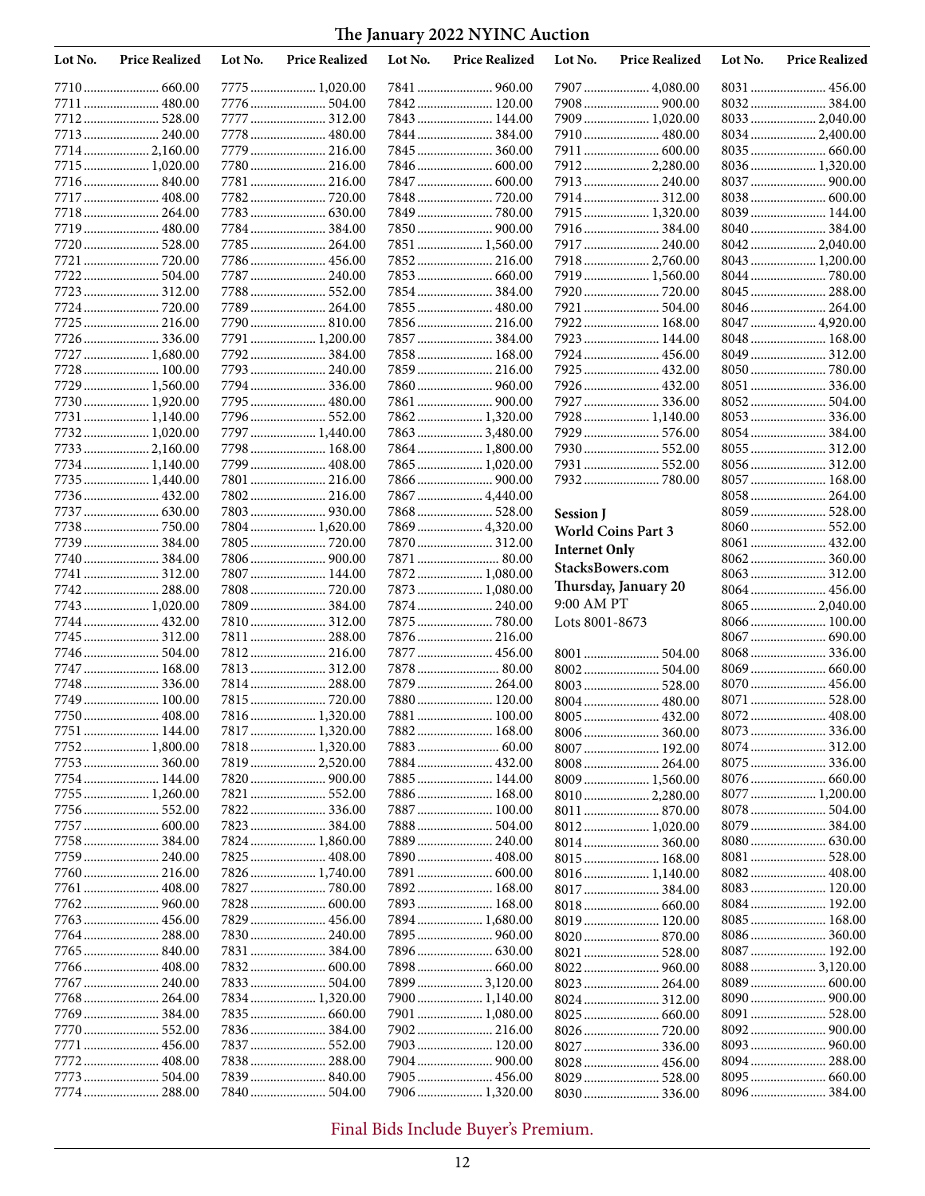# The January 2022 NYINC Auction

| Lot No. | Price Realized |
|---|---|
| 7710 | 660.00 |
| 7711 | 480.00 |
| 7712 | 528.00 |
| 7713 | 240.00 |
| 7714 | 2,160.00 |
| 7715 | 1,020.00 |
| 7716 | 840.00 |
| 7717 | 408.00 |
| 7718 | 264.00 |
| 7719 | 480.00 |
| 7720 | 528.00 |
| 7721 | 720.00 |
| 7722 | 504.00 |
| 7723 | 312.00 |
| 7724 | 720.00 |
| 7725 | 216.00 |
| 7726 | 336.00 |
| 7727 | 1,680.00 |
| 7728 | 100.00 |
| 7729 | 1,560.00 |
| 7730 | 1,920.00 |
| 7731 | 1,140.00 |
| 7732 | 1,020.00 |
| 7733 | 2,160.00 |
| 7734 | 1,140.00 |
| 7735 | 1,440.00 |
| 7736 | 432.00 |
| 7737 | 630.00 |
| 7738 | 750.00 |
| 7739 | 384.00 |
| 7740 | 384.00 |
| 7741 | 312.00 |
| 7742 | 288.00 |
| 7743 | 1,020.00 |
| 7744 | 432.00 |
| 7745 | 312.00 |
| 7746 | 504.00 |
| 7747 | 168.00 |
| 7748 | 336.00 |
| 7749 | 100.00 |
| 7750 | 408.00 |
| 7751 | 144.00 |
| 7752 | 1,800.00 |
| 7753 | 360.00 |
| 7754 | 144.00 |
| 7755 | 1,260.00 |
| 7756 | 552.00 |
| 7757 | 600.00 |
| 7758 | 384.00 |
| 7759 | 240.00 |
| 7760 | 216.00 |
| 7761 | 408.00 |
| 7762 | 960.00 |
| 7763 | 456.00 |
| 7764 | 288.00 |
| 7765 | 840.00 |
| 7766 | 408.00 |
| 7767 | 240.00 |
| 7768 | 264.00 |
| 7769 | 384.00 |
| 7770 | 552.00 |
| 7771 | 456.00 |
| 7772 | 408.00 |
| 7773 | 504.00 |
| 7774 | 288.00 |
| 7775 | 1,020.00 |
| 7776 | 504.00 |
| 7777 | 312.00 |
| 7778 | 480.00 |
| 7779 | 216.00 |
| 7780 | 216.00 |
| 7781 | 216.00 |
| 7782 | 720.00 |
| 7783 | 630.00 |
| 7784 | 384.00 |
| 7785 | 264.00 |
| 7786 | 456.00 |
| 7787 | 240.00 |
| 7788 | 552.00 |
| 7789 | 264.00 |
| 7790 | 810.00 |
| 7791 | 1,200.00 |
| 7792 | 384.00 |
| 7793 | 240.00 |
| 7794 | 336.00 |
| 7795 | 480.00 |
| 7796 | 552.00 |
| 7797 | 1,440.00 |
| 7798 | 168.00 |
| 7799 | 408.00 |
| 7801 | 216.00 |
| 7802 | 216.00 |
| 7803 | 930.00 |
| 7804 | 1,620.00 |
| 7805 | 720.00 |
| 7806 | 900.00 |
| 7807 | 144.00 |
| 7808 | 720.00 |
| 7809 | 384.00 |
| 7810 | 312.00 |
| 7811 | 288.00 |
| 7812 | 216.00 |
| 7813 | 312.00 |
| 7814 | 288.00 |
| 7815 | 720.00 |
| 7816 | 1,320.00 |
| 7817 | 1,320.00 |
| 7818 | 1,320.00 |
| 7819 | 2,520.00 |
| 7820 | 900.00 |
| 7821 | 552.00 |
| 7822 | 336.00 |
| 7823 | 384.00 |
| 7824 | 1,860.00 |
| 7825 | 408.00 |
| 7826 | 1,740.00 |
| 7827 | 780.00 |
| 7828 | 600.00 |
| 7829 | 456.00 |
| 7830 | 240.00 |
| 7831 | 384.00 |
| 7832 | 600.00 |
| 7833 | 504.00 |
| 7834 | 1,320.00 |
| 7835 | 660.00 |
| 7836 | 384.00 |
| 7837 | 552.00 |
| 7838 | 288.00 |
| 7839 | 840.00 |
| 7840 | 504.00 |
| 7841 | 960.00 |
| 7842 | 120.00 |
| 7843 | 144.00 |
| 7844 | 384.00 |
| 7845 | 360.00 |
| 7846 | 600.00 |
| 7847 | 600.00 |
| 7848 | 720.00 |
| 7849 | 780.00 |
| 7850 | 900.00 |
| 7851 | 1,560.00 |
| 7852 | 216.00 |
| 7853 | 660.00 |
| 7854 | 384.00 |
| 7855 | 480.00 |
| 7856 | 216.00 |
| 7857 | 384.00 |
| 7858 | 168.00 |
| 7859 | 216.00 |
| 7860 | 960.00 |
| 7861 | 900.00 |
| 7862 | 1,320.00 |
| 7863 | 3,480.00 |
| 7864 | 1,800.00 |
| 7865 | 1,020.00 |
| 7866 | 900.00 |
| 7867 | 4,440.00 |
| 7868 | 528.00 |
| 7869 | 4,320.00 |
| 7870 | 312.00 |
| 7871 | 80.00 |
| 7872 | 1,080.00 |
| 7873 | 1,080.00 |
| 7874 | 240.00 |
| 7875 | 780.00 |
| 7876 | 216.00 |
| 7877 | 456.00 |
| 7878 | 80.00 |
| 7879 | 264.00 |
| 7880 | 120.00 |
| 7881 | 100.00 |
| 7882 | 168.00 |
| 7883 | 60.00 |
| 7884 | 432.00 |
| 7885 | 144.00 |
| 7886 | 168.00 |
| 7887 | 100.00 |
| 7888 | 504.00 |
| 7889 | 240.00 |
| 7890 | 408.00 |
| 7891 | 600.00 |
| 7892 | 168.00 |
| 7893 | 168.00 |
| 7894 | 1,680.00 |
| 7895 | 960.00 |
| 7896 | 630.00 |
| 7898 | 660.00 |
| 7899 | 3,120.00 |
| 7900 | 1,140.00 |
| 7901 | 1,080.00 |
| 7902 | 216.00 |
| 7903 | 120.00 |
| 7904 | 900.00 |
| 7905 | 456.00 |
| 7906 | 1,320.00 |
| 7907 | 4,080.00 |
| 7908 | 900.00 |
| 7909 | 1,020.00 |
| 7910 | 480.00 |
| 7911 | 600.00 |
| 7912 | 2,280.00 |
| 7913 | 240.00 |
| 7914 | 312.00 |
| 7915 | 1,320.00 |
| 7916 | 384.00 |
| 7917 | 240.00 |
| 7918 | 2,760.00 |
| 7919 | 1,560.00 |
| 7920 | 720.00 |
| 7921 | 504.00 |
| 7922 | 168.00 |
| 7923 | 144.00 |
| 7924 | 456.00 |
| 7925 | 432.00 |
| 7926 | 432.00 |
| 7927 | 336.00 |
| 7928 | 1,140.00 |
| 7929 | 576.00 |
| 7930 | 552.00 |
| 7931 | 552.00 |
| 7932 | 780.00 |

**Session J**
**World Coins Part 3**
**Internet Only**
**StacksBowers.com**
**Thursday, January 20**
9:00 AM PT
Lots 8001-8673

| Lot No. | Price Realized |
|---|---|
| 8001 | 504.00 |
| 8002 | 504.00 |
| 8003 | 528.00 |
| 8004 | 480.00 |
| 8005 | 432.00 |
| 8006 | 360.00 |
| 8007 | 192.00 |
| 8008 | 264.00 |
| 8009 | 1,560.00 |
| 8010 | 2,280.00 |
| 8011 | 870.00 |
| 8012 | 1,020.00 |
| 8014 | 360.00 |
| 8015 | 168.00 |
| 8016 | 1,140.00 |
| 8017 | 384.00 |
| 8018 | 660.00 |
| 8019 | 120.00 |
| 8020 | 870.00 |
| 8021 | 528.00 |
| 8022 | 960.00 |
| 8023 | 264.00 |
| 8024 | 312.00 |
| 8025 | 660.00 |
| 8026 | 720.00 |
| 8027 | 336.00 |
| 8028 | 456.00 |
| 8029 | 528.00 |
| 8030 | 336.00 |
| 8031 | 456.00 |
| 8032 | 384.00 |
| 8033 | 2,040.00 |
| 8034 | 2,400.00 |
| 8035 | 660.00 |
| 8036 | 1,320.00 |
| 8037 | 900.00 |
| 8038 | 600.00 |
| 8039 | 144.00 |
| 8040 | 384.00 |
| 8042 | 2,040.00 |
| 8043 | 1,200.00 |
| 8044 | 780.00 |
| 8045 | 288.00 |
| 8046 | 264.00 |
| 8047 | 4,920.00 |
| 8048 | 168.00 |
| 8049 | 312.00 |
| 8050 | 780.00 |
| 8051 | 336.00 |
| 8052 | 504.00 |
| 8053 | 336.00 |
| 8054 | 384.00 |
| 8055 | 312.00 |
| 8056 | 312.00 |
| 8057 | 168.00 |
| 8058 | 264.00 |
| 8059 | 528.00 |
| 8060 | 552.00 |
| 8061 | 432.00 |
| 8062 | 360.00 |
| 8063 | 312.00 |
| 8064 | 456.00 |
| 8065 | 2,040.00 |
| 8066 | 100.00 |
| 8067 | 690.00 |
| 8068 | 336.00 |
| 8069 | 660.00 |
| 8070 | 456.00 |
| 8071 | 528.00 |
| 8072 | 408.00 |
| 8073 | 336.00 |
| 8074 | 312.00 |
| 8075 | 336.00 |
| 8076 | 660.00 |
| 8077 | 1,200.00 |
| 8078 | 504.00 |
| 8079 | 384.00 |
| 8080 | 630.00 |
| 8081 | 528.00 |
| 8082 | 408.00 |
| 8083 | 120.00 |
| 8084 | 192.00 |
| 8085 | 168.00 |
| 8086 | 360.00 |
| 8087 | 192.00 |
| 8088 | 3,120.00 |
| 8089 | 600.00 |
| 8090 | 900.00 |
| 8091 | 528.00 |
| 8092 | 900.00 |
| 8093 | 960.00 |
| 8094 | 288.00 |
| 8095 | 660.00 |
| 8096 | 384.00 |

Final Bids Include Buyer's Premium.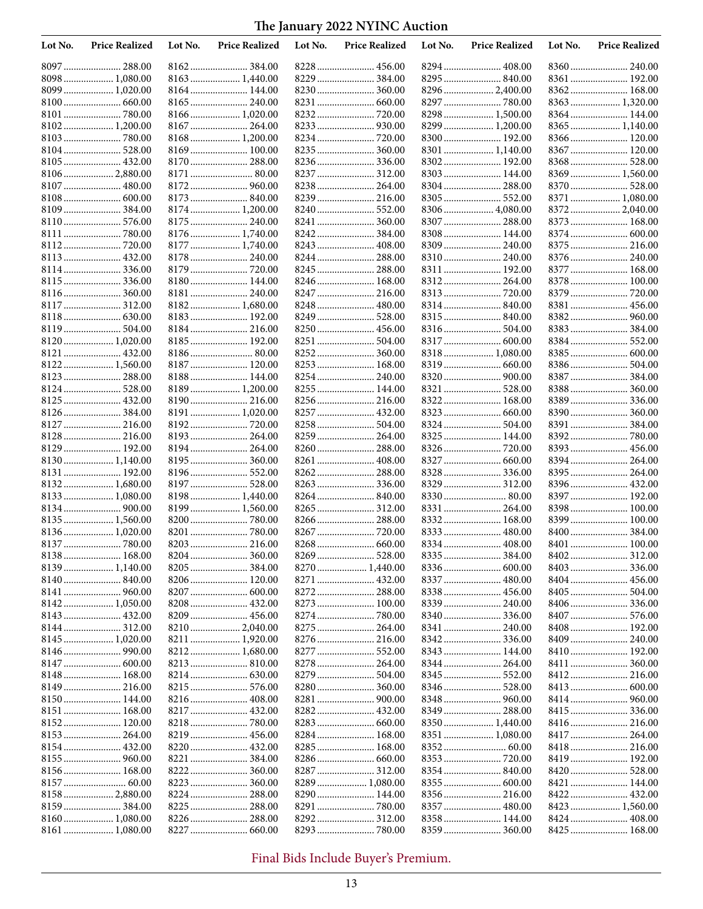# The January 2022 NYINC Auction

| Lot No. | Price Realized | Lot No. | Price Realized | Lot No. | Price Realized | Lot No. | Price Realized | Lot No. | Price Realized |
|---|---|---|---|---|---|---|---|---|---|
| 8097 | 288.00 | 8162 | 384.00 | 8228 | 456.00 | 8294 | 408.00 | 8360 | 240.00 |
| 8098 | 1,080.00 | 8163 | 1,440.00 | 8229 | 384.00 | 8295 | 840.00 | 8361 | 192.00 |
| 8099 | 1,020.00 | 8164 | 144.00 | 8230 | 360.00 | 8296 | 2,400.00 | 8362 | 168.00 |
| 8100 | 660.00 | 8165 | 240.00 | 8231 | 660.00 | 8297 | 780.00 | 8363 | 1,320.00 |
| 8101 | 780.00 | 8166 | 1,020.00 | 8232 | 720.00 | 8298 | 1,500.00 | 8364 | 144.00 |
| 8102 | 1,200.00 | 8167 | 264.00 | 8233 | 930.00 | 8299 | 1,200.00 | 8365 | 1,140.00 |
| 8103 | 780.00 | 8168 | 1,200.00 | 8234 | 720.00 | 8300 | 192.00 | 8366 | 120.00 |
| 8104 | 528.00 | 8169 | 100.00 | 8235 | 360.00 | 8301 | 1,140.00 | 8367 | 120.00 |
| 8105 | 432.00 | 8170 | 288.00 | 8236 | 336.00 | 8302 | 192.00 | 8368 | 528.00 |
| 8106 | 2,880.00 | 8171 | 80.00 | 8237 | 312.00 | 8303 | 144.00 | 8369 | 1,560.00 |
| 8107 | 480.00 | 8172 | 960.00 | 8238 | 264.00 | 8304 | 288.00 | 8370 | 528.00 |
| 8108 | 600.00 | 8173 | 840.00 | 8239 | 216.00 | 8305 | 552.00 | 8371 | 1,080.00 |
| 8109 | 384.00 | 8174 | 1,200.00 | 8240 | 552.00 | 8306 | 4,080.00 | 8372 | 2,040.00 |
| 8110 | 576.00 | 8175 | 240.00 | 8241 | 360.00 | 8307 | 288.00 | 8373 | 168.00 |
| 8111 | 780.00 | 8176 | 1,740.00 | 8242 | 384.00 | 8308 | 144.00 | 8374 | 600.00 |
| 8112 | 720.00 | 8177 | 1,740.00 | 8243 | 408.00 | 8309 | 240.00 | 8375 | 216.00 |
| 8113 | 432.00 | 8178 | 240.00 | 8244 | 288.00 | 8310 | 240.00 | 8376 | 240.00 |
| 8114 | 336.00 | 8179 | 720.00 | 8245 | 288.00 | 8311 | 192.00 | 8377 | 168.00 |
| 8115 | 336.00 | 8180 | 144.00 | 8246 | 168.00 | 8312 | 264.00 | 8378 | 100.00 |
| 8116 | 360.00 | 8181 | 240.00 | 8247 | 216.00 | 8313 | 720.00 | 8379 | 720.00 |
| 8117 | 312.00 | 8182 | 1,680.00 | 8248 | 480.00 | 8314 | 840.00 | 8381 | 456.00 |
| 8118 | 630.00 | 8183 | 192.00 | 8249 | 528.00 | 8315 | 840.00 | 8382 | 960.00 |
| 8119 | 504.00 | 8184 | 216.00 | 8250 | 456.00 | 8316 | 504.00 | 8383 | 384.00 |
| 8120 | 1,020.00 | 8185 | 192.00 | 8251 | 504.00 | 8317 | 600.00 | 8384 | 552.00 |
| 8121 | 432.00 | 8186 | 80.00 | 8252 | 360.00 | 8318 | 1,080.00 | 8385 | 600.00 |
| 8122 | 1,560.00 | 8187 | 120.00 | 8253 | 168.00 | 8319 | 660.00 | 8386 | 504.00 |
| 8123 | 288.00 | 8188 | 144.00 | 8254 | 240.00 | 8320 | 900.00 | 8387 | 384.00 |
| 8124 | 528.00 | 8189 | 1,200.00 | 8255 | 144.00 | 8321 | 528.00 | 8388 | 360.00 |
| 8125 | 432.00 | 8190 | 216.00 | 8256 | 216.00 | 8322 | 168.00 | 8389 | 336.00 |
| 8126 | 384.00 | 8191 | 1,020.00 | 8257 | 432.00 | 8323 | 660.00 | 8390 | 360.00 |
| 8127 | 216.00 | 8192 | 720.00 | 8258 | 504.00 | 8324 | 504.00 | 8391 | 384.00 |
| 8128 | 216.00 | 8193 | 264.00 | 8259 | 264.00 | 8325 | 144.00 | 8392 | 780.00 |
| 8129 | 192.00 | 8194 | 264.00 | 8260 | 288.00 | 8326 | 720.00 | 8393 | 456.00 |
| 8130 | 1,140.00 | 8195 | 360.00 | 8261 | 408.00 | 8327 | 660.00 | 8394 | 264.00 |
| 8131 | 192.00 | 8196 | 552.00 | 8262 | 288.00 | 8328 | 336.00 | 8395 | 264.00 |
| 8132 | 1,680.00 | 8197 | 528.00 | 8263 | 336.00 | 8329 | 312.00 | 8396 | 432.00 |
| 8133 | 1,080.00 | 8198 | 1,440.00 | 8264 | 840.00 | 8330 | 80.00 | 8397 | 192.00 |
| 8134 | 900.00 | 8199 | 1,560.00 | 8265 | 312.00 | 8331 | 264.00 | 8398 | 100.00 |
| 8135 | 1,560.00 | 8200 | 780.00 | 8266 | 288.00 | 8332 | 168.00 | 8399 | 100.00 |
| 8136 | 1,020.00 | 8201 | 780.00 | 8267 | 720.00 | 8333 | 480.00 | 8400 | 384.00 |
| 8137 | 780.00 | 8203 | 216.00 | 8268 | 660.00 | 8334 | 408.00 | 8401 | 100.00 |
| 8138 | 168.00 | 8204 | 360.00 | 8269 | 528.00 | 8335 | 384.00 | 8402 | 312.00 |
| 8139 | 1,140.00 | 8205 | 384.00 | 8270 | 1,440.00 | 8336 | 600.00 | 8403 | 336.00 |
| 8140 | 840.00 | 8206 | 120.00 | 8271 | 432.00 | 8337 | 480.00 | 8404 | 456.00 |
| 8141 | 960.00 | 8207 | 600.00 | 8272 | 288.00 | 8338 | 456.00 | 8405 | 504.00 |
| 8142 | 1,050.00 | 8208 | 432.00 | 8273 | 100.00 | 8339 | 240.00 | 8406 | 336.00 |
| 8143 | 432.00 | 8209 | 456.00 | 8274 | 780.00 | 8340 | 336.00 | 8407 | 576.00 |
| 8144 | 312.00 | 8210 | 2,040.00 | 8275 | 264.00 | 8341 | 240.00 | 8408 | 192.00 |
| 8145 | 1,020.00 | 8211 | 1,920.00 | 8276 | 216.00 | 8342 | 336.00 | 8409 | 240.00 |
| 8146 | 990.00 | 8212 | 1,680.00 | 8277 | 552.00 | 8343 | 144.00 | 8410 | 192.00 |
| 8147 | 600.00 | 8213 | 810.00 | 8278 | 264.00 | 8344 | 264.00 | 8411 | 360.00 |
| 8148 | 168.00 | 8214 | 630.00 | 8279 | 504.00 | 8345 | 552.00 | 8412 | 216.00 |
| 8149 | 216.00 | 8215 | 576.00 | 8280 | 360.00 | 8346 | 528.00 | 8413 | 600.00 |
| 8150 | 144.00 | 8216 | 408.00 | 8281 | 900.00 | 8348 | 960.00 | 8414 | 960.00 |
| 8151 | 168.00 | 8217 | 432.00 | 8282 | 432.00 | 8349 | 288.00 | 8415 | 336.00 |
| 8152 | 120.00 | 8218 | 780.00 | 8283 | 660.00 | 8350 | 1,440.00 | 8416 | 216.00 |
| 8153 | 264.00 | 8219 | 456.00 | 8284 | 168.00 | 8351 | 1,080.00 | 8417 | 264.00 |
| 8154 | 432.00 | 8220 | 432.00 | 8285 | 168.00 | 8352 | 60.00 | 8418 | 216.00 |
| 8155 | 960.00 | 8221 | 384.00 | 8286 | 660.00 | 8353 | 720.00 | 8419 | 192.00 |
| 8156 | 168.00 | 8222 | 360.00 | 8287 | 312.00 | 8354 | 840.00 | 8420 | 528.00 |
| 8157 | 60.00 | 8223 | 360.00 | 8289 | 1,080.00 | 8355 | 600.00 | 8421 | 144.00 |
| 8158 | 2,880.00 | 8224 | 288.00 | 8290 | 144.00 | 8356 | 216.00 | 8422 | 432.00 |
| 8159 | 384.00 | 8225 | 288.00 | 8291 | 780.00 | 8357 | 480.00 | 8423 | 1,560.00 |
| 8160 | 1,080.00 | 8226 | 288.00 | 8292 | 312.00 | 8358 | 144.00 | 8424 | 408.00 |
| 8161 | 1,080.00 | 8227 | 660.00 | 8293 | 780.00 | 8359 | 360.00 | 8425 | 168.00 |

Final Bids Include Buyer's Premium.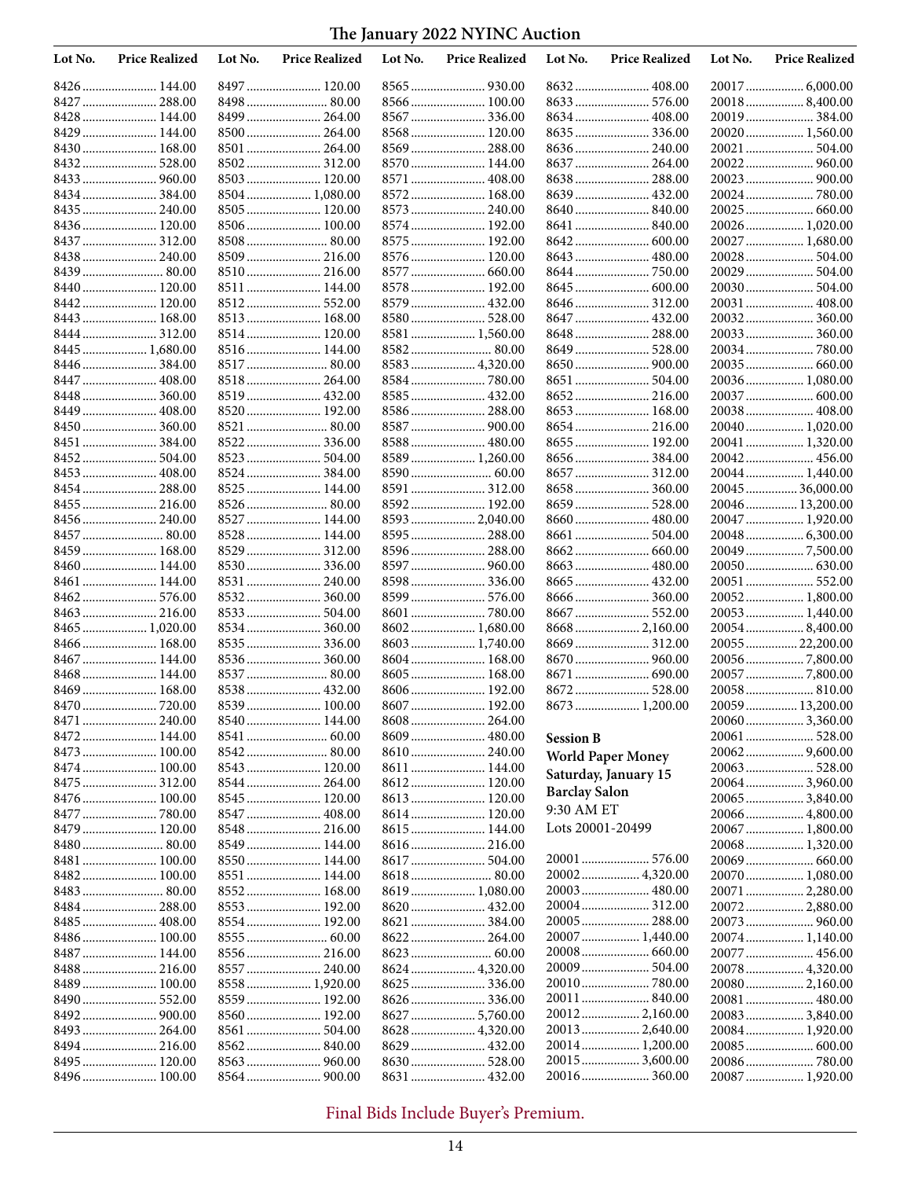# The January 2022 NYINC Auction

| Lot No. | Price Realized |
|---|---|
| 8426 | 144.00 |
| 8427 | 288.00 |
| 8428 | 144.00 |
| 8429 | 144.00 |
| 8430 | 168.00 |
| 8432 | 528.00 |
| 8433 | 960.00 |
| 8434 | 384.00 |
| 8435 | 240.00 |
| 8436 | 120.00 |
| 8437 | 312.00 |
| 8438 | 240.00 |
| 8439 | 80.00 |
| 8440 | 120.00 |
| 8442 | 120.00 |
| 8443 | 168.00 |
| 8444 | 312.00 |
| 8445 | 1,680.00 |
| 8446 | 384.00 |
| 8447 | 408.00 |
| 8448 | 360.00 |
| 8449 | 408.00 |
| 8450 | 360.00 |
| 8451 | 384.00 |
| 8452 | 504.00 |
| 8453 | 408.00 |
| 8454 | 288.00 |
| 8455 | 216.00 |
| 8456 | 240.00 |
| 8457 | 80.00 |
| 8459 | 168.00 |
| 8460 | 144.00 |
| 8461 | 144.00 |
| 8462 | 576.00 |
| 8463 | 216.00 |
| 8465 | 1,020.00 |
| 8466 | 168.00 |
| 8467 | 144.00 |
| 8468 | 144.00 |
| 8469 | 168.00 |
| 8470 | 720.00 |
| 8471 | 240.00 |
| 8472 | 144.00 |
| 8473 | 100.00 |
| 8474 | 100.00 |
| 8475 | 312.00 |
| 8476 | 100.00 |
| 8477 | 780.00 |
| 8479 | 120.00 |
| 8480 | 80.00 |
| 8481 | 100.00 |
| 8482 | 100.00 |
| 8483 | 80.00 |
| 8484 | 288.00 |
| 8485 | 408.00 |
| 8486 | 100.00 |
| 8487 | 144.00 |
| 8488 | 216.00 |
| 8489 | 100.00 |
| 8490 | 552.00 |
| 8492 | 900.00 |
| 8493 | 264.00 |
| 8494 | 216.00 |
| 8495 | 120.00 |
| 8496 | 100.00 |
| 8497 | 120.00 |
| 8498 | 80.00 |
| 8499 | 264.00 |
| 8500 | 264.00 |
| 8501 | 264.00 |
| 8502 | 312.00 |
| 8503 | 120.00 |
| 8504 | 1,080.00 |
| 8505 | 120.00 |
| 8506 | 100.00 |
| 8508 | 80.00 |
| 8509 | 216.00 |
| 8510 | 216.00 |
| 8511 | 144.00 |
| 8512 | 552.00 |
| 8513 | 168.00 |
| 8514 | 120.00 |
| 8516 | 144.00 |
| 8517 | 80.00 |
| 8518 | 264.00 |
| 8519 | 432.00 |
| 8520 | 192.00 |
| 8521 | 80.00 |
| 8522 | 336.00 |
| 8523 | 504.00 |
| 8524 | 384.00 |
| 8525 | 144.00 |
| 8526 | 80.00 |
| 8527 | 144.00 |
| 8528 | 144.00 |
| 8529 | 312.00 |
| 8530 | 336.00 |
| 8531 | 240.00 |
| 8532 | 360.00 |
| 8533 | 504.00 |
| 8534 | 360.00 |
| 8535 | 336.00 |
| 8536 | 360.00 |
| 8537 | 80.00 |
| 8538 | 432.00 |
| 8539 | 100.00 |
| 8540 | 144.00 |
| 8541 | 60.00 |
| 8542 | 80.00 |
| 8543 | 120.00 |
| 8544 | 264.00 |
| 8545 | 120.00 |
| 8547 | 408.00 |
| 8548 | 216.00 |
| 8549 | 144.00 |
| 8550 | 144.00 |
| 8551 | 144.00 |
| 8552 | 168.00 |
| 8553 | 192.00 |
| 8554 | 192.00 |
| 8555 | 60.00 |
| 8556 | 216.00 |
| 8557 | 240.00 |
| 8558 | 1,920.00 |
| 8559 | 192.00 |
| 8560 | 192.00 |
| 8561 | 504.00 |
| 8562 | 840.00 |
| 8563 | 960.00 |
| 8564 | 900.00 |
| 8565 | 930.00 |
| 8566 | 100.00 |
| 8567 | 336.00 |
| 8568 | 120.00 |
| 8569 | 288.00 |
| 8570 | 144.00 |
| 8571 | 408.00 |
| 8572 | 168.00 |
| 8573 | 240.00 |
| 8574 | 192.00 |
| 8575 | 192.00 |
| 8576 | 120.00 |
| 8577 | 660.00 |
| 8578 | 192.00 |
| 8579 | 432.00 |
| 8580 | 528.00 |
| 8581 | 1,560.00 |
| 8582 | 80.00 |
| 8583 | 4,320.00 |
| 8584 | 780.00 |
| 8585 | 432.00 |
| 8586 | 288.00 |
| 8587 | 900.00 |
| 8588 | 480.00 |
| 8589 | 1,260.00 |
| 8590 | 60.00 |
| 8591 | 312.00 |
| 8592 | 192.00 |
| 8593 | 2,040.00 |
| 8595 | 288.00 |
| 8596 | 288.00 |
| 8597 | 960.00 |
| 8598 | 336.00 |
| 8599 | 576.00 |
| 8601 | 780.00 |
| 8602 | 1,680.00 |
| 8603 | 1,740.00 |
| 8604 | 168.00 |
| 8605 | 168.00 |
| 8606 | 192.00 |
| 8607 | 192.00 |
| 8608 | 264.00 |
| 8609 | 480.00 |
| 8610 | 240.00 |
| 8611 | 144.00 |
| 8612 | 120.00 |
| 8613 | 120.00 |
| 8614 | 120.00 |
| 8615 | 144.00 |
| 8616 | 216.00 |
| 8617 | 504.00 |
| 8618 | 80.00 |
| 8619 | 1,080.00 |
| 8620 | 432.00 |
| 8621 | 384.00 |
| 8622 | 264.00 |
| 8623 | 60.00 |
| 8624 | 4,320.00 |
| 8625 | 336.00 |
| 8626 | 336.00 |
| 8627 | 5,760.00 |
| 8628 | 4,320.00 |
| 8629 | 432.00 |
| 8630 | 528.00 |
| 8631 | 432.00 |
| 8632 | 408.00 |
| 8633 | 576.00 |
| 8634 | 408.00 |
| 8635 | 336.00 |
| 8636 | 240.00 |
| 8637 | 264.00 |
| 8638 | 288.00 |
| 8639 | 432.00 |
| 8640 | 840.00 |
| 8641 | 840.00 |
| 8642 | 600.00 |
| 8643 | 480.00 |
| 8644 | 750.00 |
| 8645 | 600.00 |
| 8646 | 312.00 |
| 8647 | 432.00 |
| 8648 | 288.00 |
| 8649 | 528.00 |
| 8650 | 900.00 |
| 8651 | 504.00 |
| 8652 | 216.00 |
| 8653 | 168.00 |
| 8654 | 216.00 |
| 8655 | 192.00 |
| 8656 | 384.00 |
| 8657 | 312.00 |
| 8658 | 360.00 |
| 8659 | 528.00 |
| 8660 | 480.00 |
| 8661 | 504.00 |
| 8662 | 660.00 |
| 8663 | 480.00 |
| 8665 | 432.00 |
| 8666 | 360.00 |
| 8667 | 552.00 |
| 8668 | 2,160.00 |
| 8669 | 312.00 |
| 8670 | 960.00 |
| 8671 | 690.00 |
| 8672 | 528.00 |
| 8673 | 1,200.00 |

**Session B**
**World Paper Money**
**Saturday, January 15**
**Barclay Salon**
9:30 AM ET
Lots 20001-20499

| Lot No. | Price Realized |
|---|---|
| 20001 | 576.00 |
| 20002 | 4,320.00 |
| 20003 | 480.00 |
| 20004 | 312.00 |
| 20005 | 288.00 |
| 20007 | 1,440.00 |
| 20008 | 660.00 |
| 20009 | 504.00 |
| 20010 | 780.00 |
| 20011 | 840.00 |
| 20012 | 2,160.00 |
| 20013 | 2,640.00 |
| 20014 | 1,200.00 |
| 20015 | 3,600.00 |
| 20016 | 360.00 |
| 20017 | 6,000.00 |
| 20018 | 8,400.00 |
| 20019 | 384.00 |
| 20020 | 1,560.00 |
| 20021 | 504.00 |
| 20022 | 960.00 |
| 20023 | 900.00 |
| 20024 | 780.00 |
| 20025 | 660.00 |
| 20026 | 1,020.00 |
| 20027 | 1,680.00 |
| 20028 | 504.00 |
| 20029 | 504.00 |
| 20030 | 504.00 |
| 20031 | 408.00 |
| 20032 | 360.00 |
| 20033 | 360.00 |
| 20034 | 780.00 |
| 20035 | 660.00 |
| 20036 | 1,080.00 |
| 20037 | 600.00 |
| 20038 | 408.00 |
| 20040 | 1,020.00 |
| 20041 | 1,320.00 |
| 20042 | 456.00 |
| 20044 | 1,440.00 |
| 20045 | 36,000.00 |
| 20046 | 13,200.00 |
| 20047 | 1,920.00 |
| 20048 | 6,300.00 |
| 20049 | 7,500.00 |
| 20050 | 630.00 |
| 20051 | 552.00 |
| 20052 | 1,800.00 |
| 20053 | 1,440.00 |
| 20054 | 8,400.00 |
| 20055 | 22,200.00 |
| 20056 | 7,800.00 |
| 20057 | 7,800.00 |
| 20058 | 810.00 |
| 20059 | 13,200.00 |
| 20060 | 3,360.00 |
| 20061 | 528.00 |
| 20062 | 9,600.00 |
| 20063 | 528.00 |
| 20064 | 3,960.00 |
| 20065 | 3,840.00 |
| 20066 | 4,800.00 |
| 20067 | 1,800.00 |
| 20068 | 1,320.00 |
| 20069 | 660.00 |
| 20070 | 1,080.00 |
| 20071 | 2,280.00 |
| 20072 | 2,880.00 |
| 20073 | 960.00 |
| 20074 | 1,140.00 |
| 20077 | 456.00 |
| 20078 | 4,320.00 |
| 20080 | 2,160.00 |
| 20081 | 480.00 |
| 20083 | 3,840.00 |
| 20084 | 1,920.00 |
| 20085 | 600.00 |
| 20086 | 780.00 |
| 20087 | 1,920.00 |

Final Bids Include Buyer's Premium.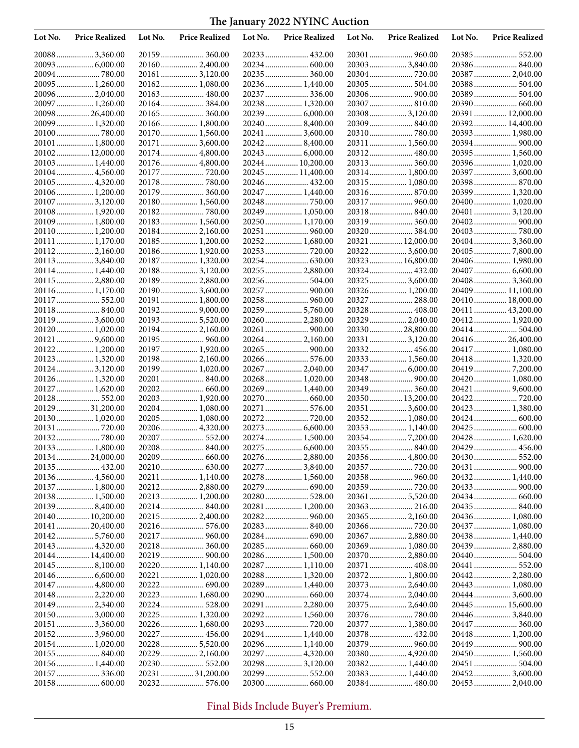# The January 2022 NYINC Auction

| Lot No. | Price Realized | Lot No. | Price Realized | Lot No. | Price Realized | Lot No. | Price Realized | Lot No. | Price Realized |
|---|---|---|---|---|---|---|---|---|---|
| 20088 | 3,360.00 | 20159 | 360.00 | 20233 | 432.00 | 20301 | 960.00 | 20385 | 552.00 |
| 20093 | 6,000.00 | 20160 | 2,400.00 | 20234 | 600.00 | 20303 | 3,840.00 | 20386 | 840.00 |
| 20094 | 780.00 | 20161 | 3,120.00 | 20235 | 360.00 | 20304 | 720.00 | 20387 | 2,040.00 |
| 20095 | 1,260.00 | 20162 | 1,080.00 | 20236 | 1,440.00 | 20305 | 504.00 | 20388 | 504.00 |
| 20096 | 2,040.00 | 20163 | 480.00 | 20237 | 336.00 | 20306 | 900.00 | 20389 | 504.00 |
| 20097 | 1,260.00 | 20164 | 384.00 | 20238 | 1,320.00 | 20307 | 810.00 | 20390 | 660.00 |
| 20098 | 26,400.00 | 20165 | 360.00 | 20239 | 6,000.00 | 20308 | 3,120.00 | 20391 | 12,000.00 |
| 20099 | 1,320.00 | 20166 | 1,800.00 | 20240 | 8,400.00 | 20309 | 840.00 | 20392 | 14,400.00 |
| 20100 | 780.00 | 20170 | 1,560.00 | 20241 | 3,600.00 | 20310 | 780.00 | 20393 | 1,980.00 |
| 20101 | 1,800.00 | 20171 | 3,600.00 | 20242 | 8,400.00 | 20311 | 1,560.00 | 20394 | 900.00 |
| 20102 | 12,000.00 | 20174 | 4,800.00 | 20243 | 6,000.00 | 20312 | 480.00 | 20395 | 1,560.00 |
| 20103 | 1,440.00 | 20176 | 4,800.00 | 20244 | 10,200.00 | 20313 | 360.00 | 20396 | 1,020.00 |
| 20104 | 4,560.00 | 20177 | 720.00 | 20245 | 11,400.00 | 20314 | 1,800.00 | 20397 | 3,600.00 |
| 20105 | 4,320.00 | 20178 | 780.00 | 20246 | 432.00 | 20315 | 1,080.00 | 20398 | 870.00 |
| 20106 | 1,200.00 | 20179 | 360.00 | 20247 | 1,440.00 | 20316 | 870.00 | 20399 | 1,320.00 |
| 20107 | 3,120.00 | 20180 | 1,560.00 | 20248 | 750.00 | 20317 | 960.00 | 20400 | 1,020.00 |
| 20108 | 1,920.00 | 20182 | 780.00 | 20249 | 1,050.00 | 20318 | 840.00 | 20401 | 3,120.00 |
| 20109 | 1,800.00 | 20183 | 1,560.00 | 20250 | 1,170.00 | 20319 | 360.00 | 20402 | 900.00 |
| 20110 | 1,200.00 | 20184 | 2,160.00 | 20251 | 960.00 | 20320 | 384.00 | 20403 | 780.00 |
| 20111 | 1,170.00 | 20185 | 1,200.00 | 20252 | 1,680.00 | 20321 | 12,000.00 | 20404 | 3,360.00 |
| 20112 | 2,160.00 | 20186 | 1,920.00 | 20253 | 720.00 | 20322 | 3,600.00 | 20405 | 7,800.00 |
| 20113 | 3,840.00 | 20187 | 1,320.00 | 20254 | 630.00 | 20323 | 16,800.00 | 20406 | 1,980.00 |
| 20114 | 1,440.00 | 20188 | 3,120.00 | 20255 | 2,880.00 | 20324 | 432.00 | 20407 | 6,600.00 |
| 20115 | 2,880.00 | 20189 | 2,880.00 | 20256 | 504.00 | 20325 | 3,600.00 | 20408 | 3,360.00 |
| 20116 | 1,170.00 | 20190 | 3,600.00 | 20257 | 900.00 | 20326 | 1,200.00 | 20409 | 11,100.00 |
| 20117 | 552.00 | 20191 | 1,800.00 | 20258 | 960.00 | 20327 | 288.00 | 20410 | 18,000.00 |
| 20118 | 840.00 | 20192 | 9,000.00 | 20259 | 5,760.00 | 20328 | 408.00 | 20411 | 43,200.00 |
| 20119 | 3,600.00 | 20193 | 5,520.00 | 20260 | 2,280.00 | 20329 | 2,040.00 | 20412 | 1,920.00 |
| 20120 | 1,020.00 | 20194 | 2,160.00 | 20261 | 900.00 | 20330 | 28,800.00 | 20414 | 504.00 |
| 20121 | 9,600.00 | 20195 | 960.00 | 20264 | 2,160.00 | 20331 | 3,120.00 | 20416 | 26,400.00 |
| 20122 | 1,200.00 | 20197 | 1,920.00 | 20265 | 900.00 | 20332 | 456.00 | 20417 | 1,080.00 |
| 20123 | 1,320.00 | 20198 | 2,160.00 | 20266 | 576.00 | 20333 | 1,560.00 | 20418 | 1,320.00 |
| 20124 | 3,120.00 | 20199 | 1,020.00 | 20267 | 2,040.00 | 20347 | 6,000.00 | 20419 | 7,200.00 |
| 20126 | 1,320.00 | 20201 | 840.00 | 20268 | 1,020.00 | 20348 | 900.00 | 20420 | 1,080.00 |
| 20127 | 1,620.00 | 20202 | 660.00 | 20269 | 1,440.00 | 20349 | 360.00 | 20421 | 9,600.00 |
| 20128 | 552.00 | 20203 | 1,920.00 | 20270 | 660.00 | 20350 | 13,200.00 | 20422 | 720.00 |
| 20129 | 31,200.00 | 20204 | 1,080.00 | 20271 | 576.00 | 20351 | 3,600.00 | 20423 | 1,380.00 |
| 20130 | 1,020.00 | 20205 | 1,080.00 | 20272 | 720.00 | 20352 | 1,080.00 | 20424 | 600.00 |
| 20131 | 720.00 | 20206 | 4,320.00 | 20273 | 6,600.00 | 20353 | 1,140.00 | 20425 | 600.00 |
| 20132 | 780.00 | 20207 | 552.00 | 20274 | 1,500.00 | 20354 | 7,200.00 | 20428 | 1,620.00 |
| 20133 | 1,800.00 | 20208 | 840.00 | 20275 | 6,600.00 | 20355 | 840.00 | 20429 | 456.00 |
| 20134 | 24,000.00 | 20209 | 660.00 | 20276 | 2,880.00 | 20356 | 4,800.00 | 20430 | 552.00 |
| 20135 | 432.00 | 20210 | 630.00 | 20277 | 3,840.00 | 20357 | 720.00 | 20431 | 900.00 |
| 20136 | 4,560.00 | 20211 | 1,140.00 | 20278 | 1,560.00 | 20358 | 960.00 | 20432 | 1,440.00 |
| 20137 | 1,800.00 | 20212 | 2,880.00 | 20279 | 690.00 | 20359 | 720.00 | 20433 | 900.00 |
| 20138 | 1,500.00 | 20213 | 1,200.00 | 20280 | 528.00 | 20361 | 5,520.00 | 20434 | 660.00 |
| 20139 | 8,400.00 | 20214 | 840.00 | 20281 | 1,200.00 | 20363 | 216.00 | 20435 | 840.00 |
| 20140 | 10,200.00 | 20215 | 2,400.00 | 20282 | 960.00 | 20365 | 2,160.00 | 20436 | 1,080.00 |
| 20141 | 20,400.00 | 20216 | 576.00 | 20283 | 840.00 | 20366 | 720.00 | 20437 | 1,080.00 |
| 20142 | 5,760.00 | 20217 | 960.00 | 20284 | 690.00 | 20367 | 2,880.00 | 20438 | 1,440.00 |
| 20143 | 4,320.00 | 20218 | 360.00 | 20285 | 660.00 | 20369 | 1,080.00 | 20439 | 2,880.00 |
| 20144 | 14,400.00 | 20219 | 900.00 | 20286 | 1,500.00 | 20370 | 2,880.00 | 20440 | 504.00 |
| 20145 | 8,100.00 | 20220 | 1,140.00 | 20287 | 1,110.00 | 20371 | 408.00 | 20441 | 552.00 |
| 20146 | 6,600.00 | 20221 | 1,020.00 | 20288 | 1,320.00 | 20372 | 1,800.00 | 20442 | 2,280.00 |
| 20147 | 4,800.00 | 20222 | 690.00 | 20289 | 1,440.00 | 20373 | 2,640.00 | 20443 | 1,080.00 |
| 20148 | 2,220.00 | 20223 | 1,680.00 | 20290 | 660.00 | 20374 | 2,040.00 | 20444 | 3,600.00 |
| 20149 | 2,340.00 | 20224 | 528.00 | 20291 | 2,280.00 | 20375 | 2,640.00 | 20445 | 15,600.00 |
| 20150 | 3,000.00 | 20225 | 1,320.00 | 20292 | 1,560.00 | 20376 | 780.00 | 20446 | 3,840.00 |
| 20151 | 3,360.00 | 20226 | 1,680.00 | 20293 | 720.00 | 20377 | 1,380.00 | 20447 | 360.00 |
| 20152 | 3,960.00 | 20227 | 456.00 | 20294 | 1,440.00 | 20378 | 432.00 | 20448 | 1,200.00 |
| 20154 | 1,020.00 | 20228 | 5,520.00 | 20296 | 1,140.00 | 20379 | 960.00 | 20449 | 900.00 |
| 20155 | 840.00 | 20229 | 2,160.00 | 20297 | 4,320.00 | 20380 | 4,920.00 | 20450 | 1,560.00 |
| 20156 | 1,440.00 | 20230 | 552.00 | 20298 | 3,120.00 | 20382 | 1,440.00 | 20451 | 504.00 |
| 20157 | 336.00 | 20231 | 31,200.00 | 20299 | 552.00 | 20383 | 1,440.00 | 20452 | 3,600.00 |
| 20158 | 600.00 | 20232 | 576.00 | 20300 | 660.00 | 20384 | 480.00 | 20453 | 2,040.00 |

Final Bids Include Buyer's Premium.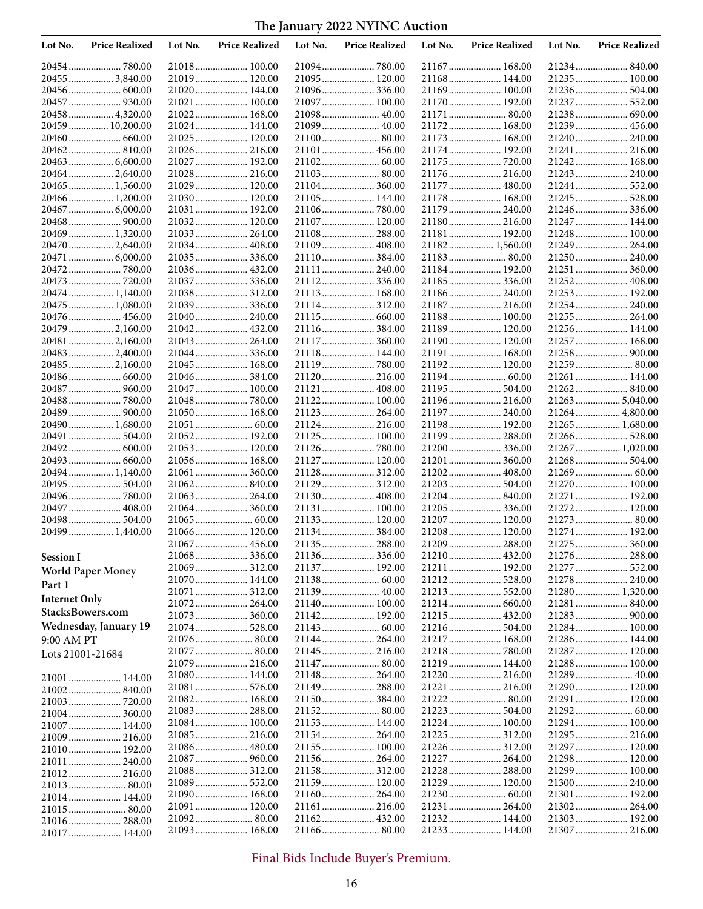# The January 2022 NYINC Auction

| Lot No. | Price Realized |
|---|---|
| 20454 | 780.00 |
| 20455 | 3,840.00 |
| 20456 | 600.00 |
| 20457 | 930.00 |
| 20458 | 4,320.00 |
| 20459 | 10,200.00 |
| 20460 | 660.00 |
| 20462 | 810.00 |
| 20463 | 6,600.00 |
| 20464 | 2,640.00 |
| 20465 | 1,560.00 |
| 20466 | 1,200.00 |
| 20467 | 6,000.00 |
| 20468 | 900.00 |
| 20469 | 1,320.00 |
| 20470 | 2,640.00 |
| 20471 | 6,000.00 |
| 20472 | 780.00 |
| 20473 | 720.00 |
| 20474 | 1,140.00 |
| 20475 | 1,080.00 |
| 20476 | 456.00 |
| 20479 | 2,160.00 |
| 20481 | 2,160.00 |
| 20483 | 2,400.00 |
| 20485 | 2,160.00 |
| 20486 | 660.00 |
| 20487 | 960.00 |
| 20488 | 780.00 |
| 20489 | 900.00 |
| 20490 | 1,680.00 |
| 20491 | 504.00 |
| 20492 | 600.00 |
| 20493 | 660.00 |
| 20494 | 1,140.00 |
| 20495 | 504.00 |
| 20496 | 780.00 |
| 20497 | 408.00 |
| 20498 | 504.00 |
| 20499 | 1,440.00 |

**Session I**
**World Paper Money**
**Part 1**
**Internet Only**
**StacksBowers.com**
**Wednesday, January 19**
9:00 AM PT
Lots 21001-21684

| Lot No. | Price Realized |
|---|---|
| 21001 | 144.00 |
| 21002 | 840.00 |
| 21003 | 720.00 |
| 21004 | 360.00 |
| 21007 | 144.00 |
| 21009 | 216.00 |
| 21010 | 192.00 |
| 21011 | 240.00 |
| 21012 | 216.00 |
| 21013 | 80.00 |
| 21014 | 144.00 |
| 21015 | 80.00 |
| 21016 | 288.00 |
| 21017 | 144.00 |
| 21018 | 100.00 |
| 21019 | 120.00 |
| 21020 | 144.00 |
| 21021 | 100.00 |
| 21022 | 168.00 |
| 21024 | 144.00 |
| 21025 | 120.00 |
| 21026 | 216.00 |
| 21027 | 192.00 |
| 21028 | 216.00 |
| 21029 | 120.00 |
| 21030 | 120.00 |
| 21031 | 192.00 |
| 21032 | 120.00 |
| 21033 | 264.00 |
| 21034 | 408.00 |
| 21035 | 336.00 |
| 21036 | 432.00 |
| 21037 | 336.00 |
| 21038 | 312.00 |
| 21039 | 336.00 |
| 21040 | 240.00 |
| 21042 | 432.00 |
| 21043 | 264.00 |
| 21044 | 336.00 |
| 21045 | 168.00 |
| 21046 | 384.00 |
| 21047 | 100.00 |
| 21048 | 780.00 |
| 21050 | 168.00 |
| 21051 | 60.00 |
| 21052 | 192.00 |
| 21053 | 120.00 |
| 21056 | 168.00 |
| 21061 | 360.00 |
| 21062 | 840.00 |
| 21063 | 264.00 |
| 21064 | 360.00 |
| 21065 | 60.00 |
| 21066 | 120.00 |
| 21067 | 456.00 |
| 21068 | 336.00 |
| 21069 | 312.00 |
| 21070 | 144.00 |
| 21071 | 312.00 |
| 21072 | 264.00 |
| 21073 | 360.00 |
| 21074 | 528.00 |
| 21076 | 80.00 |
| 21077 | 80.00 |
| 21079 | 216.00 |
| 21080 | 144.00 |
| 21081 | 576.00 |
| 21082 | 168.00 |
| 21083 | 288.00 |
| 21084 | 100.00 |
| 21085 | 216.00 |
| 21086 | 480.00 |
| 21087 | 960.00 |
| 21088 | 312.00 |
| 21089 | 552.00 |
| 21090 | 168.00 |
| 21091 | 120.00 |
| 21092 | 80.00 |
| 21093 | 168.00 |
| 21094 | 780.00 |
| 21095 | 120.00 |
| 21096 | 336.00 |
| 21097 | 100.00 |
| 21098 | 40.00 |
| 21099 | 40.00 |
| 21100 | 80.00 |
| 21101 | 456.00 |
| 21102 | 60.00 |
| 21103 | 80.00 |
| 21104 | 360.00 |
| 21105 | 144.00 |
| 21106 | 780.00 |
| 21107 | 120.00 |
| 21108 | 288.00 |
| 21109 | 408.00 |
| 21110 | 384.00 |
| 21111 | 240.00 |
| 21112 | 336.00 |
| 21113 | 168.00 |
| 21114 | 312.00 |
| 21115 | 660.00 |
| 21116 | 384.00 |
| 21117 | 360.00 |
| 21118 | 144.00 |
| 21119 | 780.00 |
| 21120 | 216.00 |
| 21121 | 408.00 |
| 21122 | 100.00 |
| 21123 | 264.00 |
| 21124 | 216.00 |
| 21125 | 100.00 |
| 21126 | 780.00 |
| 21127 | 120.00 |
| 21128 | 312.00 |
| 21129 | 312.00 |
| 21130 | 408.00 |
| 21131 | 100.00 |
| 21133 | 120.00 |
| 21134 | 384.00 |
| 21135 | 288.00 |
| 21136 | 336.00 |
| 21137 | 192.00 |
| 21138 | 60.00 |
| 21139 | 40.00 |
| 21140 | 100.00 |
| 21142 | 192.00 |
| 21143 | 60.00 |
| 21144 | 264.00 |
| 21145 | 216.00 |
| 21147 | 80.00 |
| 21148 | 264.00 |
| 21149 | 288.00 |
| 21150 | 384.00 |
| 21152 | 80.00 |
| 21153 | 144.00 |
| 21154 | 264.00 |
| 21155 | 100.00 |
| 21156 | 264.00 |
| 21158 | 312.00 |
| 21159 | 120.00 |
| 21160 | 264.00 |
| 21161 | 216.00 |
| 21162 | 432.00 |
| 21166 | 80.00 |
| 21167 | 168.00 |
| 21168 | 144.00 |
| 21169 | 100.00 |
| 21170 | 192.00 |
| 21171 | 80.00 |
| 21172 | 168.00 |
| 21173 | 168.00 |
| 21174 | 192.00 |
| 21175 | 720.00 |
| 21176 | 216.00 |
| 21177 | 480.00 |
| 21178 | 168.00 |
| 21179 | 240.00 |
| 21180 | 216.00 |
| 21181 | 192.00 |
| 21182 | 1,560.00 |
| 21183 | 80.00 |
| 21184 | 192.00 |
| 21185 | 336.00 |
| 21186 | 240.00 |
| 21187 | 216.00 |
| 21188 | 100.00 |
| 21189 | 120.00 |
| 21190 | 120.00 |
| 21191 | 168.00 |
| 21192 | 120.00 |
| 21194 | 60.00 |
| 21195 | 504.00 |
| 21196 | 216.00 |
| 21197 | 240.00 |
| 21198 | 192.00 |
| 21199 | 288.00 |
| 21200 | 336.00 |
| 21201 | 360.00 |
| 21202 | 408.00 |
| 21203 | 504.00 |
| 21204 | 840.00 |
| 21205 | 336.00 |
| 21207 | 120.00 |
| 21208 | 120.00 |
| 21209 | 288.00 |
| 21210 | 432.00 |
| 21211 | 192.00 |
| 21212 | 528.00 |
| 21213 | 552.00 |
| 21214 | 660.00 |
| 21215 | 432.00 |
| 21216 | 504.00 |
| 21217 | 168.00 |
| 21218 | 780.00 |
| 21219 | 144.00 |
| 21220 | 216.00 |
| 21221 | 216.00 |
| 21222 | 80.00 |
| 21223 | 504.00 |
| 21224 | 100.00 |
| 21225 | 312.00 |
| 21226 | 312.00 |
| 21227 | 264.00 |
| 21228 | 288.00 |
| 21229 | 120.00 |
| 21230 | 60.00 |
| 21231 | 264.00 |
| 21232 | 144.00 |
| 21233 | 144.00 |
| 21234 | 840.00 |
| 21235 | 100.00 |
| 21236 | 504.00 |
| 21237 | 552.00 |
| 21238 | 690.00 |
| 21239 | 456.00 |
| 21240 | 240.00 |
| 21241 | 216.00 |
| 21242 | 168.00 |
| 21243 | 240.00 |
| 21244 | 552.00 |
| 21245 | 528.00 |
| 21246 | 336.00 |
| 21247 | 144.00 |
| 21248 | 100.00 |
| 21249 | 264.00 |
| 21250 | 240.00 |
| 21251 | 360.00 |
| 21252 | 408.00 |
| 21253 | 192.00 |
| 21254 | 240.00 |
| 21255 | 264.00 |
| 21256 | 144.00 |
| 21257 | 168.00 |
| 21258 | 900.00 |
| 21259 | 80.00 |
| 21261 | 144.00 |
| 21262 | 840.00 |
| 21263 | 5,040.00 |
| 21264 | 4,800.00 |
| 21265 | 1,680.00 |
| 21266 | 528.00 |
| 21267 | 1,020.00 |
| 21268 | 504.00 |
| 21269 | 60.00 |
| 21270 | 100.00 |
| 21271 | 192.00 |
| 21272 | 120.00 |
| 21273 | 80.00 |
| 21274 | 192.00 |
| 21275 | 360.00 |
| 21276 | 288.00 |
| 21277 | 552.00 |
| 21278 | 240.00 |
| 21280 | 1,320.00 |
| 21281 | 840.00 |
| 21283 | 900.00 |
| 21284 | 100.00 |
| 21286 | 144.00 |
| 21287 | 120.00 |
| 21288 | 100.00 |
| 21289 | 40.00 |
| 21290 | 120.00 |
| 21291 | 120.00 |
| 21292 | 60.00 |
| 21294 | 100.00 |
| 21295 | 216.00 |
| 21297 | 120.00 |
| 21298 | 120.00 |
| 21299 | 100.00 |
| 21300 | 240.00 |
| 21301 | 192.00 |
| 21302 | 264.00 |
| 21303 | 192.00 |
| 21307 | 216.00 |

Final Bids Include Buyer's Premium.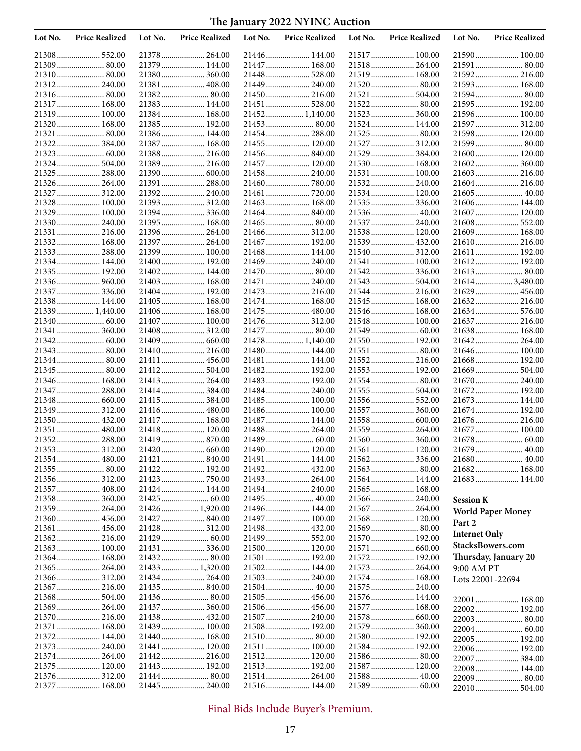# The January 2022 NYINC Auction

| Lot No. | Price Realized | Lot No. | Price Realized | Lot No. | Price Realized | Lot No. | Price Realized | Lot No. | Price Realized |
|---|---|---|---|---|---|---|---|---|---|
| 21308 | 552.00 | 21378 | 264.00 | 21446 | 144.00 | 21517 | 100.00 | 21590 | 100.00 |
| 21309 | 80.00 | 21379 | 144.00 | 21447 | 168.00 | 21518 | 264.00 | 21591 | 80.00 |
| 21310 | 80.00 | 21380 | 360.00 | 21448 | 528.00 | 21519 | 168.00 | 21592 | 216.00 |
| 21312 | 240.00 | 21381 | 408.00 | 21449 | 240.00 | 21520 | 80.00 | 21593 | 168.00 |
| 21316 | 80.00 | 21382 | 80.00 | 21450 | 216.00 | 21521 | 504.00 | 21594 | 80.00 |
| 21317 | 168.00 | 21383 | 144.00 | 21451 | 528.00 | 21522 | 80.00 | 21595 | 192.00 |
| 21319 | 100.00 | 21384 | 168.00 | 21452 | 1,140.00 | 21523 | 360.00 | 21596 | 100.00 |
| 21320 | 168.00 | 21385 | 192.00 | 21453 | 80.00 | 21524 | 144.00 | 21597 | 312.00 |
| 21321 | 80.00 | 21386 | 144.00 | 21454 | 288.00 | 21525 | 80.00 | 21598 | 120.00 |
| 21322 | 384.00 | 21387 | 168.00 | 21455 | 120.00 | 21527 | 312.00 | 21599 | 80.00 |
| 21323 | 60.00 | 21388 | 216.00 | 21456 | 840.00 | 21529 | 384.00 | 21600 | 120.00 |
| 21324 | 504.00 | 21389 | 216.00 | 21457 | 120.00 | 21530 | 168.00 | 21602 | 360.00 |
| 21325 | 288.00 | 21390 | 600.00 | 21458 | 240.00 | 21531 | 100.00 | 21603 | 216.00 |
| 21326 | 264.00 | 21391 | 288.00 | 21460 | 780.00 | 21532 | 240.00 | 21604 | 216.00 |
| 21327 | 312.00 | 21392 | 240.00 | 21461 | 720.00 | 21534 | 120.00 | 21605 | 40.00 |
| 21328 | 100.00 | 21393 | 312.00 | 21463 | 168.00 | 21535 | 336.00 | 21606 | 144.00 |
| 21329 | 100.00 | 21394 | 336.00 | 21464 | 840.00 | 21536 | 40.00 | 21607 | 120.00 |
| 21330 | 240.00 | 21395 | 168.00 | 21465 | 80.00 | 21537 | 240.00 | 21608 | 552.00 |
| 21331 | 216.00 | 21396 | 264.00 | 21466 | 312.00 | 21538 | 120.00 | 21609 | 168.00 |
| 21332 | 168.00 | 21397 | 264.00 | 21467 | 192.00 | 21539 | 432.00 | 21610 | 216.00 |
| 21333 | 288.00 | 21399 | 100.00 | 21468 | 144.00 | 21540 | 312.00 | 21611 | 192.00 |
| 21334 | 144.00 | 21400 | 192.00 | 21469 | 240.00 | 21541 | 100.00 | 21612 | 192.00 |
| 21335 | 192.00 | 21402 | 144.00 | 21470 | 80.00 | 21542 | 336.00 | 21613 | 80.00 |
| 21336 | 960.00 | 21403 | 168.00 | 21471 | 240.00 | 21543 | 504.00 | 21614 | 3,480.00 |
| 21337 | 336.00 | 21404 | 192.00 | 21473 | 216.00 | 21544 | 216.00 | 21629 | 456.00 |
| 21338 | 144.00 | 21405 | 168.00 | 21474 | 168.00 | 21545 | 168.00 | 21632 | 216.00 |
| 21339 | 1,440.00 | 21406 | 168.00 | 21475 | 480.00 | 21546 | 168.00 | 21634 | 576.00 |
| 21340 | 60.00 | 21407 | 100.00 | 21476 | 312.00 | 21548 | 100.00 | 21637 | 216.00 |
| 21341 | 360.00 | 21408 | 312.00 | 21477 | 80.00 | 21549 | 60.00 | 21638 | 168.00 |
| 21342 | 60.00 | 21409 | 660.00 | 21478 | 1,140.00 | 21550 | 192.00 | 21642 | 264.00 |
| 21343 | 80.00 | 21410 | 216.00 | 21480 | 144.00 | 21551 | 80.00 | 21646 | 100.00 |
| 21344 | 80.00 | 21411 | 456.00 | 21481 | 144.00 | 21552 | 216.00 | 21668 | 192.00 |
| 21345 | 80.00 | 21412 | 504.00 | 21482 | 192.00 | 21553 | 192.00 | 21669 | 504.00 |
| 21346 | 168.00 | 21413 | 264.00 | 21483 | 192.00 | 21554 | 80.00 | 21670 | 240.00 |
| 21347 | 288.00 | 21414 | 384.00 | 21484 | 240.00 | 21555 | 504.00 | 21672 | 192.00 |
| 21348 | 660.00 | 21415 | 384.00 | 21485 | 100.00 | 21556 | 552.00 | 21673 | 144.00 |
| 21349 | 312.00 | 21416 | 480.00 | 21486 | 100.00 | 21557 | 360.00 | 21674 | 192.00 |
| 21350 | 432.00 | 21417 | 168.00 | 21487 | 144.00 | 21558 | 600.00 | 21676 | 216.00 |
| 21351 | 480.00 | 21418 | 120.00 | 21488 | 264.00 | 21559 | 264.00 | 21677 | 100.00 |
| 21352 | 288.00 | 21419 | 870.00 | 21489 | 60.00 | 21560 | 360.00 | 21678 | 60.00 |
| 21353 | 312.00 | 21420 | 660.00 | 21490 | 120.00 | 21561 | 120.00 | 21679 | 40.00 |
| 21354 | 480.00 | 21421 | 840.00 | 21491 | 144.00 | 21562 | 336.00 | 21680 | 40.00 |
| 21355 | 80.00 | 21422 | 192.00 | 21492 | 432.00 | 21563 | 80.00 | 21682 | 168.00 |
| 21356 | 312.00 | 21423 | 750.00 | 21493 | 264.00 | 21564 | 144.00 | 21683 | 144.00 |
| 21357 | 408.00 | 21424 | 144.00 | 21494 | 240.00 | 21565 | 168.00 | | |
| 21358 | 360.00 | 21425 | 60.00 | 21495 | 40.00 | 21566 | 240.00 | | |
| 21359 | 264.00 | 21426 | 1,920.00 | 21496 | 144.00 | 21567 | 264.00 | | |
| 21360 | 456.00 | 21427 | 840.00 | 21497 | 100.00 | 21568 | 120.00 | | |
| 21361 | 456.00 | 21428 | 312.00 | 21498 | 432.00 | 21569 | 80.00 | | |
| 21362 | 216.00 | 21429 | 60.00 | 21499 | 552.00 | 21570 | 192.00 | | |
| 21363 | 100.00 | 21431 | 336.00 | 21500 | 120.00 | 21571 | 660.00 | | |
| 21364 | 168.00 | 21432 | 80.00 | 21501 | 192.00 | 21572 | 192.00 | | |
| 21365 | 264.00 | 21433 | 1,320.00 | 21502 | 144.00 | 21573 | 264.00 | | |
| 21366 | 312.00 | 21434 | 264.00 | 21503 | 240.00 | 21574 | 168.00 | | |
| 21367 | 216.00 | 21435 | 840.00 | 21504 | 40.00 | 21575 | 240.00 | | |
| 21368 | 504.00 | 21436 | 80.00 | 21505 | 456.00 | 21576 | 144.00 | | |
| 21369 | 264.00 | 21437 | 360.00 | 21506 | 456.00 | 21577 | 168.00 | | |
| 21370 | 216.00 | 21438 | 432.00 | 21507 | 240.00 | 21578 | 660.00 | | |
| 21371 | 168.00 | 21439 | 100.00 | 21508 | 192.00 | 21579 | 360.00 | | |
| 21372 | 144.00 | 21440 | 168.00 | 21510 | 80.00 | 21580 | 192.00 | | |
| 21373 | 240.00 | 21441 | 120.00 | 21511 | 100.00 | 21584 | 192.00 | | |
| 21374 | 264.00 | 21442 | 216.00 | 21512 | 120.00 | 21586 | 80.00 | | |
| 21375 | 120.00 | 21443 | 192.00 | 21513 | 192.00 | 21587 | 120.00 | | |
| 21376 | 312.00 | 21444 | 80.00 | 21514 | 264.00 | 21588 | 40.00 | | |
| 21377 | 168.00 | 21445 | 240.00 | 21516 | 144.00 | 21589 | 60.00 | | |

**Session K**
**World Paper Money Part 2**
**Internet Only**
**StacksBowers.com**
**Thursday, January 20**
9:00 AM PT
Lots 22001-22694

| Lot No. | Price Realized |
|---|---|
| 22001 | 168.00 |
| 22002 | 192.00 |
| 22003 | 80.00 |
| 22004 | 60.00 |
| 22005 | 192.00 |
| 22006 | 192.00 |
| 22007 | 384.00 |
| 22008 | 144.00 |
| 22009 | 80.00 |
| 22010 | 504.00 |

Final Bids Include Buyer's Premium.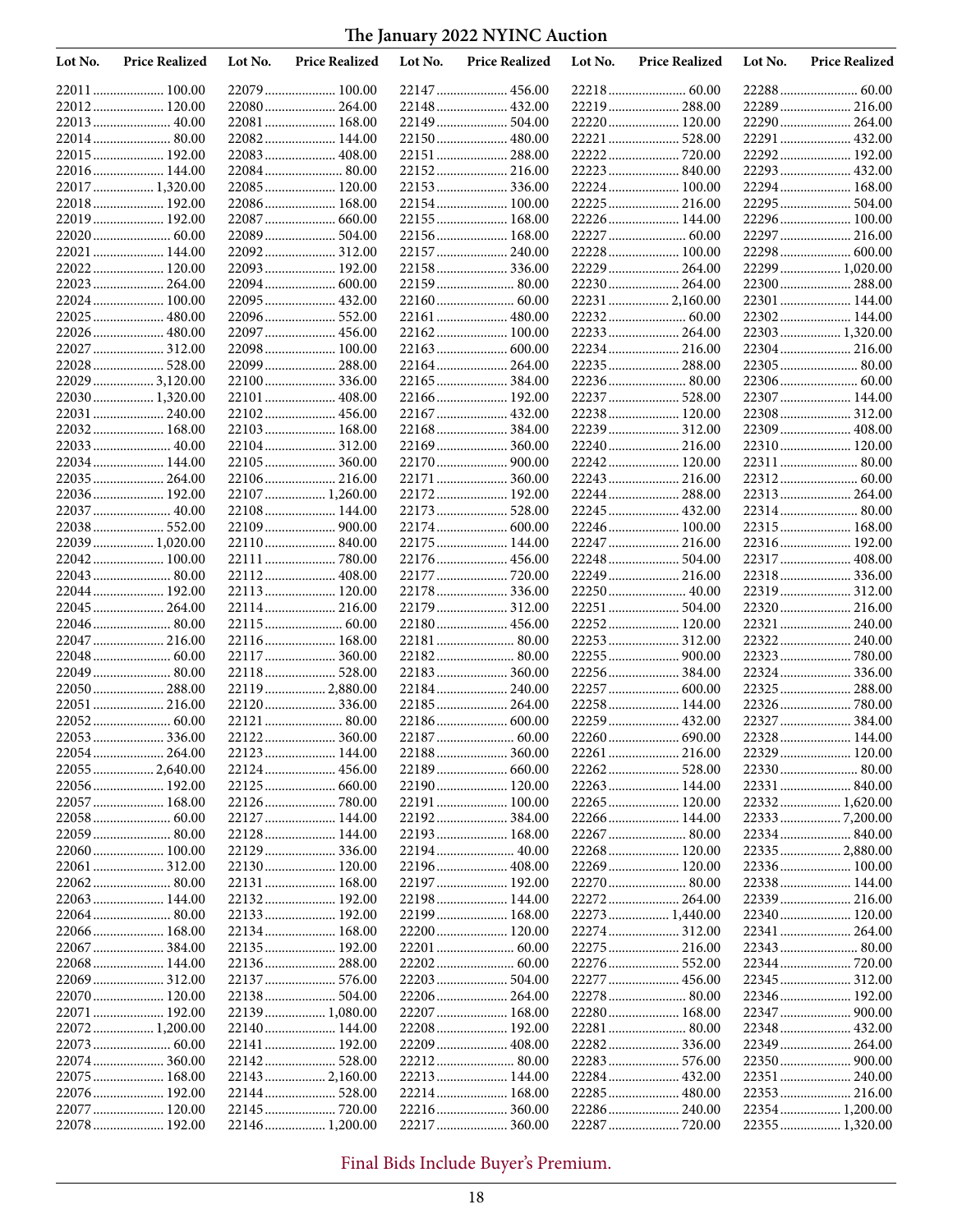# The January 2022 NYINC Auction

| Lot No. | Price Realized | Lot No. | Price Realized | Lot No. | Price Realized | Lot No. | Price Realized | Lot No. | Price Realized |
|---|---|---|---|---|---|---|---|---|---|
| 22011 | 100.00 | 22079 | 100.00 | 22147 | 456.00 | 22218 | 60.00 | 22288 | 60.00 |
| 22012 | 120.00 | 22080 | 264.00 | 22148 | 432.00 | 22219 | 288.00 | 22289 | 216.00 |
| 22013 | 40.00 | 22081 | 168.00 | 22149 | 504.00 | 22220 | 120.00 | 22290 | 264.00 |
| 22014 | 80.00 | 22082 | 144.00 | 22150 | 480.00 | 22221 | 528.00 | 22291 | 432.00 |
| 22015 | 192.00 | 22083 | 408.00 | 22151 | 288.00 | 22222 | 720.00 | 22292 | 192.00 |
| 22016 | 144.00 | 22084 | 80.00 | 22152 | 216.00 | 22223 | 840.00 | 22293 | 432.00 |
| 22017 | 1,320.00 | 22085 | 120.00 | 22153 | 336.00 | 22224 | 100.00 | 22294 | 168.00 |
| 22018 | 192.00 | 22086 | 168.00 | 22154 | 100.00 | 22225 | 216.00 | 22295 | 504.00 |
| 22019 | 192.00 | 22087 | 660.00 | 22155 | 168.00 | 22226 | 144.00 | 22296 | 100.00 |
| 22020 | 60.00 | 22089 | 504.00 | 22156 | 168.00 | 22227 | 60.00 | 22297 | 216.00 |
| 22021 | 144.00 | 22092 | 312.00 | 22157 | 240.00 | 22228 | 100.00 | 22298 | 600.00 |
| 22022 | 120.00 | 22093 | 192.00 | 22158 | 336.00 | 22229 | 264.00 | 22299 | 1,020.00 |
| 22023 | 264.00 | 22094 | 600.00 | 22159 | 80.00 | 22230 | 264.00 | 22300 | 288.00 |
| 22024 | 100.00 | 22095 | 432.00 | 22160 | 60.00 | 22231 | 2,160.00 | 22301 | 144.00 |
| 22025 | 480.00 | 22096 | 552.00 | 22161 | 480.00 | 22232 | 60.00 | 22302 | 144.00 |
| 22026 | 480.00 | 22097 | 456.00 | 22162 | 100.00 | 22233 | 264.00 | 22303 | 1,320.00 |
| 22027 | 312.00 | 22098 | 100.00 | 22163 | 600.00 | 22234 | 216.00 | 22304 | 216.00 |
| 22028 | 528.00 | 22099 | 288.00 | 22164 | 264.00 | 22235 | 288.00 | 22305 | 80.00 |
| 22029 | 3,120.00 | 22100 | 336.00 | 22165 | 384.00 | 22236 | 80.00 | 22306 | 60.00 |
| 22030 | 1,320.00 | 22101 | 408.00 | 22166 | 192.00 | 22237 | 528.00 | 22307 | 144.00 |
| 22031 | 240.00 | 22102 | 456.00 | 22167 | 432.00 | 22238 | 120.00 | 22308 | 312.00 |
| 22032 | 168.00 | 22103 | 168.00 | 22168 | 384.00 | 22239 | 312.00 | 22309 | 408.00 |
| 22033 | 40.00 | 22104 | 312.00 | 22169 | 360.00 | 22240 | 216.00 | 22310 | 120.00 |
| 22034 | 144.00 | 22105 | 360.00 | 22170 | 900.00 | 22242 | 120.00 | 22311 | 80.00 |
| 22035 | 264.00 | 22106 | 216.00 | 22171 | 360.00 | 22243 | 216.00 | 22312 | 60.00 |
| 22036 | 192.00 | 22107 | 1,260.00 | 22172 | 192.00 | 22244 | 288.00 | 22313 | 264.00 |
| 22037 | 40.00 | 22108 | 144.00 | 22173 | 528.00 | 22245 | 432.00 | 22314 | 80.00 |
| 22038 | 552.00 | 22109 | 900.00 | 22174 | 600.00 | 22246 | 100.00 | 22315 | 168.00 |
| 22039 | 1,020.00 | 22110 | 840.00 | 22175 | 144.00 | 22247 | 216.00 | 22316 | 192.00 |
| 22042 | 100.00 | 22111 | 780.00 | 22176 | 456.00 | 22248 | 504.00 | 22317 | 408.00 |
| 22043 | 80.00 | 22112 | 408.00 | 22177 | 720.00 | 22249 | 216.00 | 22318 | 336.00 |
| 22044 | 192.00 | 22113 | 120.00 | 22178 | 336.00 | 22250 | 40.00 | 22319 | 312.00 |
| 22045 | 264.00 | 22114 | 216.00 | 22179 | 312.00 | 22251 | 504.00 | 22320 | 216.00 |
| 22046 | 80.00 | 22115 | 60.00 | 22180 | 456.00 | 22252 | 120.00 | 22321 | 240.00 |
| 22047 | 216.00 | 22116 | 168.00 | 22181 | 80.00 | 22253 | 312.00 | 22322 | 240.00 |
| 22048 | 60.00 | 22117 | 360.00 | 22182 | 80.00 | 22255 | 900.00 | 22323 | 780.00 |
| 22049 | 80.00 | 22118 | 528.00 | 22183 | 360.00 | 22256 | 384.00 | 22324 | 336.00 |
| 22050 | 288.00 | 22119 | 2,880.00 | 22184 | 240.00 | 22257 | 600.00 | 22325 | 288.00 |
| 22051 | 216.00 | 22120 | 336.00 | 22185 | 264.00 | 22258 | 144.00 | 22326 | 780.00 |
| 22052 | 60.00 | 22121 | 80.00 | 22186 | 600.00 | 22259 | 432.00 | 22327 | 384.00 |
| 22053 | 336.00 | 22122 | 360.00 | 22187 | 60.00 | 22260 | 690.00 | 22328 | 144.00 |
| 22054 | 264.00 | 22123 | 144.00 | 22188 | 360.00 | 22261 | 216.00 | 22329 | 120.00 |
| 22055 | 2,640.00 | 22124 | 456.00 | 22189 | 660.00 | 22262 | 528.00 | 22330 | 80.00 |
| 22056 | 192.00 | 22125 | 660.00 | 22190 | 120.00 | 22263 | 144.00 | 22331 | 840.00 |
| 22057 | 168.00 | 22126 | 780.00 | 22191 | 100.00 | 22265 | 120.00 | 22332 | 1,620.00 |
| 22058 | 60.00 | 22127 | 144.00 | 22192 | 384.00 | 22266 | 144.00 | 22333 | 7,200.00 |
| 22059 | 80.00 | 22128 | 144.00 | 22193 | 168.00 | 22267 | 80.00 | 22334 | 840.00 |
| 22060 | 100.00 | 22129 | 336.00 | 22194 | 40.00 | 22268 | 120.00 | 22335 | 2,880.00 |
| 22061 | 312.00 | 22130 | 120.00 | 22196 | 408.00 | 22269 | 120.00 | 22336 | 100.00 |
| 22062 | 80.00 | 22131 | 168.00 | 22197 | 192.00 | 22270 | 80.00 | 22338 | 144.00 |
| 22063 | 144.00 | 22132 | 192.00 | 22198 | 144.00 | 22272 | 264.00 | 22339 | 216.00 |
| 22064 | 80.00 | 22133 | 192.00 | 22199 | 168.00 | 22273 | 1,440.00 | 22340 | 120.00 |
| 22066 | 168.00 | 22134 | 168.00 | 22200 | 120.00 | 22274 | 312.00 | 22341 | 264.00 |
| 22067 | 384.00 | 22135 | 192.00 | 22201 | 60.00 | 22275 | 216.00 | 22343 | 80.00 |
| 22068 | 144.00 | 22136 | 288.00 | 22202 | 60.00 | 22276 | 552.00 | 22344 | 720.00 |
| 22069 | 312.00 | 22137 | 576.00 | 22203 | 504.00 | 22277 | 456.00 | 22345 | 312.00 |
| 22070 | 120.00 | 22138 | 504.00 | 22206 | 264.00 | 22278 | 80.00 | 22346 | 192.00 |
| 22071 | 192.00 | 22139 | 1,080.00 | 22207 | 168.00 | 22280 | 168.00 | 22347 | 900.00 |
| 22072 | 1,200.00 | 22140 | 144.00 | 22208 | 192.00 | 22281 | 80.00 | 22348 | 432.00 |
| 22073 | 60.00 | 22141 | 192.00 | 22209 | 408.00 | 22282 | 336.00 | 22349 | 264.00 |
| 22074 | 360.00 | 22142 | 528.00 | 22212 | 80.00 | 22283 | 576.00 | 22350 | 900.00 |
| 22075 | 168.00 | 22143 | 2,160.00 | 22213 | 144.00 | 22284 | 432.00 | 22351 | 240.00 |
| 22076 | 192.00 | 22144 | 528.00 | 22214 | 168.00 | 22285 | 480.00 | 22353 | 216.00 |
| 22077 | 120.00 | 22145 | 720.00 | 22216 | 360.00 | 22286 | 240.00 | 22354 | 1,200.00 |
| 22078 | 192.00 | 22146 | 1,200.00 | 22217 | 360.00 | 22287 | 720.00 | 22355 | 1,320.00 |

Final Bids Include Buyer's Premium.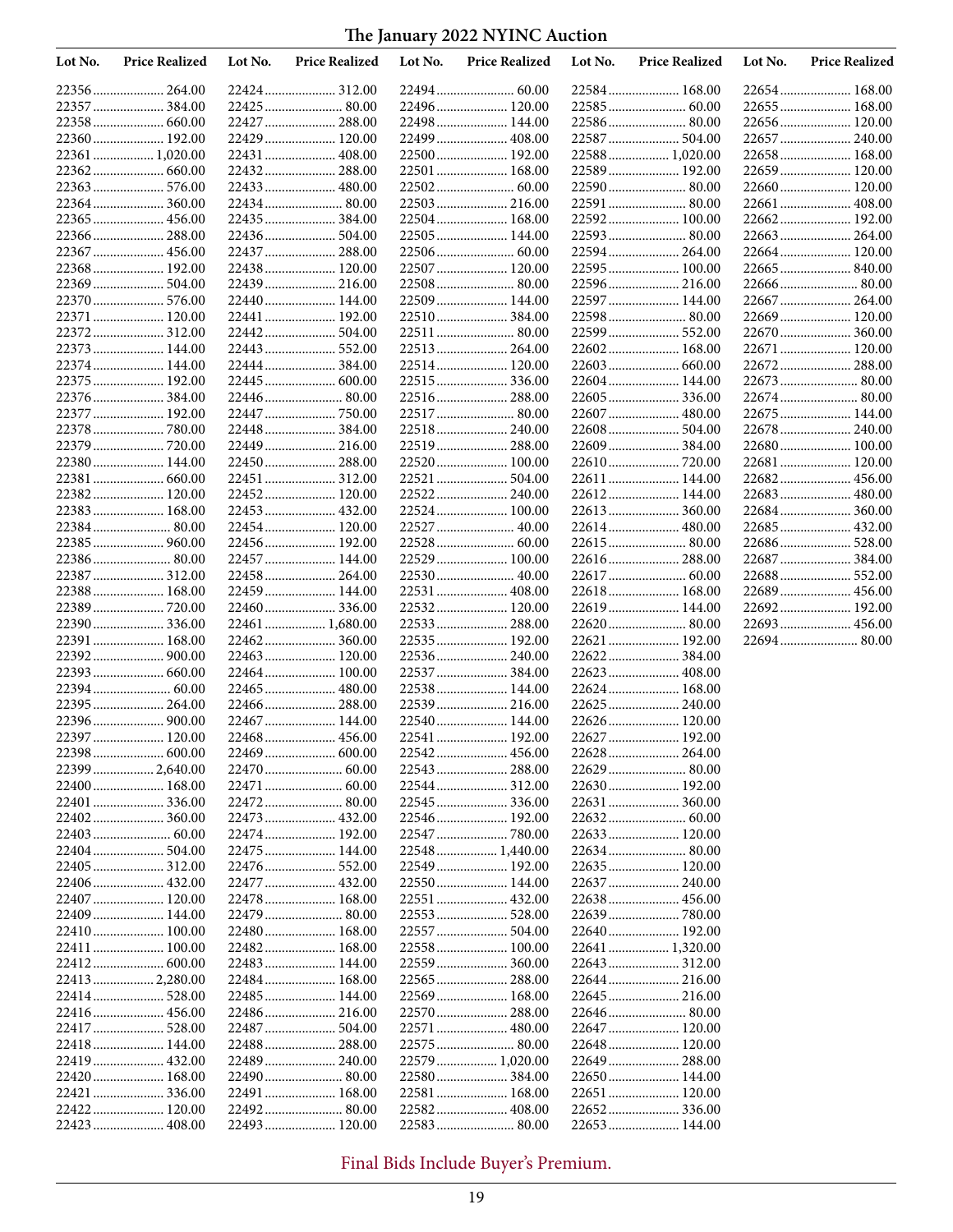# The January 2022 NYINC Auction

| Lot No. | Price Realized |
|---|---|
| 22356 | 264.00 |
| 22357 | 384.00 |
| 22358 | 660.00 |
| 22360 | 192.00 |
| 22361 | 1,020.00 |
| 22362 | 660.00 |
| 22363 | 576.00 |
| 22364 | 360.00 |
| 22365 | 456.00 |
| 22366 | 288.00 |
| 22367 | 456.00 |
| 22368 | 192.00 |
| 22369 | 504.00 |
| 22370 | 576.00 |
| 22371 | 120.00 |
| 22372 | 312.00 |
| 22373 | 144.00 |
| 22374 | 144.00 |
| 22375 | 192.00 |
| 22376 | 384.00 |
| 22377 | 192.00 |
| 22378 | 780.00 |
| 22379 | 720.00 |
| 22380 | 144.00 |
| 22381 | 660.00 |
| 22382 | 120.00 |
| 22383 | 168.00 |
| 22384 | 80.00 |
| 22385 | 960.00 |
| 22386 | 80.00 |
| 22387 | 312.00 |
| 22388 | 168.00 |
| 22389 | 720.00 |
| 22390 | 336.00 |
| 22391 | 168.00 |
| 22392 | 900.00 |
| 22393 | 660.00 |
| 22394 | 60.00 |
| 22395 | 264.00 |
| 22396 | 900.00 |
| 22397 | 120.00 |
| 22398 | 600.00 |
| 22399 | 2,640.00 |
| 22400 | 168.00 |
| 22401 | 336.00 |
| 22402 | 360.00 |
| 22403 | 60.00 |
| 22404 | 504.00 |
| 22405 | 312.00 |
| 22406 | 432.00 |
| 22407 | 120.00 |
| 22409 | 144.00 |
| 22410 | 100.00 |
| 22411 | 100.00 |
| 22412 | 600.00 |
| 22413 | 2,280.00 |
| 22414 | 528.00 |
| 22416 | 456.00 |
| 22417 | 528.00 |
| 22418 | 144.00 |
| 22419 | 432.00 |
| 22420 | 168.00 |
| 22421 | 336.00 |
| 22422 | 120.00 |
| 22423 | 408.00 |
| 22424 | 312.00 |
| 22425 | 80.00 |
| 22427 | 288.00 |
| 22429 | 120.00 |
| 22431 | 408.00 |
| 22432 | 288.00 |
| 22433 | 480.00 |
| 22434 | 80.00 |
| 22435 | 384.00 |
| 22436 | 504.00 |
| 22437 | 288.00 |
| 22438 | 120.00 |
| 22439 | 216.00 |
| 22440 | 144.00 |
| 22441 | 192.00 |
| 22442 | 504.00 |
| 22443 | 552.00 |
| 22444 | 384.00 |
| 22445 | 600.00 |
| 22446 | 80.00 |
| 22447 | 750.00 |
| 22448 | 384.00 |
| 22449 | 216.00 |
| 22450 | 288.00 |
| 22451 | 312.00 |
| 22452 | 120.00 |
| 22453 | 432.00 |
| 22454 | 120.00 |
| 22456 | 192.00 |
| 22457 | 144.00 |
| 22458 | 264.00 |
| 22459 | 144.00 |
| 22460 | 336.00 |
| 22461 | 1,680.00 |
| 22462 | 360.00 |
| 22463 | 120.00 |
| 22464 | 100.00 |
| 22465 | 480.00 |
| 22466 | 288.00 |
| 22467 | 144.00 |
| 22468 | 456.00 |
| 22469 | 600.00 |
| 22470 | 60.00 |
| 22471 | 60.00 |
| 22472 | 80.00 |
| 22473 | 432.00 |
| 22474 | 192.00 |
| 22475 | 144.00 |
| 22476 | 552.00 |
| 22477 | 432.00 |
| 22478 | 168.00 |
| 22479 | 80.00 |
| 22480 | 168.00 |
| 22482 | 168.00 |
| 22483 | 144.00 |
| 22484 | 168.00 |
| 22485 | 144.00 |
| 22486 | 216.00 |
| 22487 | 504.00 |
| 22488 | 288.00 |
| 22489 | 240.00 |
| 22490 | 80.00 |
| 22491 | 168.00 |
| 22492 | 80.00 |
| 22493 | 120.00 |
| 22494 | 60.00 |
| 22496 | 120.00 |
| 22498 | 144.00 |
| 22499 | 408.00 |
| 22500 | 192.00 |
| 22501 | 168.00 |
| 22502 | 60.00 |
| 22503 | 216.00 |
| 22504 | 168.00 |
| 22505 | 144.00 |
| 22506 | 60.00 |
| 22507 | 120.00 |
| 22508 | 80.00 |
| 22509 | 144.00 |
| 22510 | 384.00 |
| 22511 | 80.00 |
| 22513 | 264.00 |
| 22514 | 120.00 |
| 22515 | 336.00 |
| 22516 | 288.00 |
| 22517 | 80.00 |
| 22518 | 240.00 |
| 22519 | 288.00 |
| 22520 | 100.00 |
| 22521 | 504.00 |
| 22522 | 240.00 |
| 22524 | 100.00 |
| 22527 | 40.00 |
| 22528 | 60.00 |
| 22529 | 100.00 |
| 22530 | 40.00 |
| 22531 | 408.00 |
| 22532 | 120.00 |
| 22533 | 288.00 |
| 22535 | 192.00 |
| 22536 | 240.00 |
| 22537 | 384.00 |
| 22538 | 144.00 |
| 22539 | 216.00 |
| 22540 | 144.00 |
| 22541 | 192.00 |
| 22542 | 456.00 |
| 22543 | 288.00 |
| 22544 | 312.00 |
| 22545 | 336.00 |
| 22546 | 192.00 |
| 22547 | 780.00 |
| 22548 | 1,440.00 |
| 22549 | 192.00 |
| 22550 | 144.00 |
| 22551 | 432.00 |
| 22553 | 528.00 |
| 22557 | 504.00 |
| 22558 | 100.00 |
| 22559 | 360.00 |
| 22565 | 288.00 |
| 22569 | 168.00 |
| 22570 | 288.00 |
| 22571 | 480.00 |
| 22575 | 80.00 |
| 22579 | 1,020.00 |
| 22580 | 384.00 |
| 22581 | 168.00 |
| 22582 | 408.00 |
| 22583 | 80.00 |
| 22584 | 168.00 |
| 22585 | 60.00 |
| 22586 | 80.00 |
| 22587 | 504.00 |
| 22588 | 1,020.00 |
| 22589 | 192.00 |
| 22590 | 80.00 |
| 22591 | 80.00 |
| 22592 | 100.00 |
| 22593 | 80.00 |
| 22594 | 264.00 |
| 22595 | 100.00 |
| 22596 | 216.00 |
| 22597 | 144.00 |
| 22598 | 80.00 |
| 22599 | 552.00 |
| 22602 | 168.00 |
| 22603 | 660.00 |
| 22604 | 144.00 |
| 22605 | 336.00 |
| 22607 | 480.00 |
| 22608 | 504.00 |
| 22609 | 384.00 |
| 22610 | 720.00 |
| 22611 | 144.00 |
| 22612 | 144.00 |
| 22613 | 360.00 |
| 22614 | 480.00 |
| 22615 | 80.00 |
| 22616 | 288.00 |
| 22617 | 60.00 |
| 22618 | 168.00 |
| 22619 | 144.00 |
| 22620 | 80.00 |
| 22621 | 192.00 |
| 22622 | 384.00 |
| 22623 | 408.00 |
| 22624 | 168.00 |
| 22625 | 240.00 |
| 22626 | 120.00 |
| 22627 | 192.00 |
| 22628 | 264.00 |
| 22629 | 80.00 |
| 22630 | 192.00 |
| 22631 | 360.00 |
| 22632 | 60.00 |
| 22633 | 120.00 |
| 22634 | 80.00 |
| 22635 | 120.00 |
| 22637 | 240.00 |
| 22638 | 456.00 |
| 22639 | 780.00 |
| 22640 | 192.00 |
| 22641 | 1,320.00 |
| 22643 | 312.00 |
| 22644 | 216.00 |
| 22645 | 216.00 |
| 22646 | 80.00 |
| 22647 | 120.00 |
| 22648 | 120.00 |
| 22649 | 288.00 |
| 22650 | 144.00 |
| 22651 | 120.00 |
| 22652 | 336.00 |
| 22653 | 144.00 |
| 22654 | 168.00 |
| 22655 | 168.00 |
| 22656 | 120.00 |
| 22657 | 240.00 |
| 22658 | 168.00 |
| 22659 | 120.00 |
| 22660 | 120.00 |
| 22661 | 408.00 |
| 22662 | 192.00 |
| 22663 | 264.00 |
| 22664 | 120.00 |
| 22665 | 840.00 |
| 22666 | 80.00 |
| 22667 | 264.00 |
| 22669 | 120.00 |
| 22670 | 360.00 |
| 22671 | 120.00 |
| 22672 | 288.00 |
| 22673 | 80.00 |
| 22674 | 80.00 |
| 22675 | 144.00 |
| 22678 | 240.00 |
| 22680 | 100.00 |
| 22681 | 120.00 |
| 22682 | 456.00 |
| 22683 | 480.00 |
| 22684 | 360.00 |
| 22685 | 432.00 |
| 22686 | 528.00 |
| 22687 | 384.00 |
| 22688 | 552.00 |
| 22689 | 456.00 |
| 22692 | 192.00 |
| 22693 | 456.00 |
| 22694 | 80.00 |

Final Bids Include Buyer's Premium.